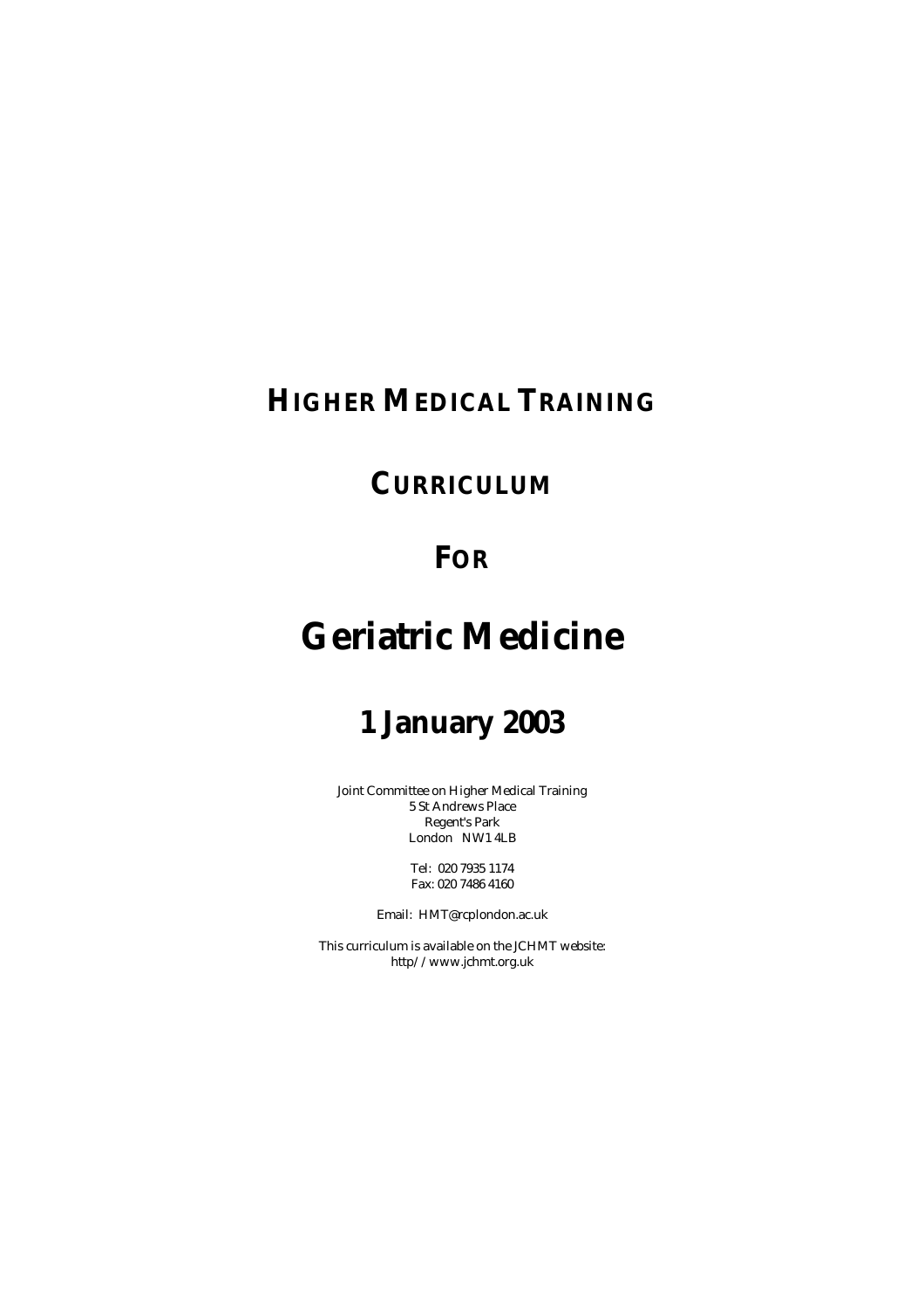# HIGHER MEDICAL TRAINING

## CURRICULUM

## FOR

# Geriatric Medicine

## 1 January 2003

Joint Committee on Higher Medical Training
5 St Andrews Place
Regent's Park
London NW1 4LB

Tel: 020 7935 1174
Fax: 020 7486 4160

Email: HMT@rcplondon.ac.uk

This curriculum is available on the JCHMT website:
http//www.jchmt.org.uk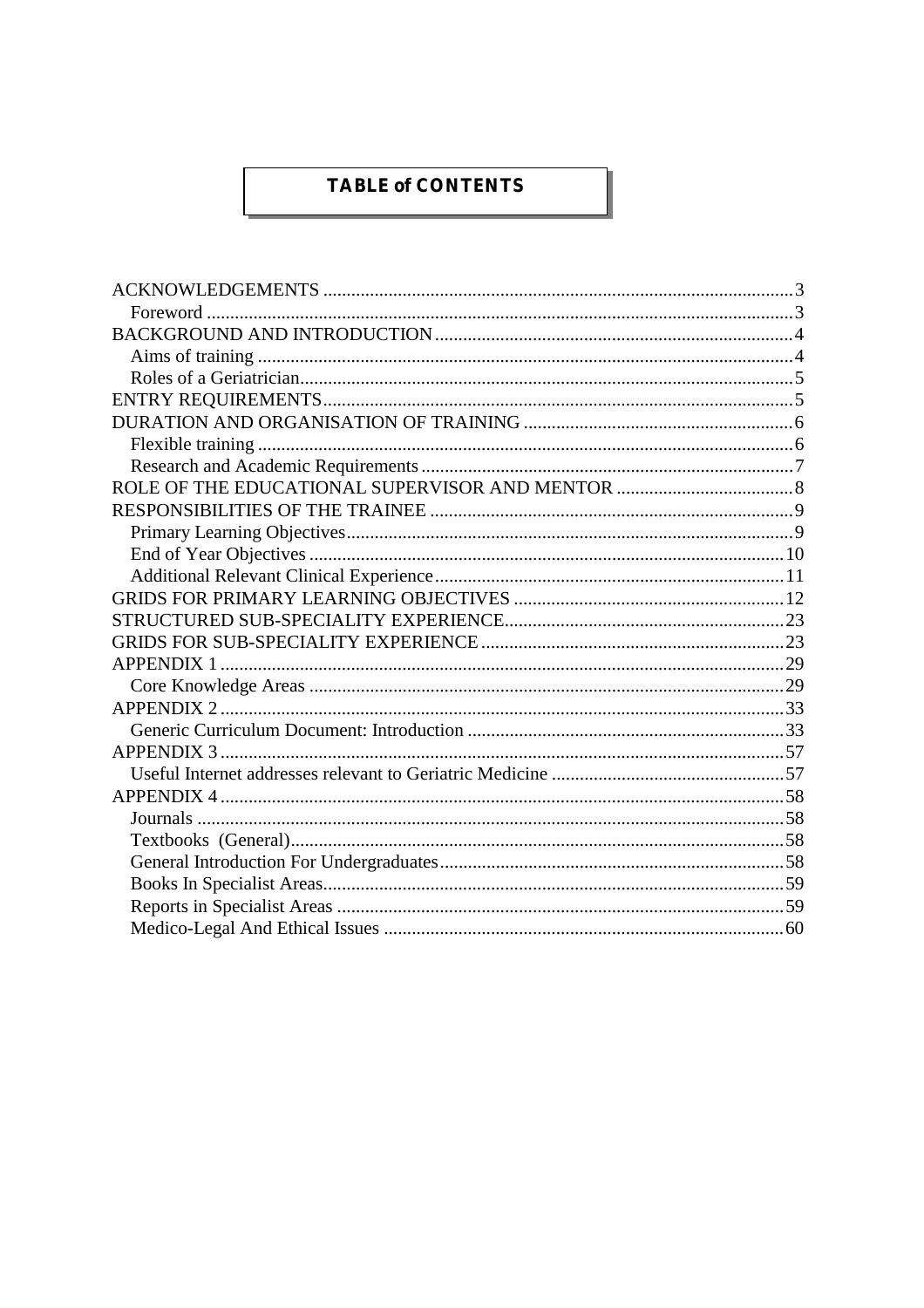# TABLE of CONTENTS

- ACKNOWLEDGEMENTS ........ 3
  - Foreword ........ 3
- BACKGROUND AND INTRODUCTION ........ 4
  - Aims of training ........ 4
  - Roles of a Geriatrician ........ 5
- ENTRY REQUIREMENTS ........ 5
- DURATION AND ORGANISATION OF TRAINING ........ 6
  - Flexible training ........ 6
  - Research and Academic Requirements ........ 7
- ROLE OF THE EDUCATIONAL SUPERVISOR AND MENTOR ........ 8
- RESPONSIBILITIES OF THE TRAINEE ........ 9
  - Primary Learning Objectives ........ 9
  - End of Year Objectives ........ 10
  - Additional Relevant Clinical Experience ........ 11
- GRIDS FOR PRIMARY LEARNING OBJECTIVES ........ 12
- STRUCTURED SUB-SPECIALITY EXPERIENCE ........ 23
- GRIDS FOR SUB-SPECIALITY EXPERIENCE ........ 23
- APPENDIX 1 ........ 29
  - Core Knowledge Areas ........ 29
- APPENDIX 2 ........ 33
  - Generic Curriculum Document: Introduction ........ 33
- APPENDIX 3 ........ 57
  - Useful Internet addresses relevant to Geriatric Medicine ........ 57
- APPENDIX 4 ........ 58
  - Journals ........ 58
  - Textbooks (General) ........ 58
  - General Introduction For Undergraduates ........ 58
  - Books In Specialist Areas ........ 59
  - Reports in Specialist Areas ........ 59
  - Medico-Legal And Ethical Issues ........ 60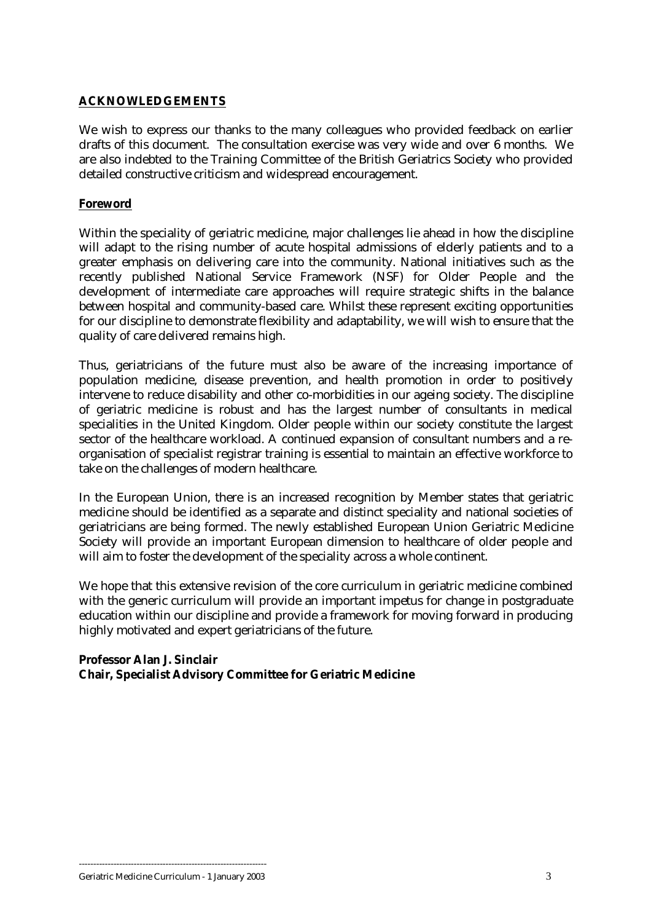## **ACKNOWLEDGEMENTS**

We wish to express our thanks to the many colleagues who provided feedback on earlier drafts of this document. The consultation exercise was very wide and over 6 months. We are also indebted to the Training Committee of the British Geriatrics Society who provided detailed constructive criticism and widespread encouragement.

## **Foreword**

Within the speciality of geriatric medicine, major challenges lie ahead in how the discipline will adapt to the rising number of acute hospital admissions of elderly patients and to a greater emphasis on delivering care into the community. National initiatives such as the recently published National Service Framework (NSF) for Older People and the development of intermediate care approaches will require strategic shifts in the balance between hospital and community-based care. Whilst these represent exciting opportunities for our discipline to demonstrate flexibility and adaptability, we will wish to ensure that the quality of care delivered remains high.

Thus, geriatricians of the future must also be aware of the increasing importance of population medicine, disease prevention, and health promotion in order to positively intervene to reduce disability and other co-morbidities in our ageing society. The discipline of geriatric medicine is robust and has the largest number of consultants in medical specialities in the United Kingdom. Older people within our society constitute the largest sector of the healthcare workload. A continued expansion of consultant numbers and a re-organisation of specialist registrar training is essential to maintain an effective workforce to take on the challenges of modern healthcare.

In the European Union, there is an increased recognition by Member states that geriatric medicine should be identified as a separate and distinct speciality and national societies of geriatricians are being formed. The newly established European Union Geriatric Medicine Society will provide an important European dimension to healthcare of older people and will aim to foster the development of the speciality across a whole continent.

We hope that this extensive revision of the core curriculum in geriatric medicine combined with the generic curriculum will provide an important impetus for change in postgraduate education within our discipline and provide a framework for moving forward in producing highly motivated and expert geriatricians of the future.

**Professor Alan J. Sinclair**
**Chair, Specialist Advisory Committee for Geriatric Medicine**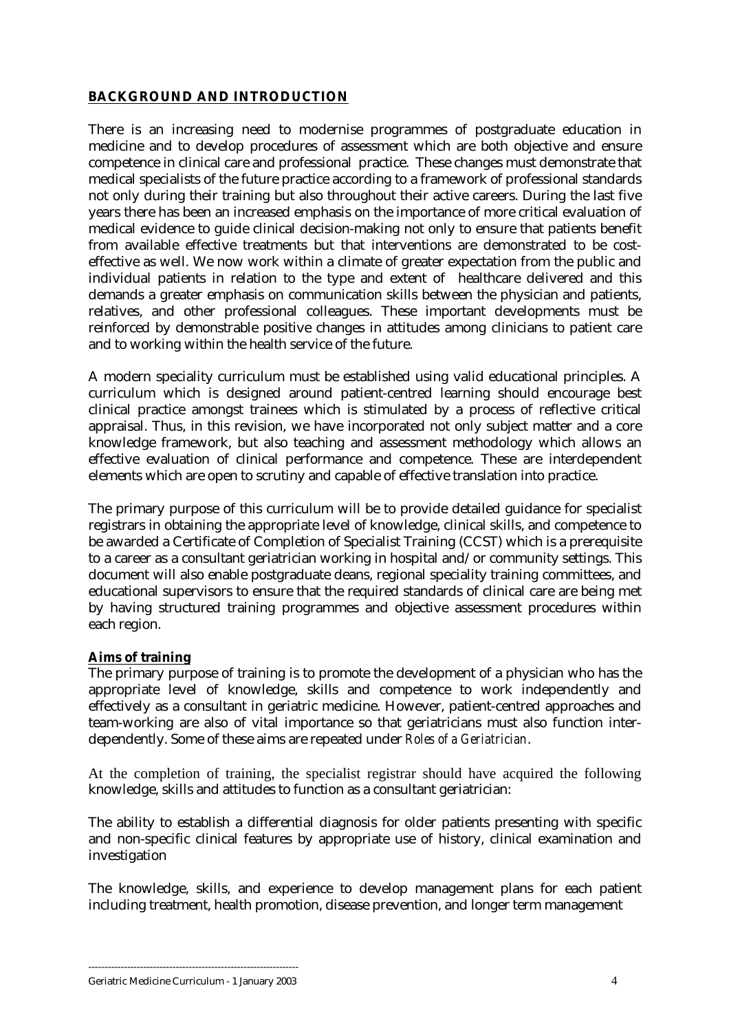## **BACKGROUND AND INTRODUCTION**

There is an increasing need to modernise programmes of postgraduate education in medicine and to develop procedures of assessment which are both objective and ensure competence in clinical care and professional practice. These changes must demonstrate that medical specialists of the future practice according to a framework of professional standards not only during their training but also throughout their active careers. During the last five years there has been an increased emphasis on the importance of more critical evaluation of medical evidence to guide clinical decision-making not only to ensure that patients benefit from available effective treatments but that interventions are demonstrated to be cost-effective as well. We now work within a climate of greater expectation from the public and individual patients in relation to the type and extent of healthcare delivered and this demands a greater emphasis on communication skills between the physician and patients, relatives, and other professional colleagues. These important developments must be reinforced by demonstrable positive changes in attitudes among clinicians to patient care and to working within the health service of the future.

A modern speciality curriculum must be established using valid educational principles. A curriculum which is designed around patient-centred learning should encourage best clinical practice amongst trainees which is stimulated by a process of reflective critical appraisal. Thus, in this revision, we have incorporated not only subject matter and a core knowledge framework, but also teaching and assessment methodology which allows an effective evaluation of clinical performance and competence. These are interdependent elements which are open to scrutiny and capable of effective translation into practice.

The primary purpose of this curriculum will be to provide detailed guidance for specialist registrars in obtaining the appropriate level of knowledge, clinical skills, and competence to be awarded a Certificate of Completion of Specialist Training (CCST) which is a prerequisite to a career as a consultant geriatrician working in hospital and/or community settings. This document will also enable postgraduate deans, regional speciality training committees, and educational supervisors to ensure that the required standards of clinical care are being met by having structured training programmes and objective assessment procedures within each region.

**Aims of training**

The primary purpose of training is to promote the development of a physician who has the appropriate level of knowledge, skills and competence to work independently and effectively as a consultant in geriatric medicine. However, patient-centred approaches and team-working are also of vital importance so that geriatricians must also function inter-dependently. Some of these aims are repeated under *Roles of a Geriatrician*.

At the completion of training, the specialist registrar should have acquired the following knowledge, skills and attitudes to function as a consultant geriatrician:

The ability to establish a differential diagnosis for older patients presenting with specific and non-specific clinical features by appropriate use of history, clinical examination and investigation

The knowledge, skills, and experience to develop management plans for each patient including treatment, health promotion, disease prevention, and longer term management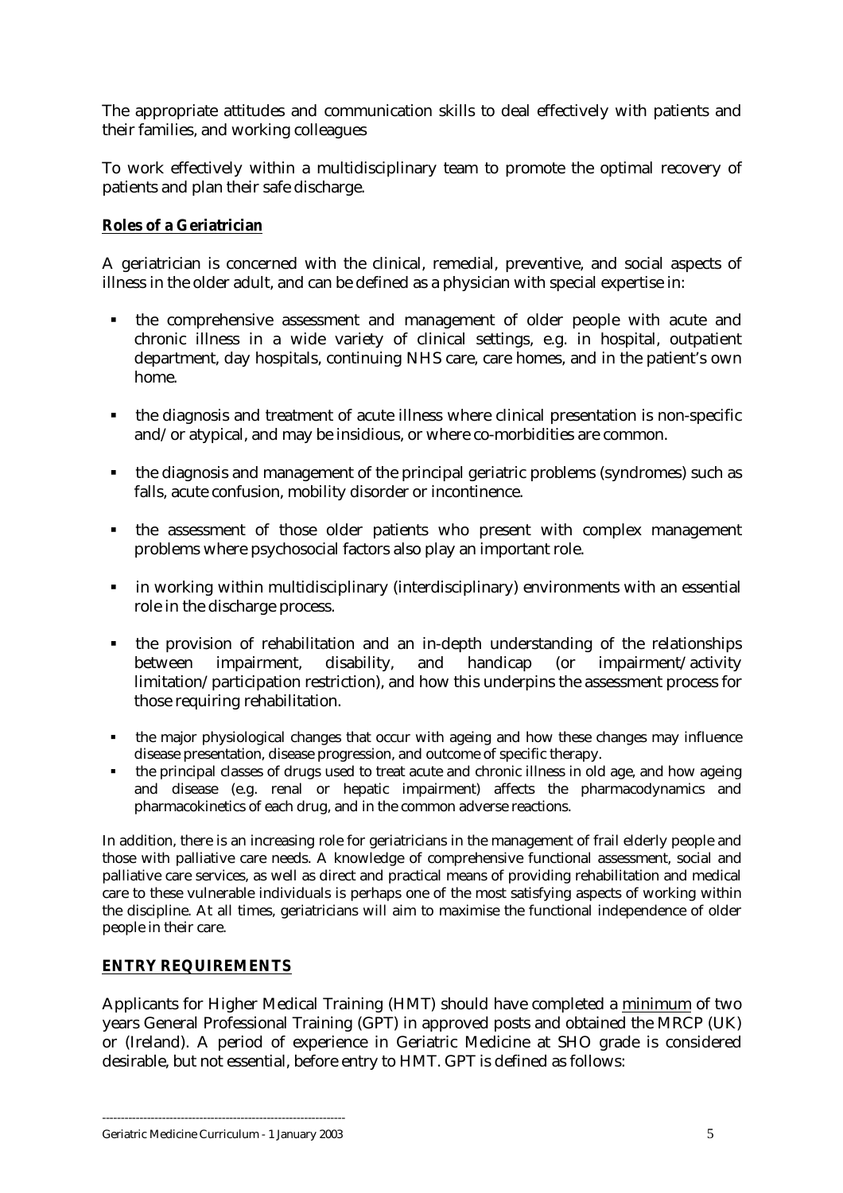The appropriate attitudes and communication skills to deal effectively with patients and their families, and working colleagues

To work effectively within a multidisciplinary team to promote the optimal recovery of patients and plan their safe discharge.

**Roles of a Geriatrician**

A geriatrician is concerned with the clinical, remedial, preventive, and social aspects of illness in the older adult, and can be defined as a physician with special expertise in:

- the comprehensive assessment and management of older people with acute and chronic illness in a wide variety of clinical settings, e.g. in hospital, outpatient department, day hospitals, continuing NHS care, care homes, and in the patient's own home.
- the diagnosis and treatment of acute illness where clinical presentation is non-specific and/or atypical, and may be insidious, or where co-morbidities are common.
- the diagnosis and management of the principal geriatric problems (syndromes) such as falls, acute confusion, mobility disorder or incontinence.
- the assessment of those older patients who present with complex management problems where psychosocial factors also play an important role.
- in working within multidisciplinary (interdisciplinary) environments with an essential role in the discharge process.
- the provision of rehabilitation and an in-depth understanding of the relationships between impairment, disability, and handicap (or impairment/activity limitation/participation restriction), and how this underpins the assessment process for those requiring rehabilitation.
- the major physiological changes that occur with ageing and how these changes may influence disease presentation, disease progression, and outcome of specific therapy.
- the principal classes of drugs used to treat acute and chronic illness in old age, and how ageing and disease (e.g. renal or hepatic impairment) affects the pharmacodynamics and pharmacokinetics of each drug, and in the common adverse reactions.

In addition, there is an increasing role for geriatricians in the management of frail elderly people and those with palliative care needs. A knowledge of comprehensive functional assessment, social and palliative care services, as well as direct and practical means of providing rehabilitation and medical care to these vulnerable individuals is perhaps one of the most satisfying aspects of working within the discipline. At all times, geriatricians will aim to maximise the functional independence of older people in their care.

## ENTRY REQUIREMENTS

Applicants for Higher Medical Training (HMT) should have completed a minimum of two years General Professional Training (GPT) in approved posts and obtained the MRCP (UK) or (Ireland). A period of experience in Geriatric Medicine at SHO grade is considered desirable, but not essential, before entry to HMT. GPT is defined as follows: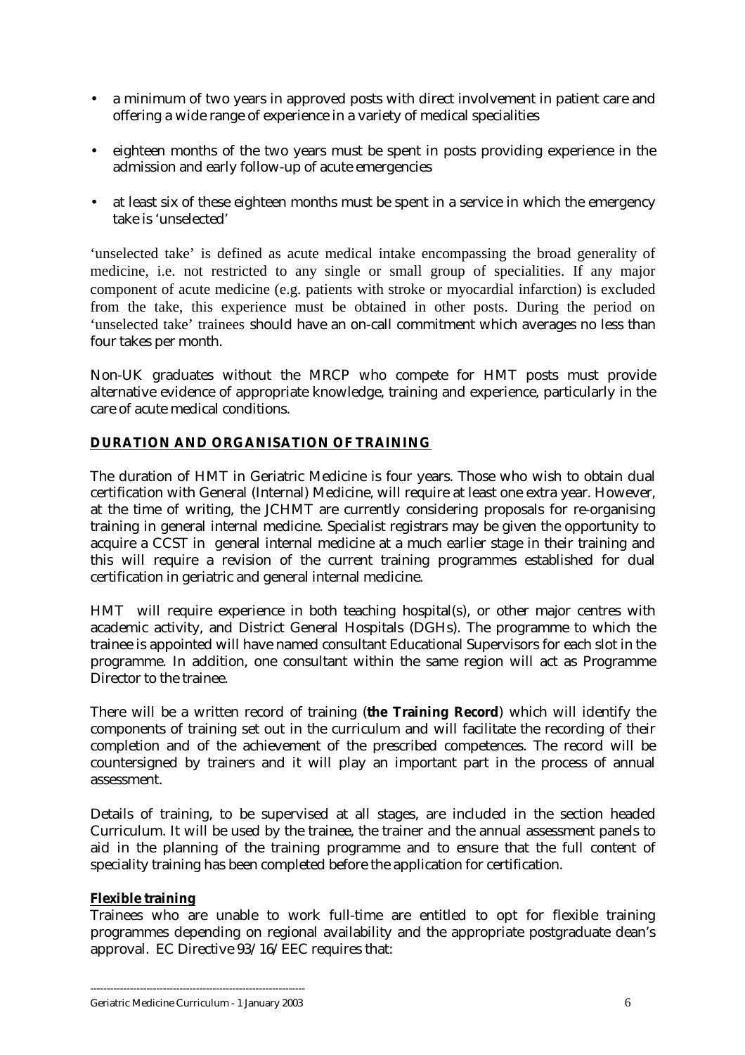- a minimum of two years in approved posts with direct involvement in patient care and offering a wide range of experience in a variety of medical specialities
- eighteen months of the two years must be spent in posts providing experience in the admission and early follow-up of acute emergencies
- at least six of these eighteen months must be spent in a service in which the emergency take is 'unselected'

'unselected take' is defined as acute medical intake encompassing the broad generality of medicine, i.e. not restricted to any single or small group of specialities. If any major component of acute medicine (e.g. patients with stroke or myocardial infarction) is excluded from the take, this experience must be obtained in other posts. During the period on 'unselected take' trainees should have an on-call commitment which averages no less than four takes per month.

Non-UK graduates without the MRCP who compete for HMT posts must provide alternative evidence of appropriate knowledge, training and experience, particularly in the care of acute medical conditions.

## DURATION AND ORGANISATION OF TRAINING

The duration of HMT in Geriatric Medicine is four years. Those who wish to obtain dual certification with General (Internal) Medicine, will require at least one extra year. However, at the time of writing, the JCHMT are currently considering proposals for re-organising training in general internal medicine. Specialist registrars may be given the opportunity to acquire a CCST in general internal medicine at a much earlier stage in their training and this will require a revision of the current training programmes established for dual certification in geriatric and general internal medicine.

HMT will require experience in both teaching hospital(s), or other major centres with academic activity, and District General Hospitals (DGHs). The programme to which the trainee is appointed will have named consultant Educational Supervisors for each slot in the programme. In addition, one consultant within the same region will act as Programme Director to the trainee.

There will be a written record of training (**the Training Record**) which will identify the components of training set out in the curriculum and will facilitate the recording of their completion and of the achievement of the prescribed competences. The record will be countersigned by trainers and it will play an important part in the process of annual assessment.

Details of training, to be supervised at all stages, are included in the section headed Curriculum. It will be used by the trainee, the trainer and the annual assessment panels to aid in the planning of the training programme and to ensure that the full content of speciality training has been completed before the application for certification.

### Flexible training

Trainees who are unable to work full-time are entitled to opt for flexible training programmes depending on regional availability and the appropriate postgraduate dean's approval. EC Directive 93/16/EEC requires that: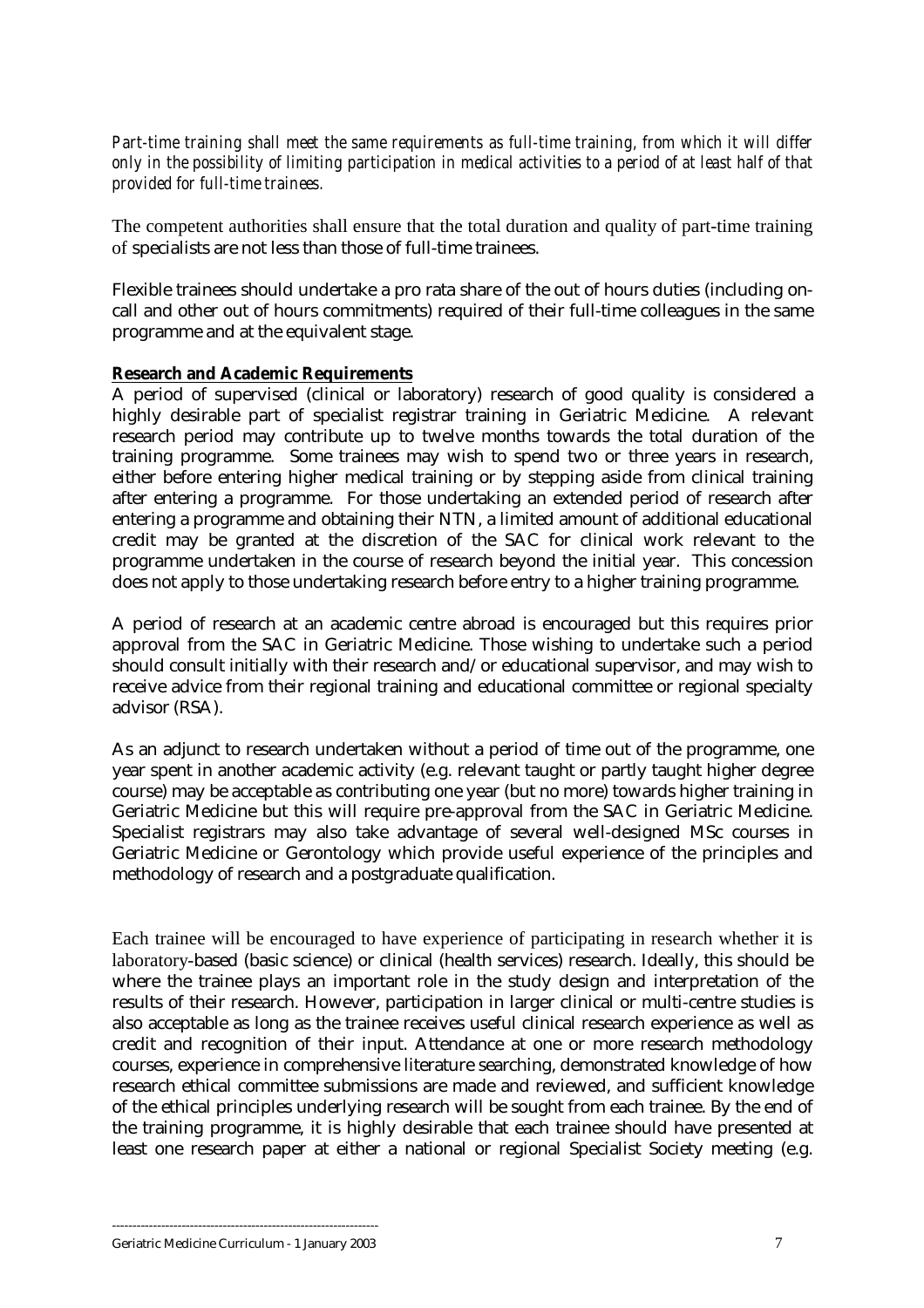*Part-time training shall meet the same requirements as full-time training, from which it will differ only in the possibility of limiting participation in medical activities to a period of at least half of that provided for full-time trainees.*

The competent authorities shall ensure that the total duration and quality of part-time training of specialists are not less than those of full-time trainees.

Flexible trainees should undertake a pro rata share of the out of hours duties (including on-call and other out of hours commitments) required of their full-time colleagues in the same programme and at the equivalent stage.

**Research and Academic Requirements**

A period of supervised (clinical or laboratory) research of good quality is considered a highly desirable part of specialist registrar training in Geriatric Medicine. A relevant research period may contribute up to twelve months towards the total duration of the training programme. Some trainees may wish to spend two or three years in research, either before entering higher medical training or by stepping aside from clinical training after entering a programme. For those undertaking an extended period of research after entering a programme and obtaining their NTN, a limited amount of additional educational credit may be granted at the discretion of the SAC for clinical work relevant to the programme undertaken in the course of research beyond the initial year. This concession does not apply to those undertaking research before entry to a higher training programme.

A period of research at an academic centre abroad is encouraged but this requires prior approval from the SAC in Geriatric Medicine. Those wishing to undertake such a period should consult initially with their research and/or educational supervisor, and may wish to receive advice from their regional training and educational committee or regional specialty advisor (RSA).

As an adjunct to research undertaken without a period of time out of the programme, one year spent in another academic activity (e.g. relevant taught or partly taught higher degree course) may be acceptable as contributing one year (but no more) towards higher training in Geriatric Medicine but this will require pre-approval from the SAC in Geriatric Medicine. Specialist registrars may also take advantage of several well-designed MSc courses in Geriatric Medicine or Gerontology which provide useful experience of the principles and methodology of research and a postgraduate qualification.

Each trainee will be encouraged to have experience of participating in research whether it is laboratory-based (basic science) or clinical (health services) research. Ideally, this should be where the trainee plays an important role in the study design and interpretation of the results of their research. However, participation in larger clinical or multi-centre studies is also acceptable as long as the trainee receives useful clinical research experience as well as credit and recognition of their input. Attendance at one or more research methodology courses, experience in comprehensive literature searching, demonstrated knowledge of how research ethical committee submissions are made and reviewed, and sufficient knowledge of the ethical principles underlying research will be sought from each trainee. By the end of the training programme, it is highly desirable that each trainee should have presented at least one research paper at either a national or regional Specialist Society meeting (e.g.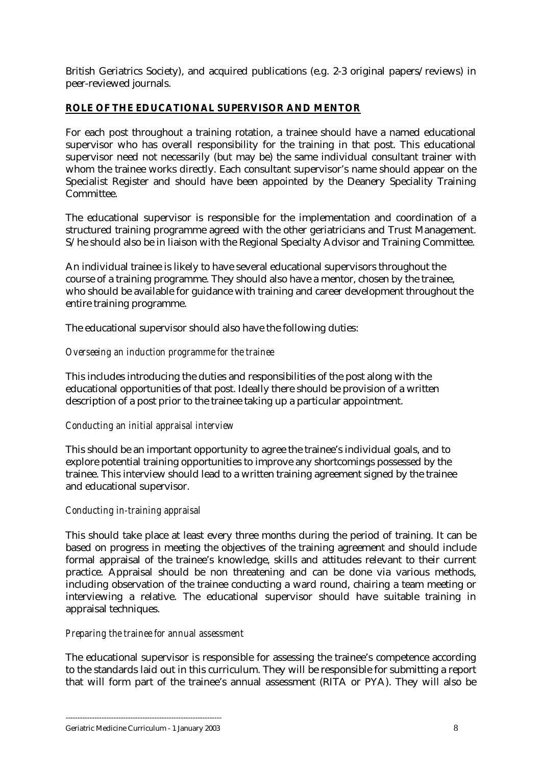British Geriatrics Society), and acquired publications (e.g. 2-3 original papers/reviews) in peer-reviewed journals.

## ROLE OF THE EDUCATIONAL SUPERVISOR AND MENTOR

For each post throughout a training rotation, a trainee should have a named educational supervisor who has overall responsibility for the training in that post. This educational supervisor need not necessarily (but may be) the same individual consultant trainer with whom the trainee works directly. Each consultant supervisor's name should appear on the Specialist Register and should have been appointed by the Deanery Speciality Training Committee.

The educational supervisor is responsible for the implementation and coordination of a structured training programme agreed with the other geriatricians and Trust Management. S/he should also be in liaison with the Regional Specialty Advisor and Training Committee.

An individual trainee is likely to have several educational supervisors throughout the course of a training programme. They should also have a mentor, chosen by the trainee, who should be available for guidance with training and career development throughout the entire training programme.

The educational supervisor should also have the following duties:

*Overseeing an induction programme for the trainee*

This includes introducing the duties and responsibilities of the post along with the educational opportunities of that post. Ideally there should be provision of a written description of a post prior to the trainee taking up a particular appointment.

*Conducting an initial appraisal interview*

This should be an important opportunity to agree the trainee's individual goals, and to explore potential training opportunities to improve any shortcomings possessed by the trainee. This interview should lead to a written training agreement signed by the trainee and educational supervisor.

*Conducting in-training appraisal*

This should take place at least every three months during the period of training. It can be based on progress in meeting the objectives of the training agreement and should include formal appraisal of the trainee's knowledge, skills and attitudes relevant to their current practice. Appraisal should be non threatening and can be done via various methods, including observation of the trainee conducting a ward round, chairing a team meeting or interviewing a relative. The educational supervisor should have suitable training in appraisal techniques.

*Preparing the trainee for annual assessment*

The educational supervisor is responsible for assessing the trainee's competence according to the standards laid out in this curriculum. They will be responsible for submitting a report that will form part of the trainee's annual assessment (RITA or PYA). They will also be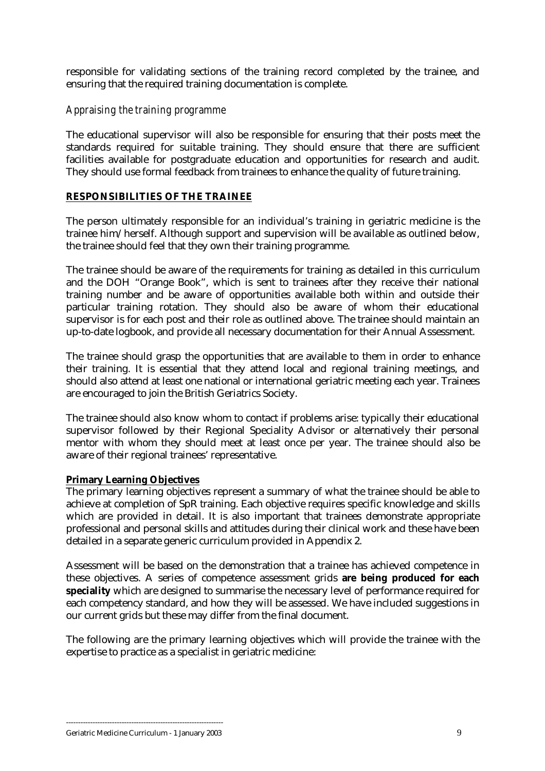responsible for validating sections of the training record completed by the trainee, and ensuring that the required training documentation is complete.

*Appraising the training programme*

The educational supervisor will also be responsible for ensuring that their posts meet the standards required for suitable training. They should ensure that there are sufficient facilities available for postgraduate education and opportunities for research and audit. They should use formal feedback from trainees to enhance the quality of future training.

## RESPONSIBILITIES OF THE TRAINEE

The person ultimately responsible for an individual's training in geriatric medicine is the trainee him/herself. Although support and supervision will be available as outlined below, the trainee should feel that they own their training programme.

The trainee should be aware of the requirements for training as detailed in this curriculum and the DOH "Orange Book", which is sent to trainees after they receive their national training number and be aware of opportunities available both within and outside their particular training rotation. They should also be aware of whom their educational supervisor is for each post and their role as outlined above. The trainee should maintain an up-to-date logbook, and provide all necessary documentation for their Annual Assessment.

The trainee should grasp the opportunities that are available to them in order to enhance their training. It is essential that they attend local and regional training meetings, and should also attend at least one national or international geriatric meeting each year. Trainees are encouraged to join the British Geriatrics Society.

The trainee should also know whom to contact if problems arise: typically their educational supervisor followed by their Regional Speciality Advisor or alternatively their personal mentor with whom they should meet at least once per year. The trainee should also be aware of their regional trainees' representative.

### Primary Learning Objectives

The primary learning objectives represent a summary of what the trainee should be able to achieve at completion of SpR training. Each objective requires specific knowledge and skills which are provided in detail. It is also important that trainees demonstrate appropriate professional and personal skills and attitudes during their clinical work and these have been detailed in a separate generic curriculum provided in Appendix 2.

Assessment will be based on the demonstration that a trainee has achieved competence in these objectives. A series of competence assessment grids **are being produced for each speciality** which are designed to summarise the necessary level of performance required for each competency standard, and how they will be assessed. We have included suggestions in our current grids but these may differ from the final document.

The following are the primary learning objectives which will provide the trainee with the expertise to practice as a specialist in geriatric medicine: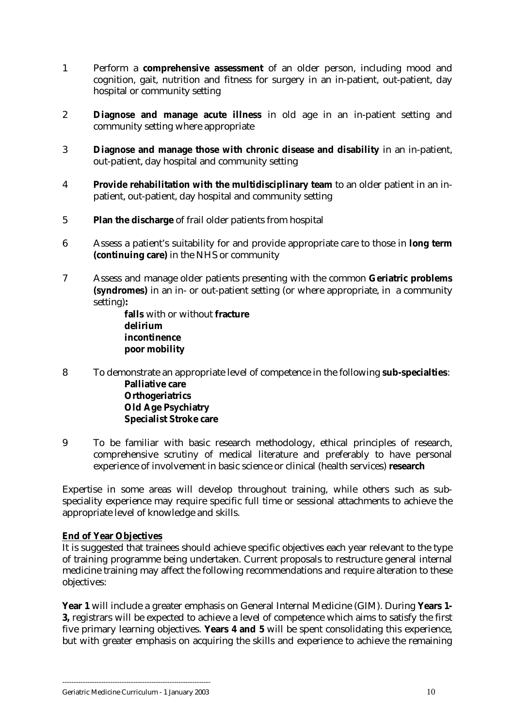1. Perform a **comprehensive assessment** of an older person, including mood and cognition, gait, nutrition and fitness for surgery in an in-patient, out-patient, day hospital or community setting

2. **Diagnose and manage acute illness** in old age in an in-patient setting and community setting where appropriate

3. **Diagnose and manage those with chronic disease and disability** in an in-patient, out-patient, day hospital and community setting

4. **Provide rehabilitation with the multidisciplinary team** to an older patient in an in-patient, out-patient, day hospital and community setting

5. **Plan the discharge** of frail older patients from hospital

6. Assess a patient's suitability for and provide appropriate care to those in **long term (continuing care)** in the NHS or community

7. Assess and manage older patients presenting with the common **Geriatric problems (syndromes)** in an in- or out-patient setting (or where appropriate, in a community setting)**:**
   - **falls** with or without **fracture**
   - **delirium**
   - **incontinence**
   - **poor mobility**

8. To demonstrate an appropriate level of competence in the following **sub-specialties**:
   - **Palliative care**
   - **Orthogeriatrics**
   - **Old Age Psychiatry**
   - **Specialist Stroke care**

9. To be familiar with basic research methodology, ethical principles of research, comprehensive scrutiny of medical literature and preferably to have personal experience of involvement in basic science or clinical (health services) **research**

Expertise in some areas will develop throughout training, while others such as sub-speciality experience may require specific full time or sessional attachments to achieve the appropriate level of knowledge and skills.

**End of Year Objectives**

It is suggested that trainees should achieve specific objectives each year relevant to the type of training programme being undertaken. Current proposals to restructure general internal medicine training may affect the following recommendations and require alteration to these objectives:

**Year 1** will include a greater emphasis on General Internal Medicine (GIM). During **Years 1-3,** registrars will be expected to achieve a level of competence which aims to satisfy the first five primary learning objectives. **Years 4 and 5** will be spent consolidating this experience, but with greater emphasis on acquiring the skills and experience to achieve the remaining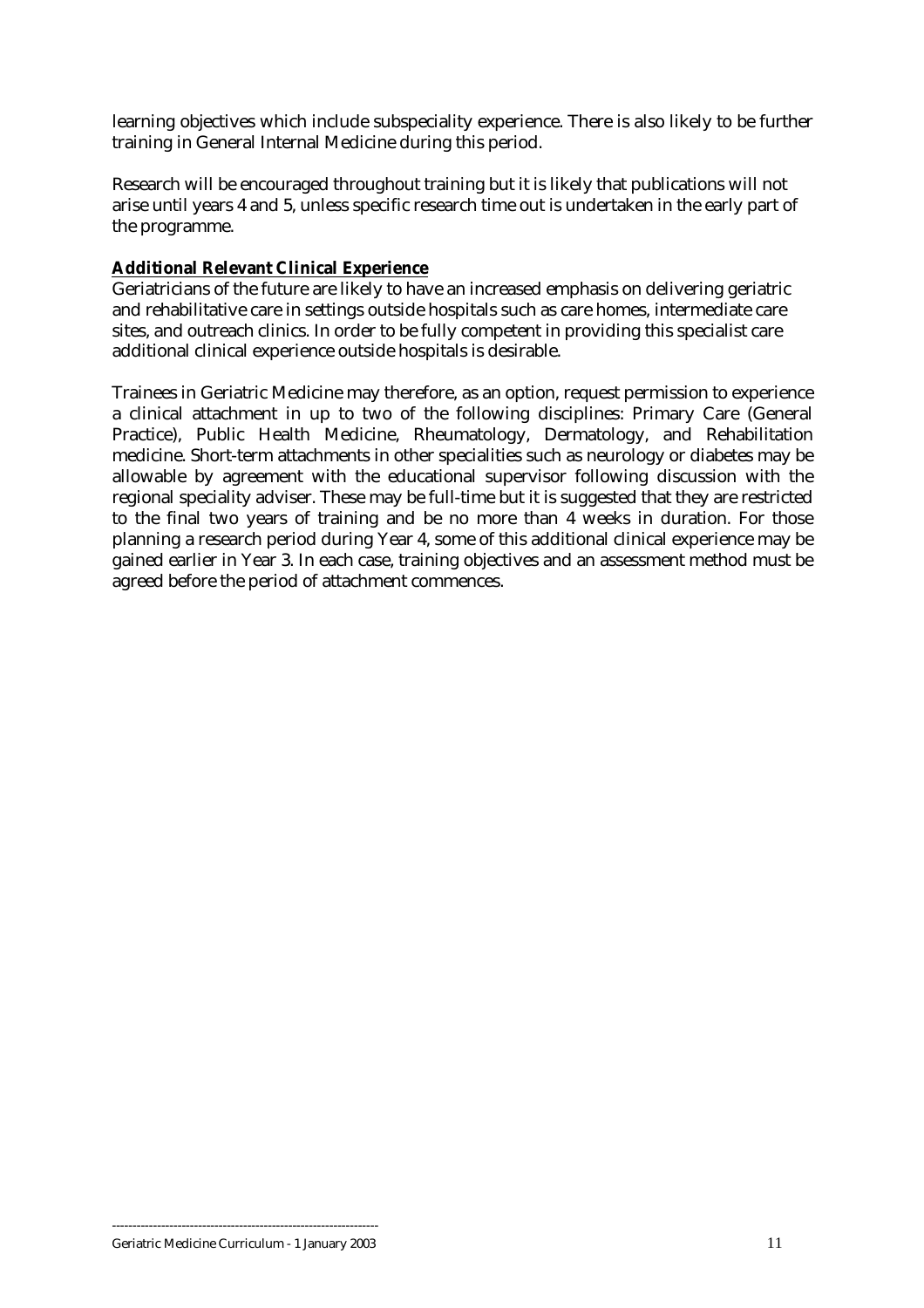learning objectives which include subspeciality experience. There is also likely to be further training in General Internal Medicine during this period.

Research will be encouraged throughout training but it is likely that publications will not arise until years 4 and 5, unless specific research time out is undertaken in the early part of the programme.

**Additional Relevant Clinical Experience**

Geriatricians of the future are likely to have an increased emphasis on delivering geriatric and rehabilitative care in settings outside hospitals such as care homes, intermediate care sites, and outreach clinics. In order to be fully competent in providing this specialist care additional clinical experience outside hospitals is desirable.

Trainees in Geriatric Medicine may therefore, as an option, request permission to experience a clinical attachment in up to two of the following disciplines: Primary Care (General Practice), Public Health Medicine, Rheumatology, Dermatology, and Rehabilitation medicine. Short-term attachments in other specialities such as neurology or diabetes may be allowable by agreement with the educational supervisor following discussion with the regional speciality adviser. These may be full-time but it is suggested that they are restricted to the final two years of training and be no more than 4 weeks in duration. For those planning a research period during Year 4, some of this additional clinical experience may be gained earlier in Year 3. In each case, training objectives and an assessment method must be agreed before the period of attachment commences.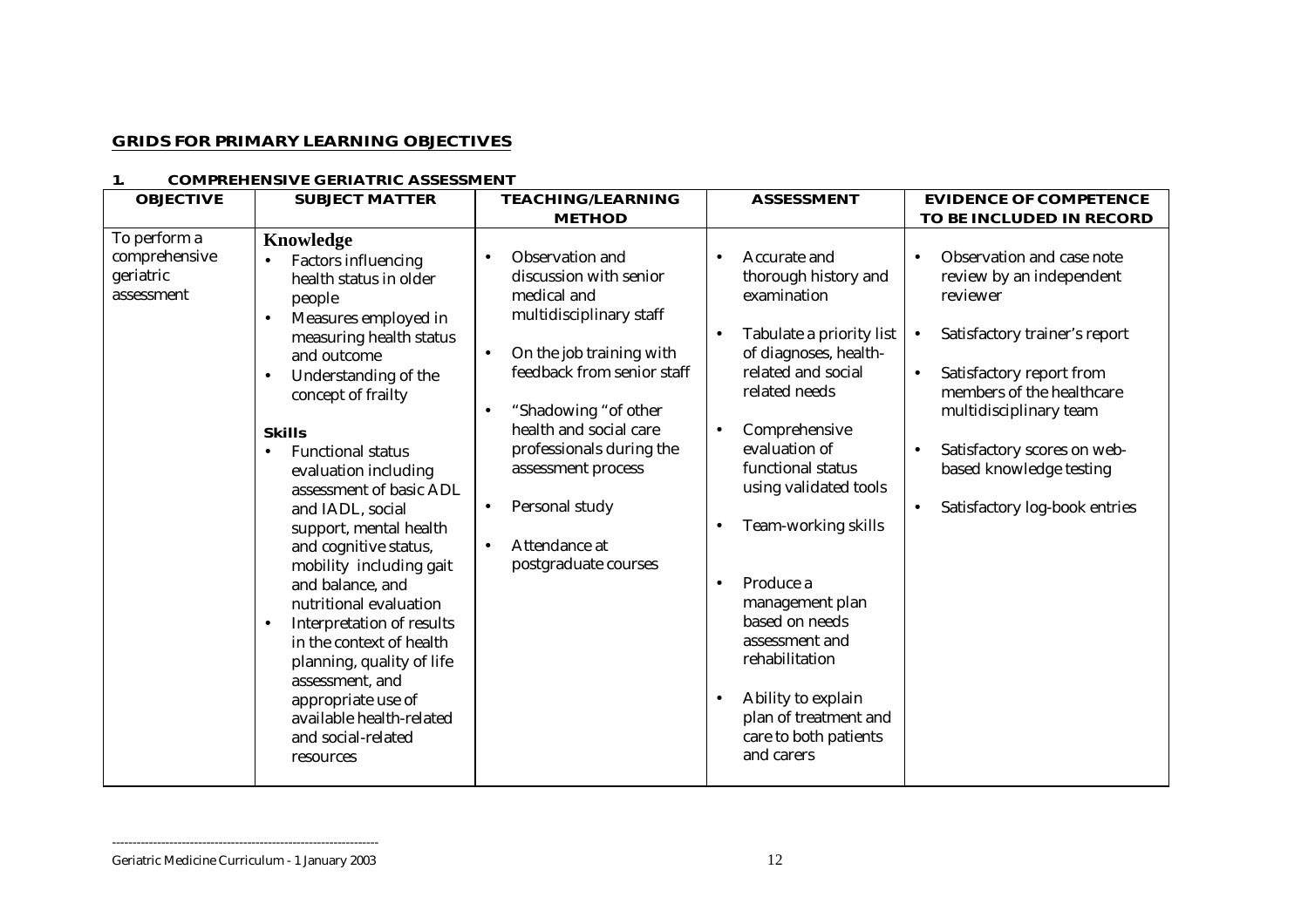## GRIDS FOR PRIMARY LEARNING OBJECTIVES

### 1. COMPREHENSIVE GERIATRIC ASSESSMENT

| OBJECTIVE | SUBJECT MATTER | TEACHING/LEARNING METHOD | ASSESSMENT | EVIDENCE OF COMPETENCE TO BE INCLUDED IN RECORD |
|---|---|---|---|---|
| To perform a comprehensive geriatric assessment | **Knowledge**<br>• Factors influencing health status in older people<br>• Measures employed in measuring health status and outcome<br>• Understanding of the concept of frailty<br><br>**Skills**<br>• Functional status evaluation including assessment of basic ADL and IADL, social support, mental health and cognitive status, mobility including gait and balance, and nutritional evaluation<br>• Interpretation of results in the context of health planning, quality of life assessment, and appropriate use of available health-related and social-related resources | • Observation and discussion with senior medical and multidisciplinary staff<br>• On the job training with feedback from senior staff<br>• "Shadowing "of other health and social care professionals during the assessment process<br>• Personal study<br>• Attendance at postgraduate courses | • Accurate and thorough history and examination<br>• Tabulate a priority list of diagnoses, health-related and social related needs<br>• Comprehensive evaluation of functional status using validated tools<br>• Team-working skills<br>• Produce a management plan based on needs assessment and rehabilitation<br>• Ability to explain plan of treatment and care to both patients and carers | • Observation and case note review by an independent reviewer<br>• Satisfactory trainer's report<br>• Satisfactory report from members of the healthcare multidisciplinary team<br>• Satisfactory scores on web-based knowledge testing<br>• Satisfactory log-book entries |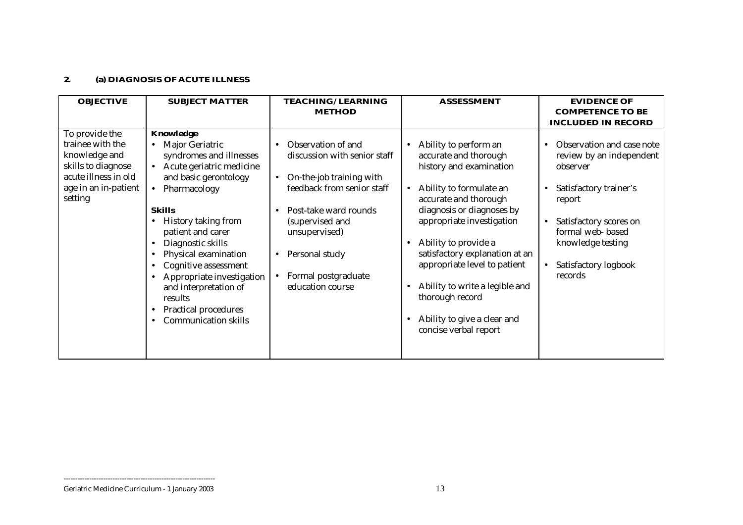**2. (a) DIAGNOSIS OF ACUTE ILLNESS**

| OBJECTIVE | SUBJECT MATTER | TEACHING/LEARNING METHOD | ASSESSMENT | EVIDENCE OF COMPETENCE TO BE INCLUDED IN RECORD |
|---|---|---|---|---|
| To provide the trainee with the knowledge and skills to diagnose acute illness in old age in an in-patient setting | **Knowledge**<br>• Major Geriatric syndromes and illnesses<br>• Acute geriatric medicine and basic gerontology<br>• Pharmacology<br><br>**Skills**<br>• History taking from patient and carer<br>• Diagnostic skills<br>• Physical examination<br>• Cognitive assessment<br>• Appropriate investigation and interpretation of results<br>• Practical procedures<br>• Communication skills | • Observation of and discussion with senior staff<br>• On-the-job training with feedback from senior staff<br>• Post-take ward rounds (supervised and unsupervised)<br>• Personal study<br>• Formal postgraduate education course | • Ability to perform an accurate and thorough history and examination<br>• Ability to formulate an accurate and thorough diagnosis or diagnoses by appropriate investigation<br>• Ability to provide a satisfactory explanation at an appropriate level to patient<br>• Ability to write a legible and thorough record<br>• Ability to give a clear and concise verbal report | • Observation and case note review by an independent observer<br>• Satisfactory trainer's report<br>• Satisfactory scores on formal web- based knowledge testing<br>• Satisfactory logbook records |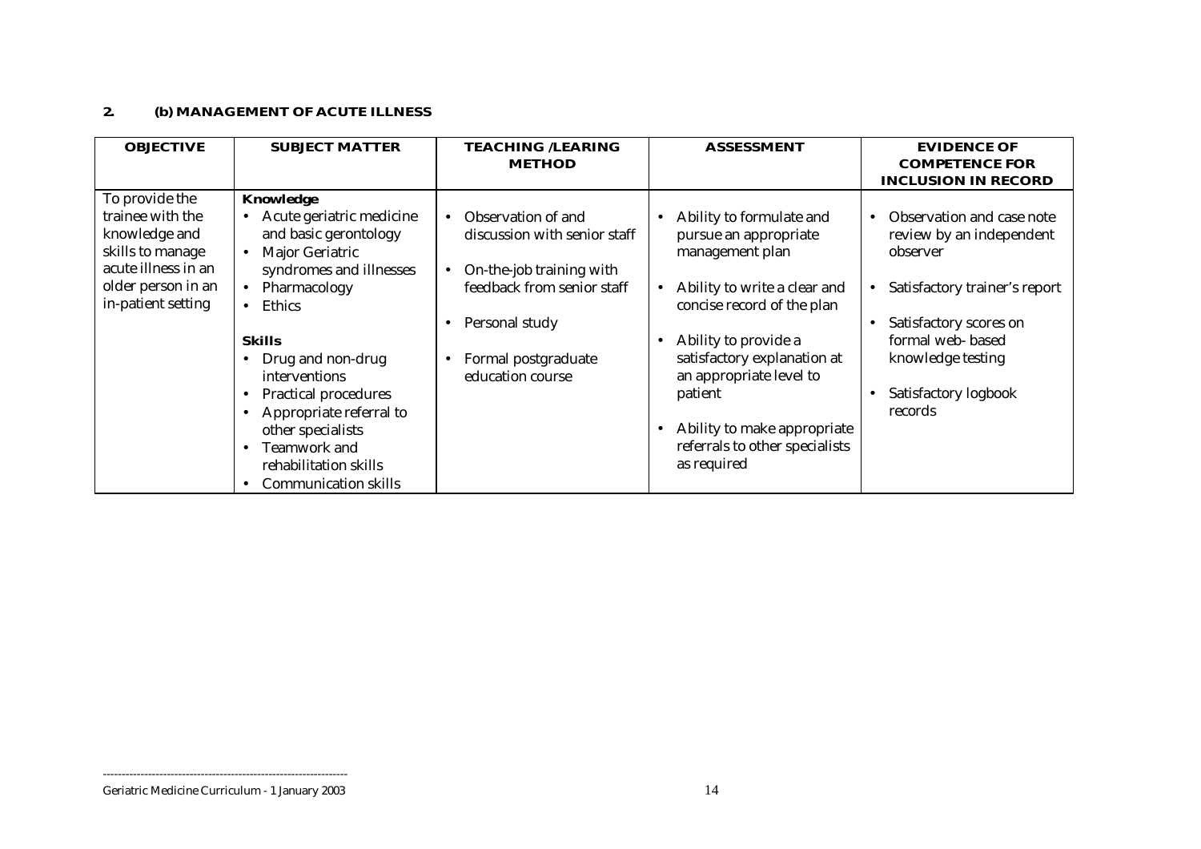**2. (b) MANAGEMENT OF ACUTE ILLNESS**

| OBJECTIVE | SUBJECT MATTER | TEACHING /LEARING METHOD | ASSESSMENT | EVIDENCE OF COMPETENCE FOR INCLUSION IN RECORD |
|---|---|---|---|---|
| To provide the trainee with the knowledge and skills to manage acute illness in an older person in an in-patient setting | **Knowledge**<br>• Acute geriatric medicine and basic gerontology<br>• Major Geriatric syndromes and illnesses<br>• Pharmacology<br>• Ethics<br><br>**Skills**<br>• Drug and non-drug interventions<br>• Practical procedures<br>• Appropriate referral to other specialists<br>• Teamwork and rehabilitation skills<br>• Communication skills | • Observation of and discussion with senior staff<br>• On-the-job training with feedback from senior staff<br>• Personal study<br>• Formal postgraduate education course | • Ability to formulate and pursue an appropriate management plan<br>• Ability to write a clear and concise record of the plan<br>• Ability to provide a satisfactory explanation at an appropriate level to patient<br>• Ability to make appropriate referrals to other specialists as required | • Observation and case note review by an independent observer<br>• Satisfactory trainer's report<br>• Satisfactory scores on formal web- based knowledge testing<br>• Satisfactory logbook records |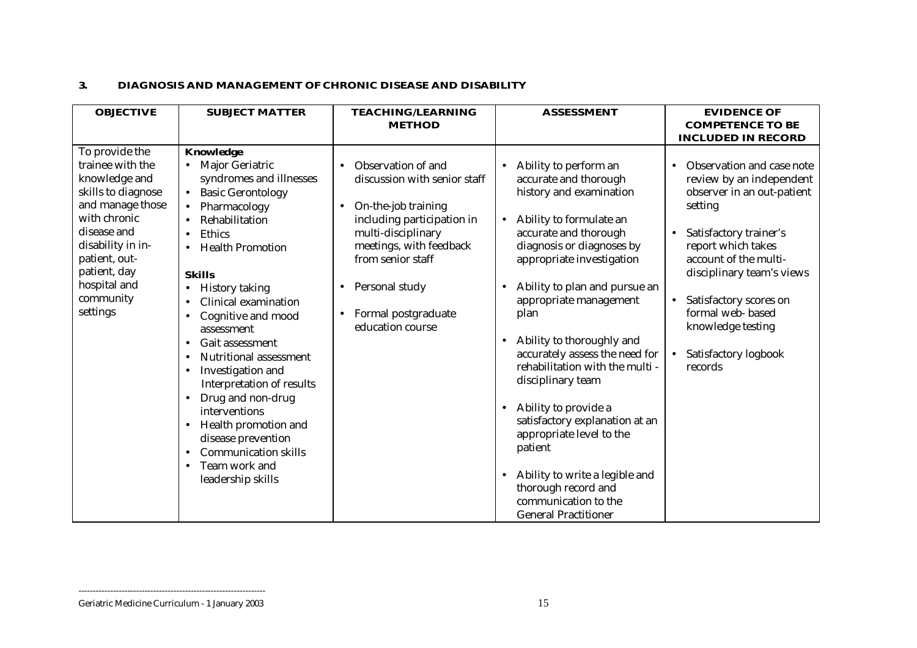### 3. DIAGNOSIS AND MANAGEMENT OF CHRONIC DISEASE AND DISABILITY

| OBJECTIVE | SUBJECT MATTER | TEACHING/LEARNING METHOD | ASSESSMENT | EVIDENCE OF COMPETENCE TO BE INCLUDED IN RECORD |
|---|---|---|---|---|
| To provide the trainee with the knowledge and skills to diagnose and manage those with chronic disease and disability in in-patient, out-patient, day hospital and community settings | **Knowledge**<br>• Major Geriatric syndromes and illnesses<br>• Basic Gerontology<br>• Pharmacology<br>• Rehabilitation<br>• Ethics<br>• Health Promotion<br><br>**Skills**<br>• History taking<br>• Clinical examination<br>• Cognitive and mood assessment<br>• Gait assessment<br>• Nutritional assessment<br>• Investigation and Interpretation of results<br>• Drug and non-drug interventions<br>• Health promotion and disease prevention<br>• Communication skills<br>• Team work and leadership skills | • Observation of and discussion with senior staff<br><br>• On-the-job training including participation in multi-disciplinary meetings, with feedback from senior staff<br><br>• Personal study<br><br>• Formal postgraduate education course | • Ability to perform an accurate and thorough history and examination<br><br>• Ability to formulate an accurate and thorough diagnosis or diagnoses by appropriate investigation<br><br>• Ability to plan and pursue an appropriate management plan<br><br>• Ability to thoroughly and accurately assess the need for rehabilitation with the multi - disciplinary team<br><br>• Ability to provide a satisfactory explanation at an appropriate level to the patient<br><br>• Ability to write a legible and thorough record and communication to the General Practitioner | • Observation and case note review by an independent observer in an out-patient setting<br><br>• Satisfactory trainer's report which takes account of the multi-disciplinary team's views<br><br>• Satisfactory scores on formal web- based knowledge testing<br><br>• Satisfactory logbook records |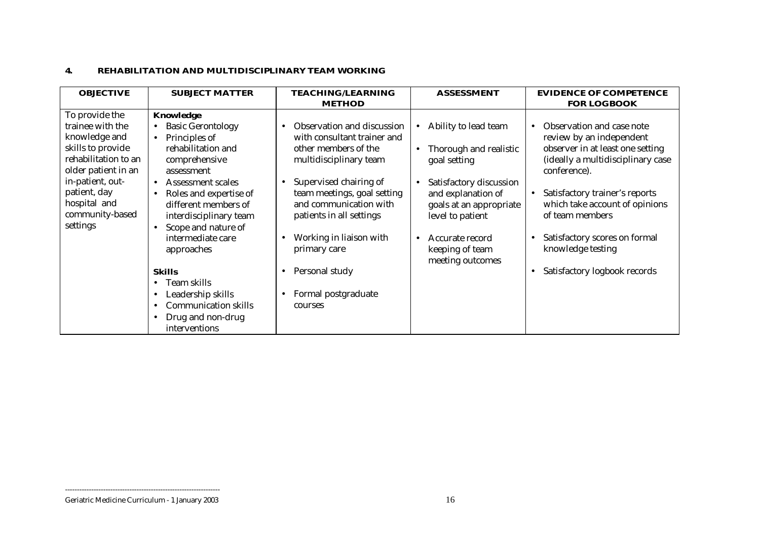## 4. REHABILITATION AND MULTIDISCIPLINARY TEAM WORKING

| OBJECTIVE | SUBJECT MATTER | TEACHING/LEARNING METHOD | ASSESSMENT | EVIDENCE OF COMPETENCE FOR LOGBOOK |
|---|---|---|---|---|
| To provide the trainee with the knowledge and skills to provide rehabilitation to an older patient in an in-patient, out-patient, day hospital and community-based settings | **Knowledge**<br>• Basic Gerontology<br>• Principles of rehabilitation and comprehensive assessment<br>• Assessment scales<br>• Roles and expertise of different members of interdisciplinary team<br>• Scope and nature of intermediate care approaches<br><br>**Skills**<br>• Team skills<br>• Leadership skills<br>• Communication skills<br>• Drug and non-drug interventions | • Observation and discussion with consultant trainer and other members of the multidisciplinary team<br>• Supervised chairing of team meetings, goal setting and communication with patients in all settings<br>• Working in liaison with primary care<br>• Personal study<br>• Formal postgraduate courses | • Ability to lead team<br>• Thorough and realistic goal setting<br>• Satisfactory discussion and explanation of goals at an appropriate level to patient<br>• Accurate record keeping of team meeting outcomes | • Observation and case note review by an independent observer in at least one setting (ideally a multidisciplinary case conference).<br>• Satisfactory trainer's reports which take account of opinions of team members<br>• Satisfactory scores on formal knowledge testing<br>• Satisfactory logbook records |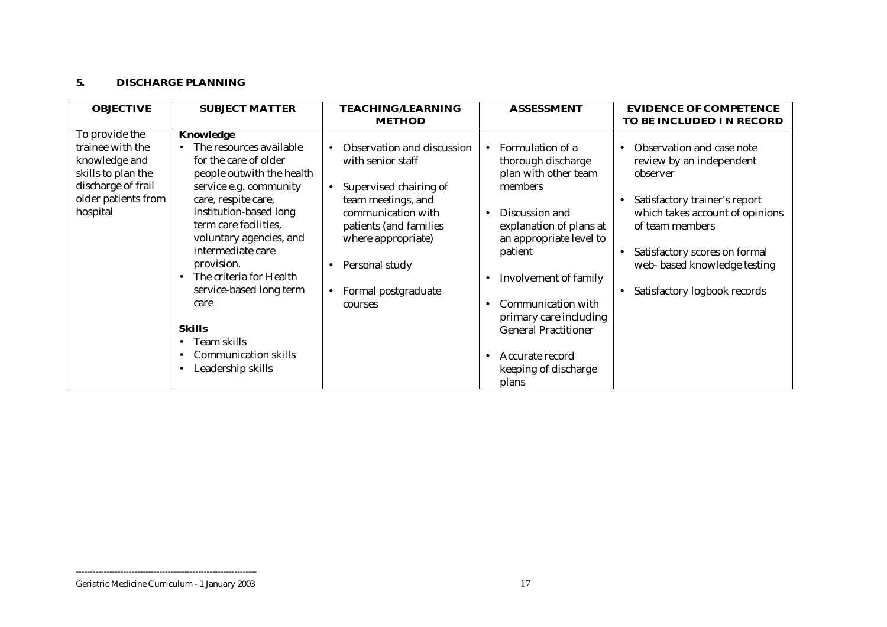## 5. DISCHARGE PLANNING

| OBJECTIVE | SUBJECT MATTER | TEACHING/LEARNING METHOD | ASSESSMENT | EVIDENCE OF COMPETENCE TO BE INCLUDED I N RECORD |
|---|---|---|---|---|
| To provide the trainee with the knowledge and skills to plan the discharge of frail older patients from hospital | **Knowledge**<br>• The resources available for the care of older people outwith the health service e.g. community care, respite care, institution-based long term care facilities, voluntary agencies, and intermediate care provision.<br>• The criteria for Health service-based long term care<br><br>**Skills**<br>• Team skills<br>• Communication skills<br>• Leadership skills | • Observation and discussion with senior staff<br><br>• Supervised chairing of team meetings, and communication with patients (and families where appropriate)<br><br>• Personal study<br><br>• Formal postgraduate courses | • Formulation of a thorough discharge plan with other team members<br><br>• Discussion and explanation of plans at an appropriate level to patient<br><br>• Involvement of family<br><br>• Communication with primary care including General Practitioner<br><br>• Accurate record keeping of discharge plans | • Observation and case note review by an independent observer<br><br>• Satisfactory trainer's report which takes account of opinions of team members<br><br>• Satisfactory scores on formal web- based knowledge testing<br><br>• Satisfactory logbook records |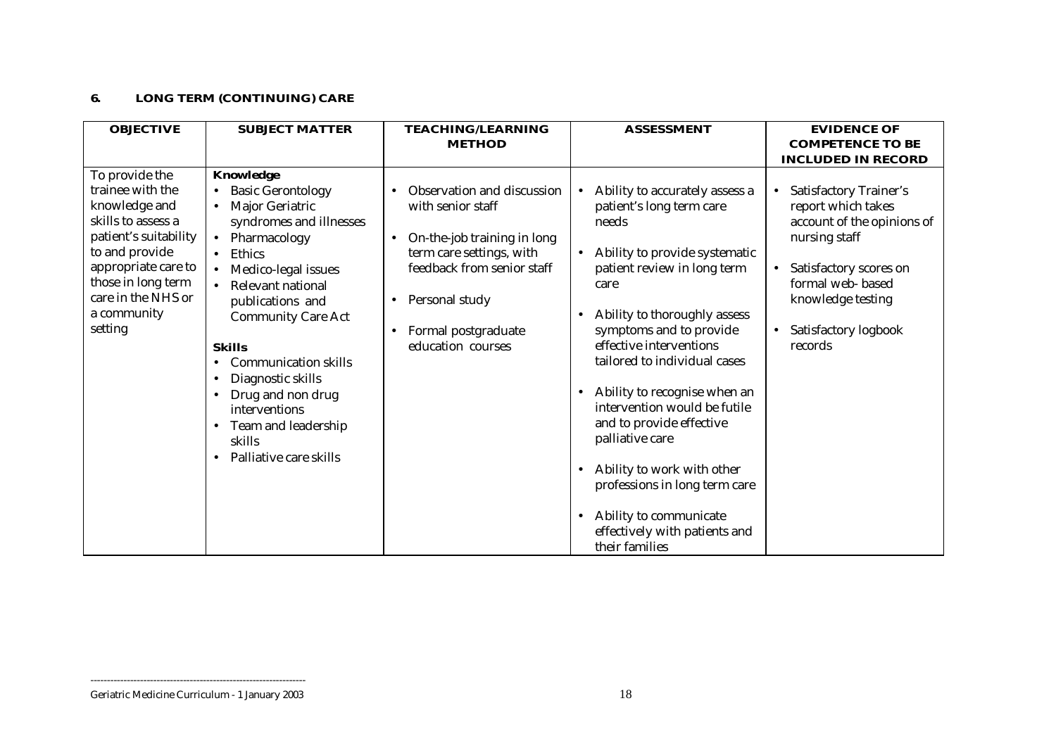**6. LONG TERM (CONTINUING) CARE**

| OBJECTIVE | SUBJECT MATTER | TEACHING/LEARNING METHOD | ASSESSMENT | EVIDENCE OF COMPETENCE TO BE INCLUDED IN RECORD |
|---|---|---|---|---|
| To provide the trainee with the knowledge and skills to assess a patient's suitability to and provide appropriate care to those in long term care in the NHS or a community setting | **Knowledge**<br>• Basic Gerontology<br>• Major Geriatric syndromes and illnesses<br>• Pharmacology<br>• Ethics<br>• Medico-legal issues<br>• Relevant national publications and Community Care Act<br><br>**Skills**<br>• Communication skills<br>• Diagnostic skills<br>• Drug and non drug interventions<br>• Team and leadership skills<br>• Palliative care skills | • Observation and discussion with senior staff<br>• On-the-job training in long term care settings, with feedback from senior staff<br>• Personal study<br>• Formal postgraduate education courses | • Ability to accurately assess a patient's long term care needs<br>• Ability to provide systematic patient review in long term care<br>• Ability to thoroughly assess symptoms and to provide effective interventions tailored to individual cases<br>• Ability to recognise when an intervention would be futile and to provide effective palliative care<br>• Ability to work with other professions in long term care<br>• Ability to communicate effectively with patients and their families | • Satisfactory Trainer's report which takes account of the opinions of nursing staff<br>• Satisfactory scores on formal web- based knowledge testing<br>• Satisfactory logbook records |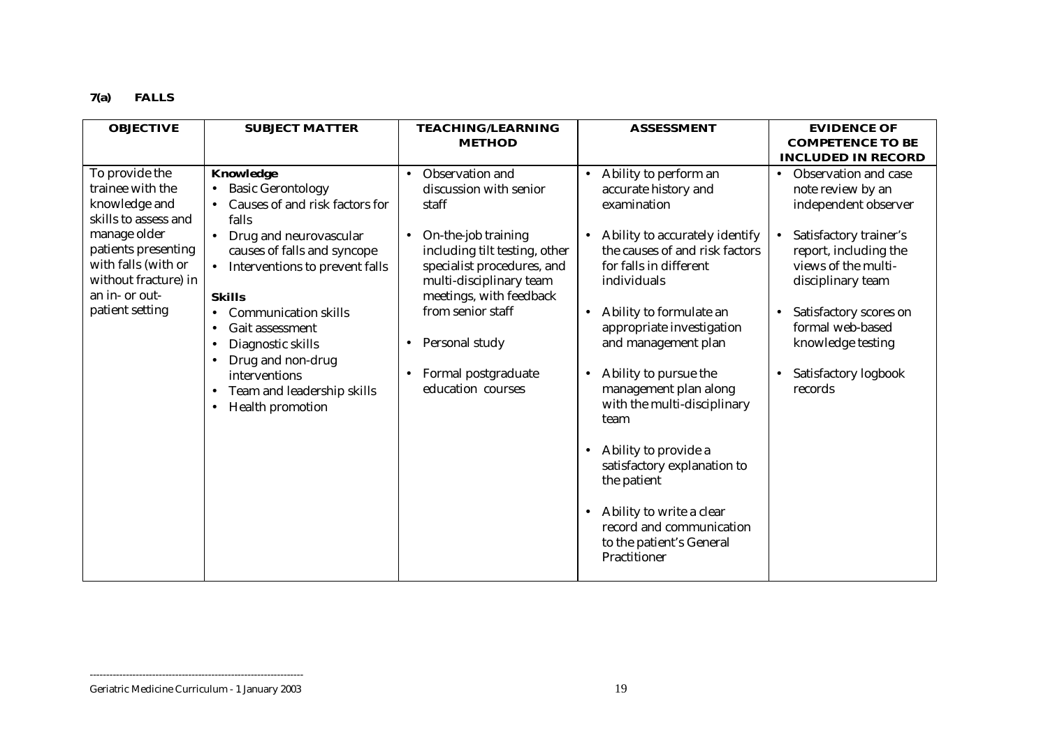### 7(a) FALLS

| OBJECTIVE | SUBJECT MATTER | TEACHING/LEARNING METHOD | ASSESSMENT | EVIDENCE OF COMPETENCE TO BE INCLUDED IN RECORD |
|---|---|---|---|---|
| To provide the trainee with the knowledge and skills to assess and manage older patients presenting with falls (with or without fracture) in an in- or out-patient setting | **Knowledge**<br>• Basic Gerontology<br>• Causes of and risk factors for falls<br>• Drug and neurovascular causes of falls and syncope<br>• Interventions to prevent falls<br><br>**Skills**<br>• Communication skills<br>• Gait assessment<br>• Diagnostic skills<br>• Drug and non-drug interventions<br>• Team and leadership skills<br>• Health promotion | • Observation and discussion with senior staff<br><br>• On-the-job training including tilt testing, other specialist procedures, and multi-disciplinary team meetings, with feedback from senior staff<br><br>• Personal study<br><br>• Formal postgraduate education courses | • Ability to perform an accurate history and examination<br><br>• Ability to accurately identify the causes of and risk factors for falls in different individuals<br><br>• Ability to formulate an appropriate investigation and management plan<br><br>• Ability to pursue the management plan along with the multi-disciplinary team<br><br>• Ability to provide a satisfactory explanation to the patient<br><br>• Ability to write a clear record and communication to the patient's General Practitioner | • Observation and case note review by an independent observer<br><br>• Satisfactory trainer's report, including the views of the multi-disciplinary team<br><br>• Satisfactory scores on formal web-based knowledge testing<br><br>• Satisfactory logbook records |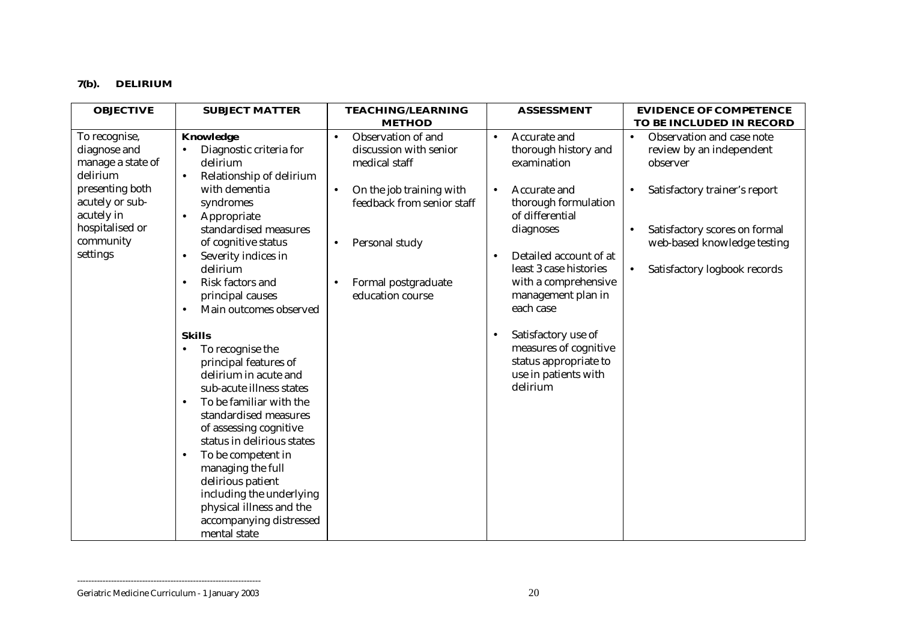### 7(b). DELIRIUM

| OBJECTIVE | SUBJECT MATTER | TEACHING/LEARNING METHOD | ASSESSMENT | EVIDENCE OF COMPETENCE TO BE INCLUDED IN RECORD |
|---|---|---|---|---|
| To recognise, diagnose and manage a state of delirium presenting both acutely or sub-acutely in hospitalised or community settings | **Knowledge**<br>• Diagnostic criteria for delirium<br>• Relationship of delirium with dementia syndromes<br>• Appropriate standardised measures of cognitive status<br>• Severity indices in delirium<br>• Risk factors and principal causes<br>• Main outcomes observed<br><br>**Skills**<br>• To recognise the principal features of delirium in acute and sub-acute illness states<br>• To be familiar with the standardised measures of assessing cognitive status in delirious states<br>• To be competent in managing the full delirious patient including the underlying physical illness and the accompanying distressed mental state | • Observation of and discussion with senior medical staff<br>• On the job training with feedback from senior staff<br>• Personal study<br>• Formal postgraduate education course | • Accurate and thorough history and examination<br>• Accurate and thorough formulation of differential diagnoses<br>• Detailed account of at least 3 case histories with a comprehensive management plan in each case<br>• Satisfactory use of measures of cognitive status appropriate to use in patients with delirium | • Observation and case note review by an independent observer<br>• Satisfactory trainer's report<br>• Satisfactory scores on formal web-based knowledge testing<br>• Satisfactory logbook records |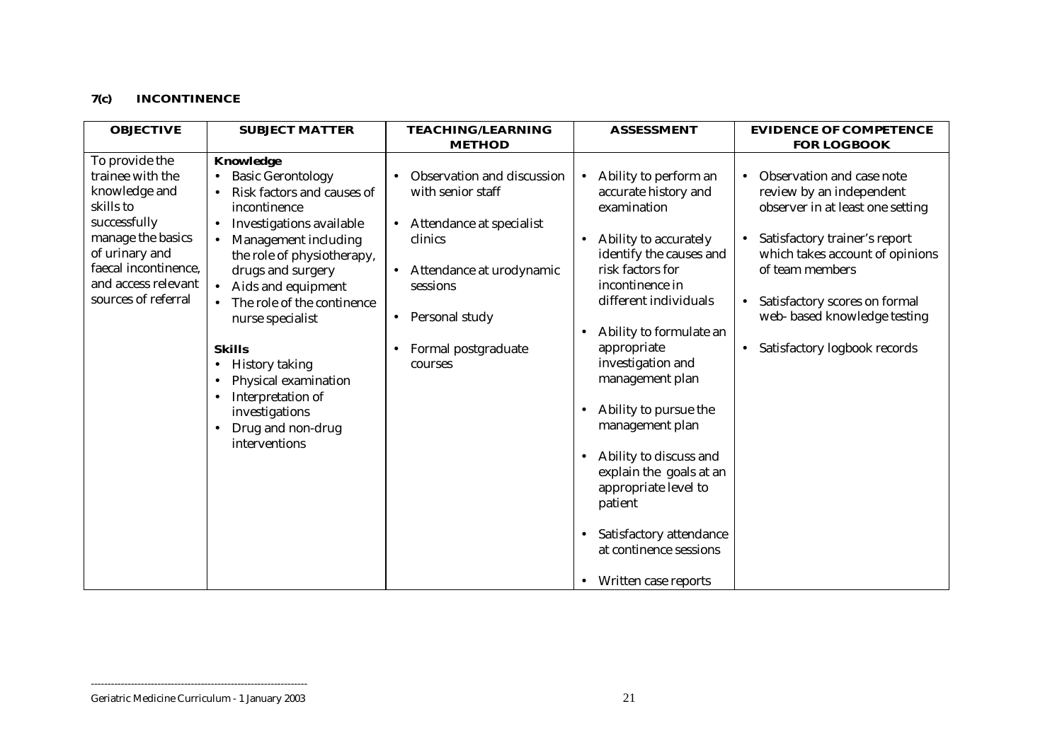**7(c) INCONTINENCE**

| OBJECTIVE | SUBJECT MATTER | TEACHING/LEARNING METHOD | ASSESSMENT | EVIDENCE OF COMPETENCE FOR LOGBOOK |
|---|---|---|---|---|
| To provide the trainee with the knowledge and skills to successfully manage the basics of urinary and faecal incontinence, and access relevant sources of referral | **Knowledge**<br>• Basic Gerontology<br>• Risk factors and causes of incontinence<br>• Investigations available<br>• Management including the role of physiotherapy, drugs and surgery<br>• Aids and equipment<br>• The role of the continence nurse specialist<br><br>**Skills**<br>• History taking<br>• Physical examination<br>• Interpretation of investigations<br>• Drug and non-drug interventions | • Observation and discussion with senior staff<br>• Attendance at specialist clinics<br>• Attendance at urodynamic sessions<br>• Personal study<br>• Formal postgraduate courses | • Ability to perform an accurate history and examination<br>• Ability to accurately identify the causes and risk factors for incontinence in different individuals<br>• Ability to formulate an appropriate investigation and management plan<br>• Ability to pursue the management plan<br>• Ability to discuss and explain the goals at an appropriate level to patient<br>• Satisfactory attendance at continence sessions<br>• Written case reports | • Observation and case note review by an independent observer in at least one setting<br>• Satisfactory trainer's report which takes account of opinions of team members<br>• Satisfactory scores on formal web- based knowledge testing<br>• Satisfactory logbook records |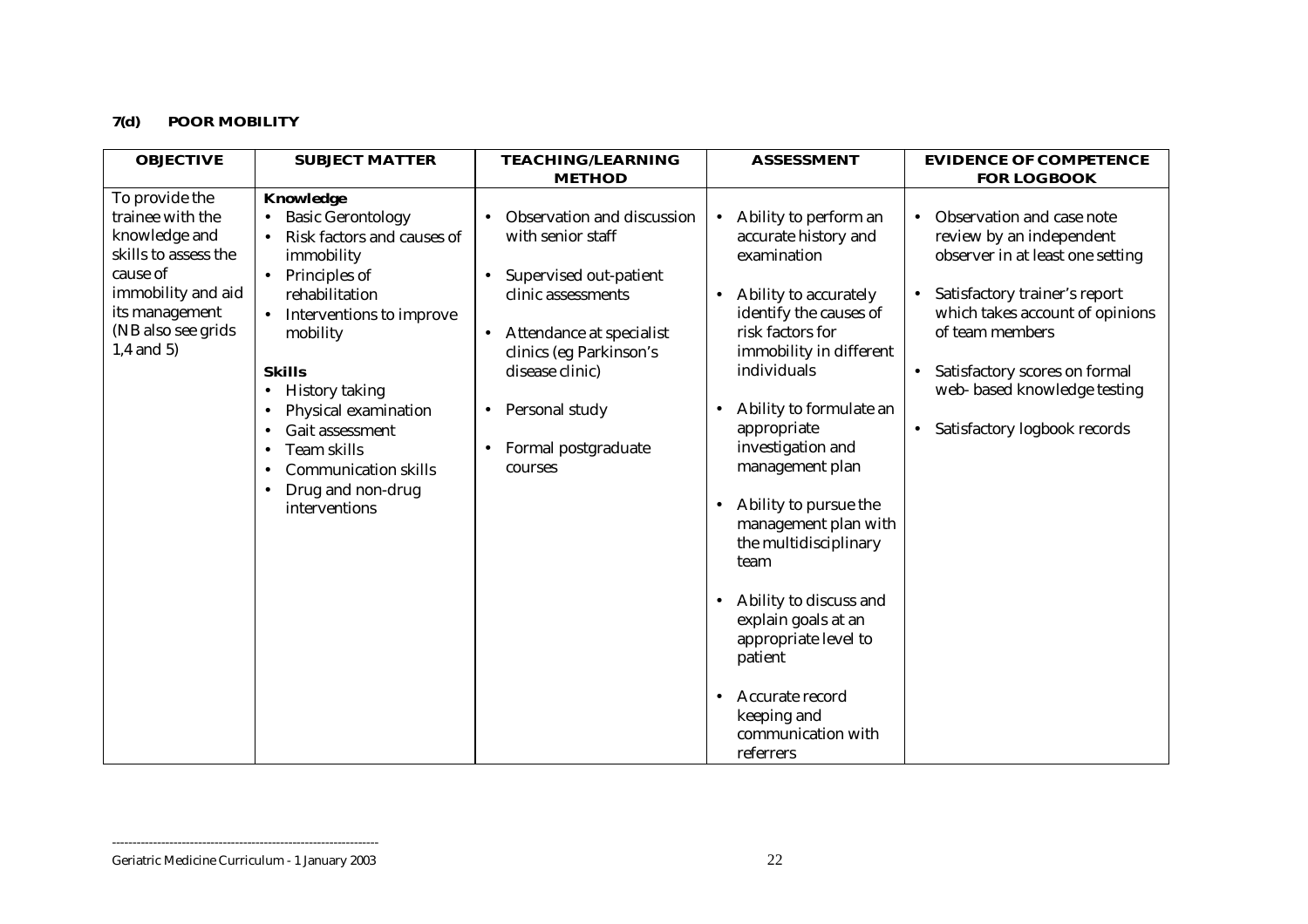#### 7(d) POOR MOBILITY

| OBJECTIVE | SUBJECT MATTER | TEACHING/LEARNING METHOD | ASSESSMENT | EVIDENCE OF COMPETENCE FOR LOGBOOK |
|---|---|---|---|---|
| To provide the trainee with the knowledge and skills to assess the cause of immobility and aid its management (NB also see grids 1,4 and 5) | **Knowledge**<br>• Basic Gerontology<br>• Risk factors and causes of immobility<br>• Principles of rehabilitation<br>• Interventions to improve mobility<br><br>**Skills**<br>• History taking<br>• Physical examination<br>• Gait assessment<br>• Team skills<br>• Communication skills<br>• Drug and non-drug interventions | • Observation and discussion with senior staff<br><br>• Supervised out-patient clinic assessments<br><br>• Attendance at specialist clinics (eg Parkinson's disease clinic)<br><br>• Personal study<br><br>• Formal postgraduate courses | • Ability to perform an accurate history and examination<br><br>• Ability to accurately identify the causes of risk factors for immobility in different individuals<br><br>• Ability to formulate an appropriate investigation and management plan<br><br>• Ability to pursue the management plan with the multidisciplinary team<br><br>• Ability to discuss and explain goals at an appropriate level to patient<br><br>• Accurate record keeping and communication with referrers | • Observation and case note review by an independent observer in at least one setting<br><br>• Satisfactory trainer's report which takes account of opinions of team members<br><br>• Satisfactory scores on formal web- based knowledge testing<br><br>• Satisfactory logbook records |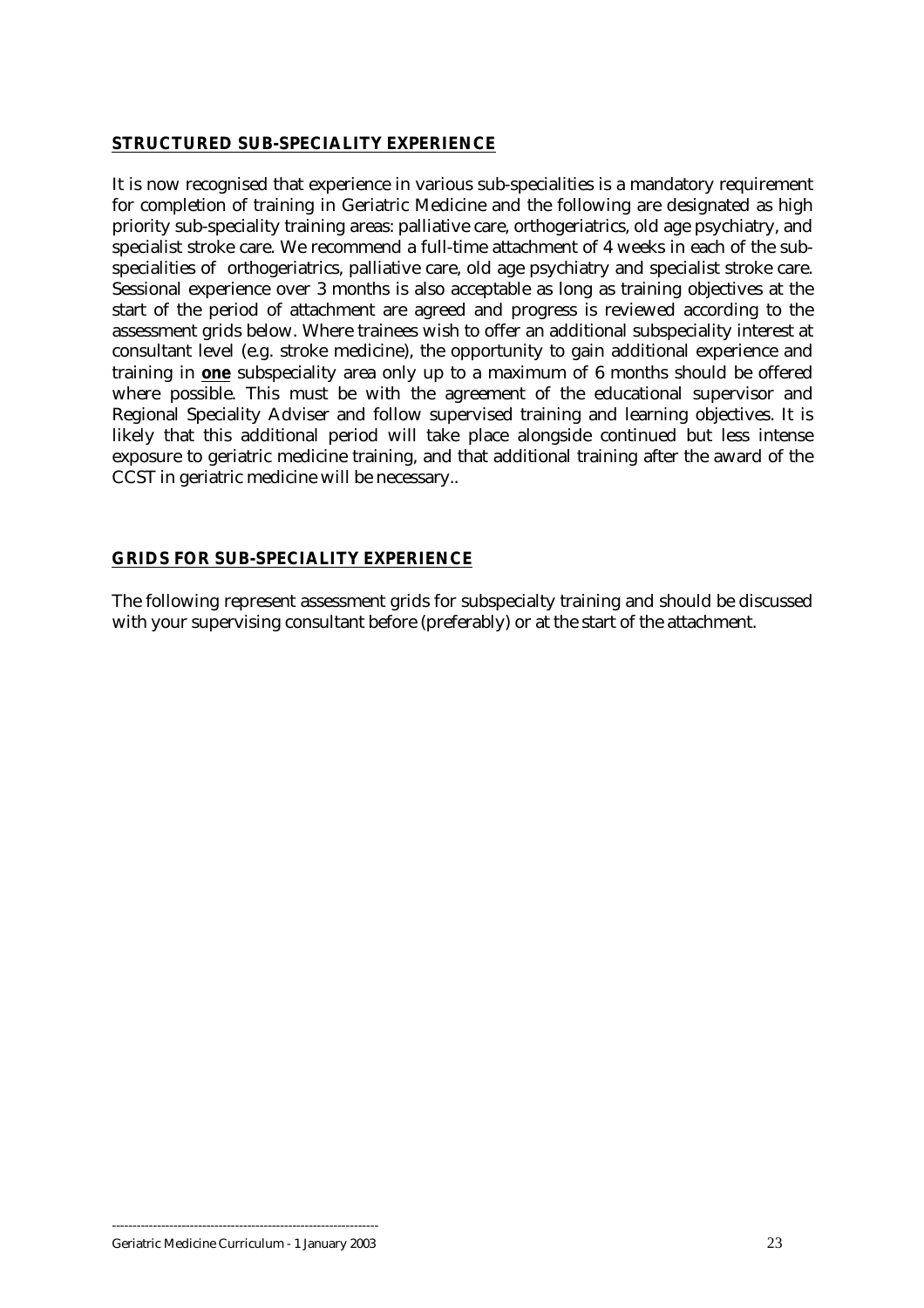## **STRUCTURED SUB-SPECIALITY EXPERIENCE**

It is now recognised that experience in various sub-specialities is a mandatory requirement for completion of training in Geriatric Medicine and the following are designated as high priority sub-speciality training areas: palliative care, orthogeriatrics, old age psychiatry, and specialist stroke care. We recommend a full-time attachment of 4 weeks in each of the sub-specialities of orthogeriatrics, palliative care, old age psychiatry and specialist stroke care. Sessional experience over 3 months is also acceptable as long as training objectives at the start of the period of attachment are agreed and progress is reviewed according to the assessment grids below. Where trainees wish to offer an additional subspeciality interest at consultant level (e.g. stroke medicine), the opportunity to gain additional experience and training in **one** subspeciality area only up to a maximum of 6 months should be offered where possible. This must be with the agreement of the educational supervisor and Regional Speciality Adviser and follow supervised training and learning objectives. It is likely that this additional period will take place alongside continued but less intense exposure to geriatric medicine training, and that additional training after the award of the CCST in geriatric medicine will be necessary..

## **GRIDS FOR SUB-SPECIALITY EXPERIENCE**

The following represent assessment grids for subspecialty training and should be discussed with your supervising consultant before (preferably) or at the start of the attachment.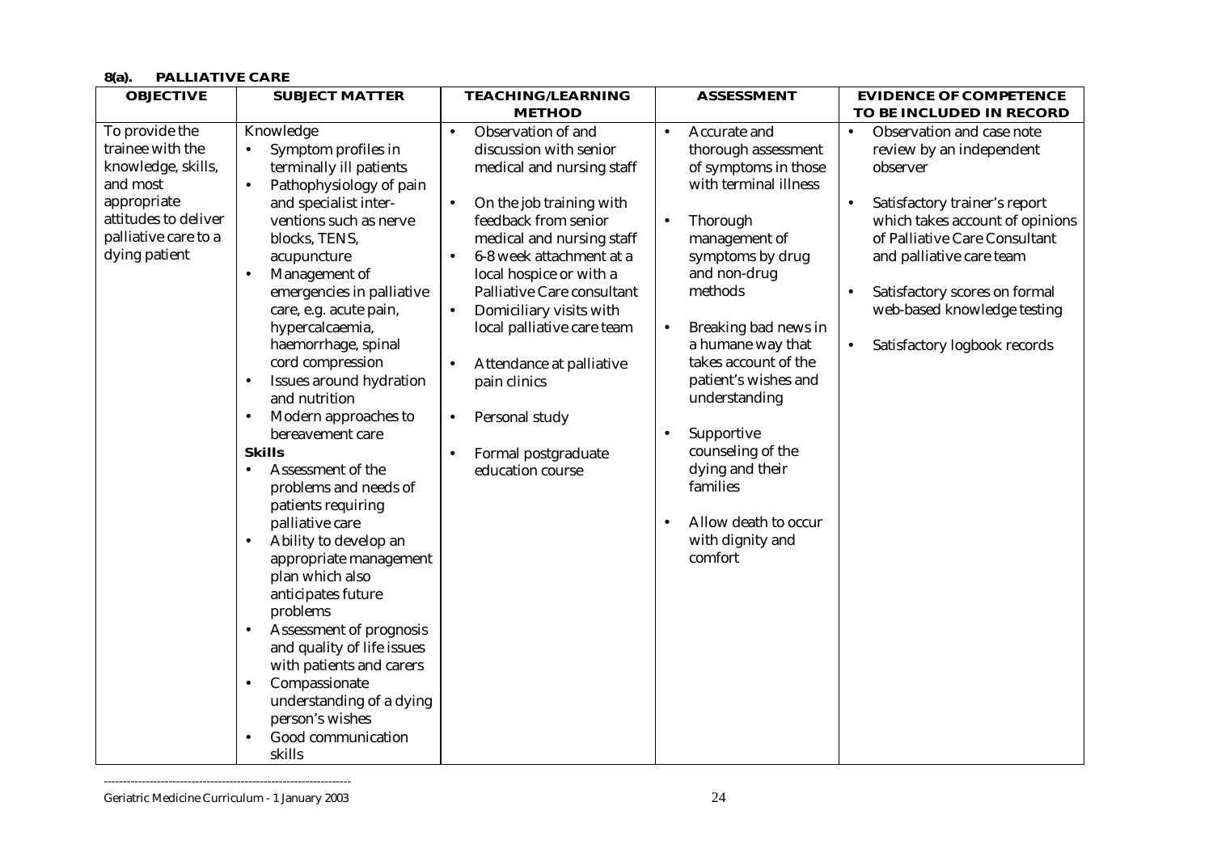**8(a). PALLIATIVE CARE**

| OBJECTIVE | SUBJECT MATTER | TEACHING/LEARNING METHOD | ASSESSMENT | EVIDENCE OF COMPETENCE TO BE INCLUDED IN RECORD |
|---|---|---|---|---|
| To provide the trainee with the knowledge, skills, and most appropriate attitudes to deliver palliative care to a dying patient | Knowledge<br>• Symptom profiles in terminally ill patients<br>• Pathophysiology of pain and specialist inter-ventions such as nerve blocks, TENS, acupuncture<br>• Management of emergencies in palliative care, e.g. acute pain, hypercalcaemia, haemorrhage, spinal cord compression<br>• Issues around hydration and nutrition<br>• Modern approaches to bereavement care<br>**Skills**<br>• Assessment of the problems and needs of patients requiring palliative care<br>• Ability to develop an appropriate management plan which also anticipates future problems<br>• Assessment of prognosis and quality of life issues with patients and carers<br>• Compassionate understanding of a dying person's wishes<br>• Good communication skills | • Observation of and discussion with senior medical and nursing staff<br>• On the job training with feedback from senior medical and nursing staff<br>• 6-8 week attachment at a local hospice or with a Palliative Care consultant<br>• Domiciliary visits with local palliative care team<br>• Attendance at palliative pain clinics<br>• Personal study<br>• Formal postgraduate education course | • Accurate and thorough assessment of symptoms in those with terminal illness<br>• Thorough management of symptoms by drug and non-drug methods<br>• Breaking bad news in a humane way that takes account of the patient's wishes and understanding<br>• Supportive counseling of the dying and their families<br>• Allow death to occur with dignity and comfort | • Observation and case note review by an independent observer<br>• Satisfactory trainer's report which takes account of opinions of Palliative Care Consultant and palliative care team<br>• Satisfactory scores on formal web-based knowledge testing<br>• Satisfactory logbook records |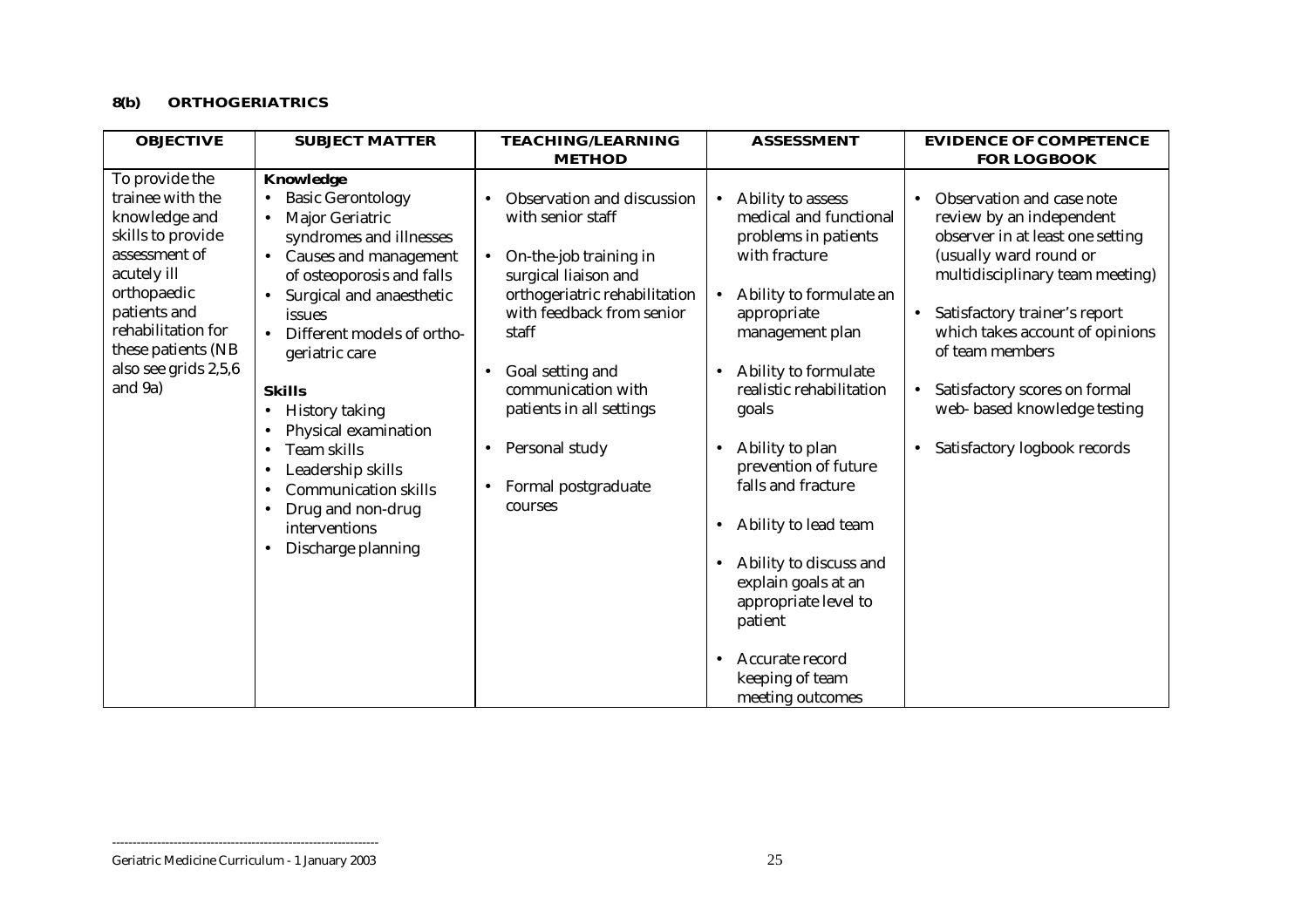#### 8(b) ORTHOGERIATRICS

| OBJECTIVE | SUBJECT MATTER | TEACHING/LEARNING METHOD | ASSESSMENT | EVIDENCE OF COMPETENCE FOR LOGBOOK |
|---|---|---|---|---|
| To provide the trainee with the knowledge and skills to provide assessment of acutely ill orthopaedic patients and rehabilitation for these patients (NB also see grids 2,5,6 and 9a) | **Knowledge**<br>• Basic Gerontology<br>• Major Geriatric syndromes and illnesses<br>• Causes and management of osteoporosis and falls<br>• Surgical and anaesthetic issues<br>• Different models of ortho-geriatric care<br><br>**Skills**<br>• History taking<br>• Physical examination<br>• Team skills<br>• Leadership skills<br>• Communication skills<br>• Drug and non-drug interventions<br>• Discharge planning | • Observation and discussion with senior staff<br><br>• On-the-job training in surgical liaison and orthogeriatric rehabilitation with feedback from senior staff<br><br>• Goal setting and communication with patients in all settings<br><br>• Personal study<br><br>• Formal postgraduate courses | • Ability to assess medical and functional problems in patients with fracture<br><br>• Ability to formulate an appropriate management plan<br><br>• Ability to formulate realistic rehabilitation goals<br><br>• Ability to plan prevention of future falls and fracture<br><br>• Ability to lead team<br><br>• Ability to discuss and explain goals at an appropriate level to patient<br><br>• Accurate record keeping of team meeting outcomes | • Observation and case note review by an independent observer in at least one setting (usually ward round or multidisciplinary team meeting)<br><br>• Satisfactory trainer's report which takes account of opinions of team members<br><br>• Satisfactory scores on formal web- based knowledge testing<br><br>• Satisfactory logbook records |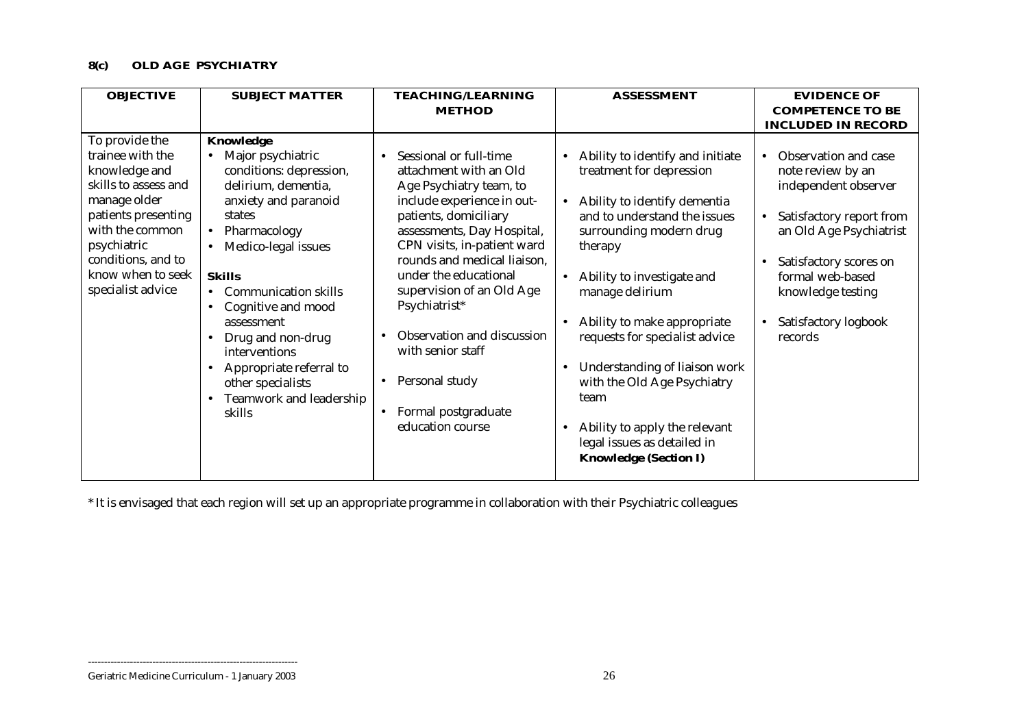**8(c) OLD AGE PSYCHIATRY**

| OBJECTIVE | SUBJECT MATTER | TEACHING/LEARNING METHOD | ASSESSMENT | EVIDENCE OF COMPETENCE TO BE INCLUDED IN RECORD |
|---|---|---|---|---|
| To provide the trainee with the knowledge and skills to assess and manage older patients presenting with the common psychiatric conditions, and to know when to seek specialist advice | **Knowledge**<br>• Major psychiatric conditions: depression, delirium, dementia, anxiety and paranoid states<br>• Pharmacology<br>• Medico-legal issues<br><br>**Skills**<br>• Communication skills<br>• Cognitive and mood assessment<br>• Drug and non-drug interventions<br>• Appropriate referral to other specialists<br>• Teamwork and leadership skills | • Sessional or full-time attachment with an Old Age Psychiatry team, to include experience in out-patients, domiciliary assessments, Day Hospital, CPN visits, in-patient ward rounds and medical liaison, under the educational supervision of an Old Age Psychiatrist*<br>• Observation and discussion with senior staff<br>• Personal study<br>• Formal postgraduate education course | • Ability to identify and initiate treatment for depression<br>• Ability to identify dementia and to understand the issues surrounding modern drug therapy<br>• Ability to investigate and manage delirium<br>• Ability to make appropriate requests for specialist advice<br>• Understanding of liaison work with the Old Age Psychiatry team<br>• Ability to apply the relevant legal issues as detailed in **Knowledge (Section I)** | • Observation and case note review by an independent observer<br>• Satisfactory report from an Old Age Psychiatrist<br>• Satisfactory scores on formal web-based knowledge testing<br>• Satisfactory logbook records |

\* It is envisaged that each region will set up an appropriate programme in collaboration with their Psychiatric colleagues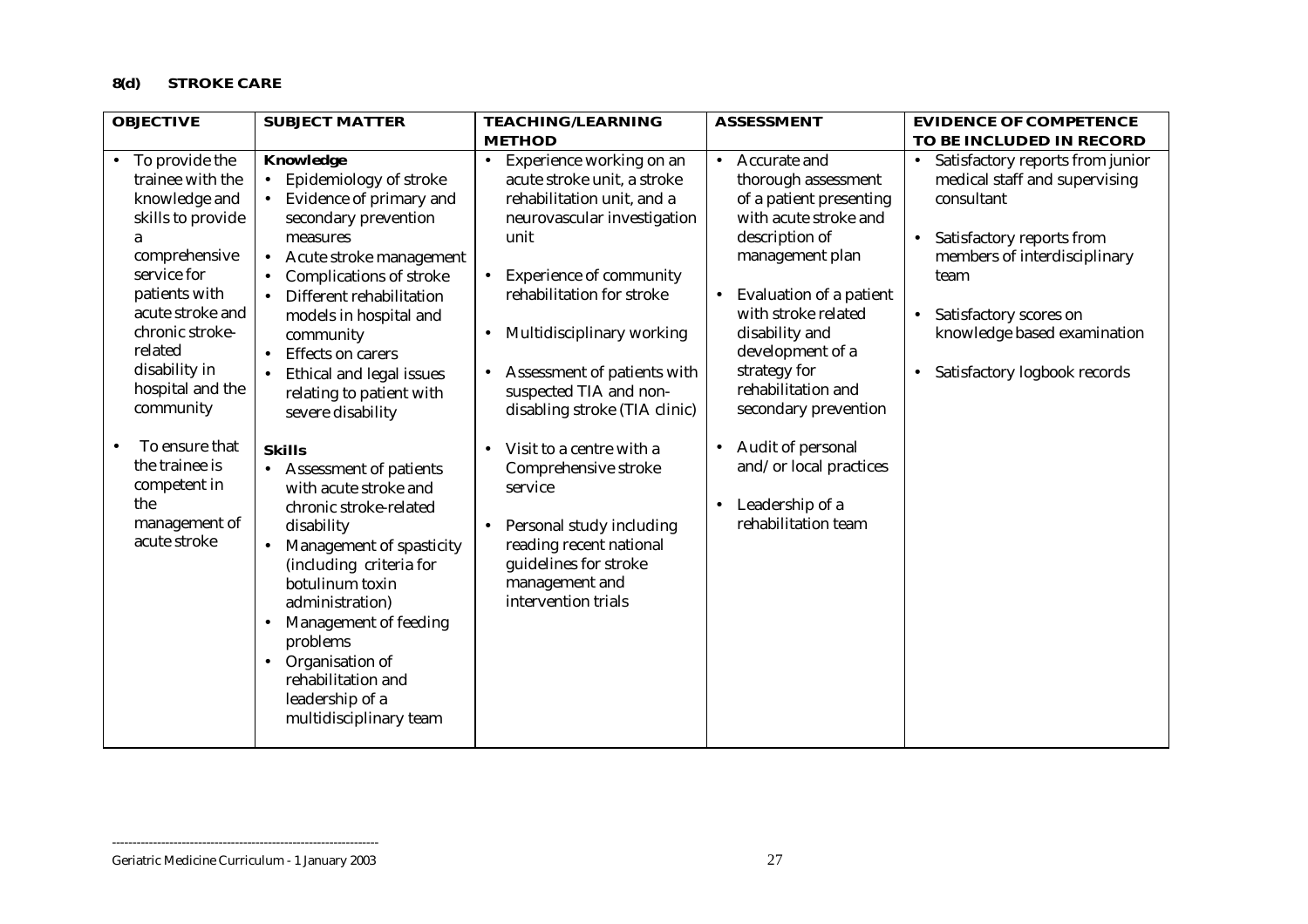**8(d) STROKE CARE**

| OBJECTIVE | SUBJECT MATTER | TEACHING/LEARNING METHOD | ASSESSMENT | EVIDENCE OF COMPETENCE TO BE INCLUDED IN RECORD |
|---|---|---|---|---|
| • To provide the trainee with the knowledge and skills to provide a comprehensive service for patients with acute stroke and chronic stroke-related disability in hospital and the community<br><br>• To ensure that the trainee is competent in the management of acute stroke | **Knowledge**<br>• Epidemiology of stroke<br>• Evidence of primary and secondary prevention measures<br>• Acute stroke management<br>• Complications of stroke<br>• Different rehabilitation models in hospital and community<br>• Effects on carers<br>• Ethical and legal issues relating to patient with severe disability<br><br>**Skills**<br>• Assessment of patients with acute stroke and chronic stroke-related disability<br>• Management of spasticity (including criteria for botulinum toxin administration)<br>• Management of feeding problems<br>• Organisation of rehabilitation and leadership of a multidisciplinary team | • Experience working on an acute stroke unit, a stroke rehabilitation unit, and a neurovascular investigation unit<br><br>• Experience of community rehabilitation for stroke<br><br>• Multidisciplinary working<br><br>• Assessment of patients with suspected TIA and non-disabling stroke (TIA clinic)<br><br>• Visit to a centre with a Comprehensive stroke service<br><br>• Personal study including reading recent national guidelines for stroke management and intervention trials | • Accurate and thorough assessment of a patient presenting with acute stroke and description of management plan<br><br>• Evaluation of a patient with stroke related disability and development of a strategy for rehabilitation and secondary prevention<br><br>• Audit of personal and/or local practices<br><br>• Leadership of a rehabilitation team | • Satisfactory reports from junior medical staff and supervising consultant<br><br>• Satisfactory reports from members of interdisciplinary team<br><br>• Satisfactory scores on knowledge based examination<br><br>• Satisfactory logbook records |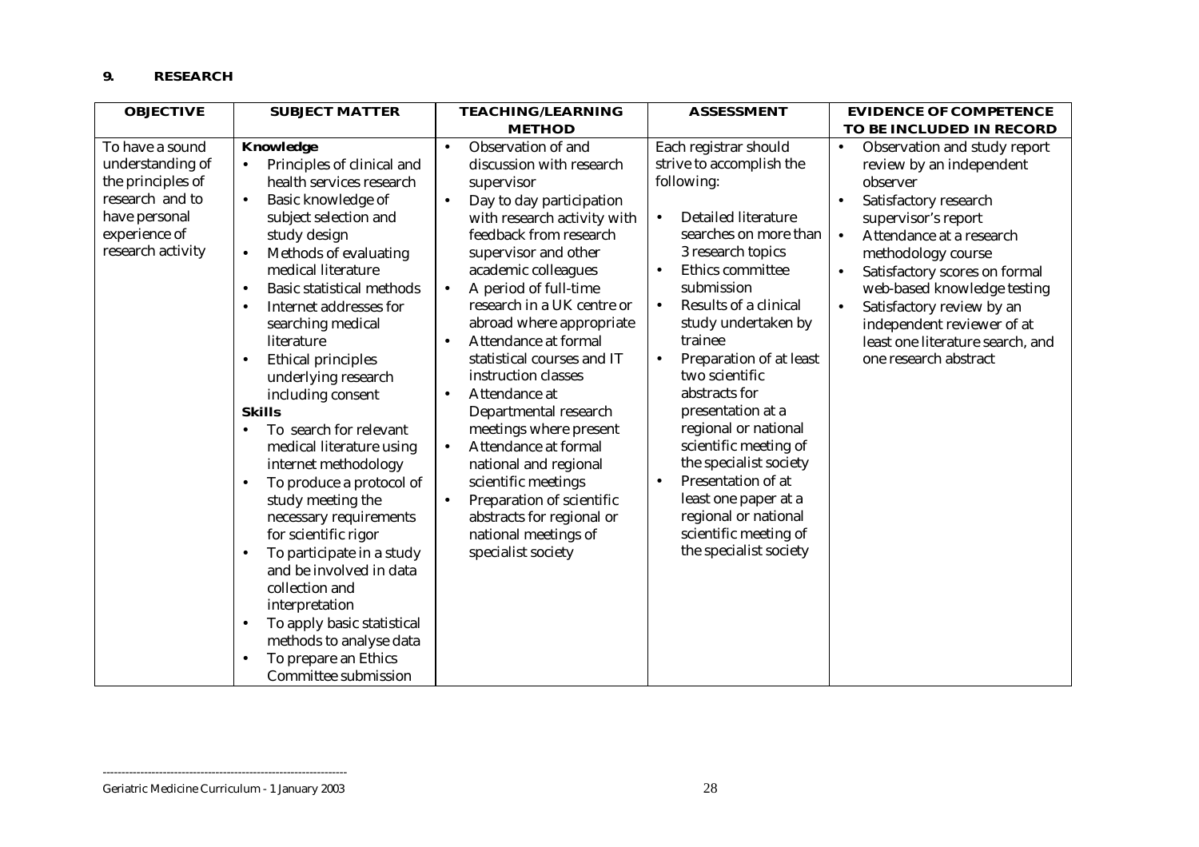## 9. RESEARCH

| OBJECTIVE | SUBJECT MATTER | TEACHING/LEARNING METHOD | ASSESSMENT | EVIDENCE OF COMPETENCE TO BE INCLUDED IN RECORD |
|---|---|---|---|---|
| To have a sound understanding of the principles of research and to have personal experience of research activity | **Knowledge**<br>• Principles of clinical and health services research<br>• Basic knowledge of subject selection and study design<br>• Methods of evaluating medical literature<br>• Basic statistical methods<br>• Internet addresses for searching medical literature<br>• Ethical principles underlying research including consent<br>**Skills**<br>• To search for relevant medical literature using internet methodology<br>• To produce a protocol of study meeting the necessary requirements for scientific rigor<br>• To participate in a study and be involved in data collection and interpretation<br>• To apply basic statistical methods to analyse data<br>• To prepare an Ethics Committee submission | • Observation of and discussion with research supervisor<br>• Day to day participation with research activity with feedback from research supervisor and other academic colleagues<br>• A period of full-time research in a UK centre or abroad where appropriate<br>• Attendance at formal statistical courses and IT instruction classes<br>• Attendance at Departmental research meetings where present<br>• Attendance at formal national and regional scientific meetings<br>• Preparation of scientific abstracts for regional or national meetings of specialist society | Each registrar should strive to accomplish the following:<br>• Detailed literature searches on more than 3 research topics<br>• Ethics committee submission<br>• Results of a clinical study undertaken by trainee<br>• Preparation of at least two scientific abstracts for presentation at a regional or national scientific meeting of the specialist society<br>• Presentation of at least one paper at a regional or national scientific meeting of the specialist society | • Observation and study report review by an independent observer<br>• Satisfactory research supervisor's report<br>• Attendance at a research methodology course<br>• Satisfactory scores on formal web-based knowledge testing<br>• Satisfactory review by an independent reviewer of at least one literature search, and one research abstract |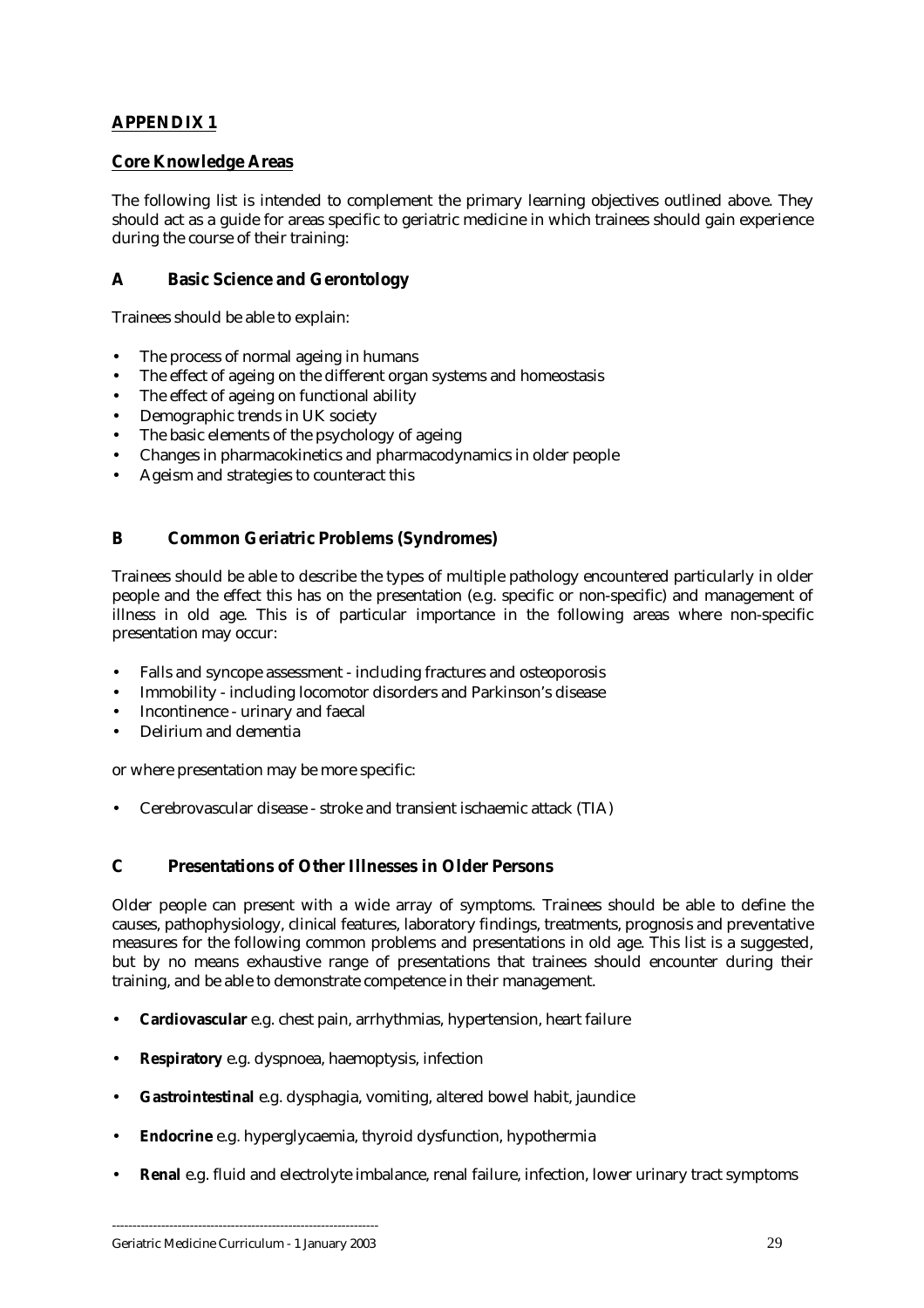## APPENDIX 1

### Core Knowledge Areas

The following list is intended to complement the primary learning objectives outlined above. They should act as a guide for areas specific to geriatric medicine in which trainees should gain experience during the course of their training:

### A Basic Science and Gerontology

Trainees should be able to explain:

- The process of normal ageing in humans
- The effect of ageing on the different organ systems and homeostasis
- The effect of ageing on functional ability
- Demographic trends in UK society
- The basic elements of the psychology of ageing
- Changes in pharmacokinetics and pharmacodynamics in older people
- Ageism and strategies to counteract this

### B Common Geriatric Problems (Syndromes)

Trainees should be able to describe the types of multiple pathology encountered particularly in older people and the effect this has on the presentation (e.g. specific or non-specific) and management of illness in old age. This is of particular importance in the following areas where non-specific presentation may occur:

- Falls and syncope assessment - including fractures and osteoporosis
- Immobility - including locomotor disorders and Parkinson's disease
- Incontinence - urinary and faecal
- Delirium and dementia

or where presentation may be more specific:

- Cerebrovascular disease - stroke and transient ischaemic attack (TIA)

### C Presentations of Other Illnesses in Older Persons

Older people can present with a wide array of symptoms. Trainees should be able to define the causes, pathophysiology, clinical features, laboratory findings, treatments, prognosis and preventative measures for the following common problems and presentations in old age. This list is a suggested, but by no means exhaustive range of presentations that trainees should encounter during their training, and be able to demonstrate competence in their management.

- **Cardiovascular** e.g. chest pain, arrhythmias, hypertension, heart failure
- **Respiratory** e.g. dyspnoea, haemoptysis, infection
- **Gastrointestinal** e.g. dysphagia, vomiting, altered bowel habit, jaundice
- **Endocrine** e.g. hyperglycaemia, thyroid dysfunction, hypothermia
- **Renal** e.g. fluid and electrolyte imbalance, renal failure, infection, lower urinary tract symptoms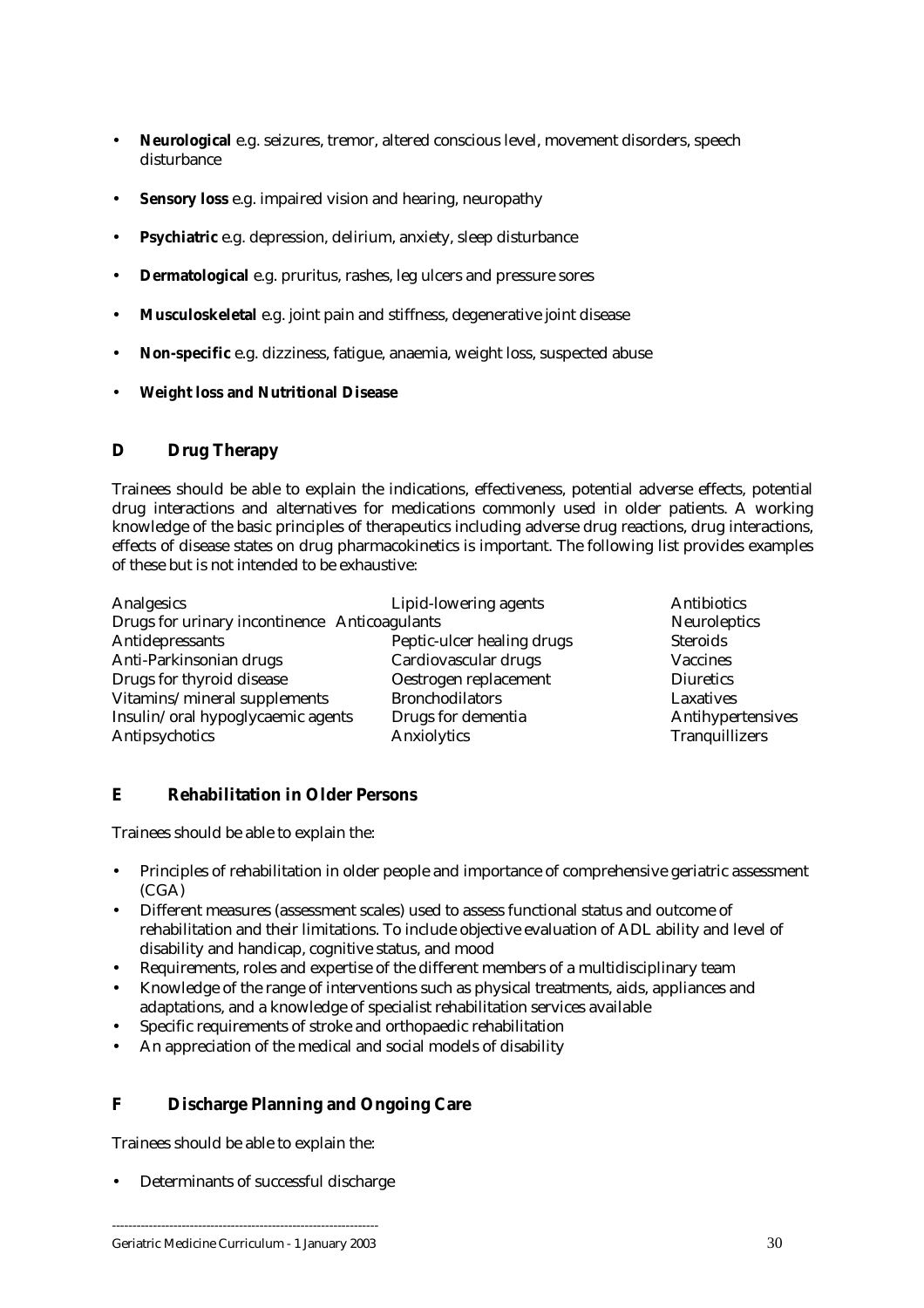- **Neurological** e.g. seizures, tremor, altered conscious level, movement disorders, speech disturbance
- **Sensory loss** e.g. impaired vision and hearing, neuropathy
- **Psychiatric** e.g. depression, delirium, anxiety, sleep disturbance
- **Dermatological** e.g. pruritus, rashes, leg ulcers and pressure sores
- **Musculoskeletal** e.g. joint pain and stiffness, degenerative joint disease
- **Non-specific** e.g. dizziness, fatigue, anaemia, weight loss, suspected abuse
- **Weight loss and Nutritional Disease**

## D Drug Therapy

Trainees should be able to explain the indications, effectiveness, potential adverse effects, potential drug interactions and alternatives for medications commonly used in older patients. A working knowledge of the basic principles of therapeutics including adverse drug reactions, drug interactions, effects of disease states on drug pharmacokinetics is important. The following list provides examples of these but is not intended to be exhaustive:

| | | |
|---|---|---|
| Analgesics | Lipid-lowering agents | Antibiotics |
| Drugs for urinary incontinence | Anticoagulants | Neuroleptics |
| Antidepressants | Peptic-ulcer healing drugs | Steroids |
| Anti-Parkinsonian drugs | Cardiovascular drugs | Vaccines |
| Drugs for thyroid disease | Oestrogen replacement | Diuretics |
| Vitamins/mineral supplements | Bronchodilators | Laxatives |
| Insulin/oral hypoglycaemic agents | Drugs for dementia | Antihypertensives |
| Antipsychotics | Anxiolytics | Tranquillizers |

## E Rehabilitation in Older Persons

Trainees should be able to explain the:

- Principles of rehabilitation in older people and importance of comprehensive geriatric assessment (CGA)
- Different measures (assessment scales) used to assess functional status and outcome of rehabilitation and their limitations. To include objective evaluation of ADL ability and level of disability and handicap, cognitive status, and mood
- Requirements, roles and expertise of the different members of a multidisciplinary team
- Knowledge of the range of interventions such as physical treatments, aids, appliances and adaptations, and a knowledge of specialist rehabilitation services available
- Specific requirements of stroke and orthopaedic rehabilitation
- An appreciation of the medical and social models of disability

## F Discharge Planning and Ongoing Care

Trainees should be able to explain the:

- Determinants of successful discharge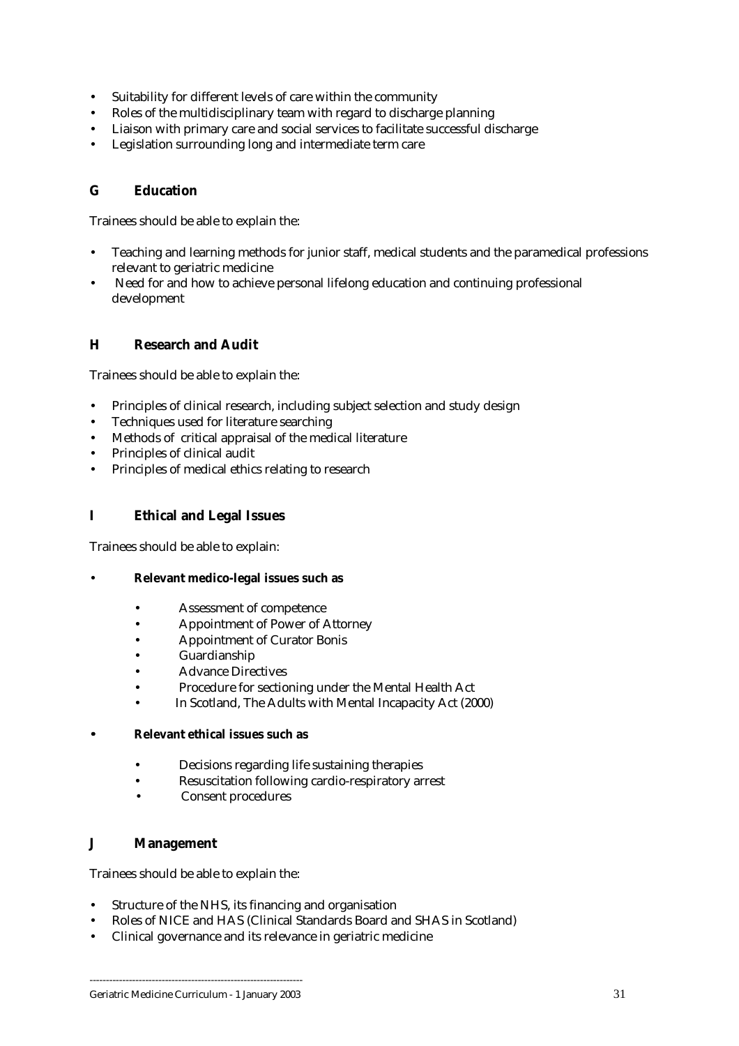- Suitability for different levels of care within the community
- Roles of the multidisciplinary team with regard to discharge planning
- Liaison with primary care and social services to facilitate successful discharge
- Legislation surrounding long and intermediate term care

## G Education

Trainees should be able to explain the:

- Teaching and learning methods for junior staff, medical students and the paramedical professions relevant to geriatric medicine
- Need for and how to achieve personal lifelong education and continuing professional development

## H Research and Audit

Trainees should be able to explain the:

- Principles of clinical research, including subject selection and study design
- Techniques used for literature searching
- Methods of critical appraisal of the medical literature
- Principles of clinical audit
- Principles of medical ethics relating to research

## I Ethical and Legal Issues

Trainees should be able to explain:

- **Relevant medico-legal issues such as**
    - Assessment of competence
    - Appointment of Power of Attorney
    - Appointment of Curator Bonis
    - Guardianship
    - Advance Directives
    - Procedure for sectioning under the Mental Health Act
    - In Scotland, The Adults with Mental Incapacity Act (2000)
- **Relevant ethical issues such as**
    - Decisions regarding life sustaining therapies
    - Resuscitation following cardio-respiratory arrest
    - Consent procedures

## J Management

Trainees should be able to explain the:

- Structure of the NHS, its financing and organisation
- Roles of NICE and HAS (Clinical Standards Board and SHAS in Scotland)
- Clinical governance and its relevance in geriatric medicine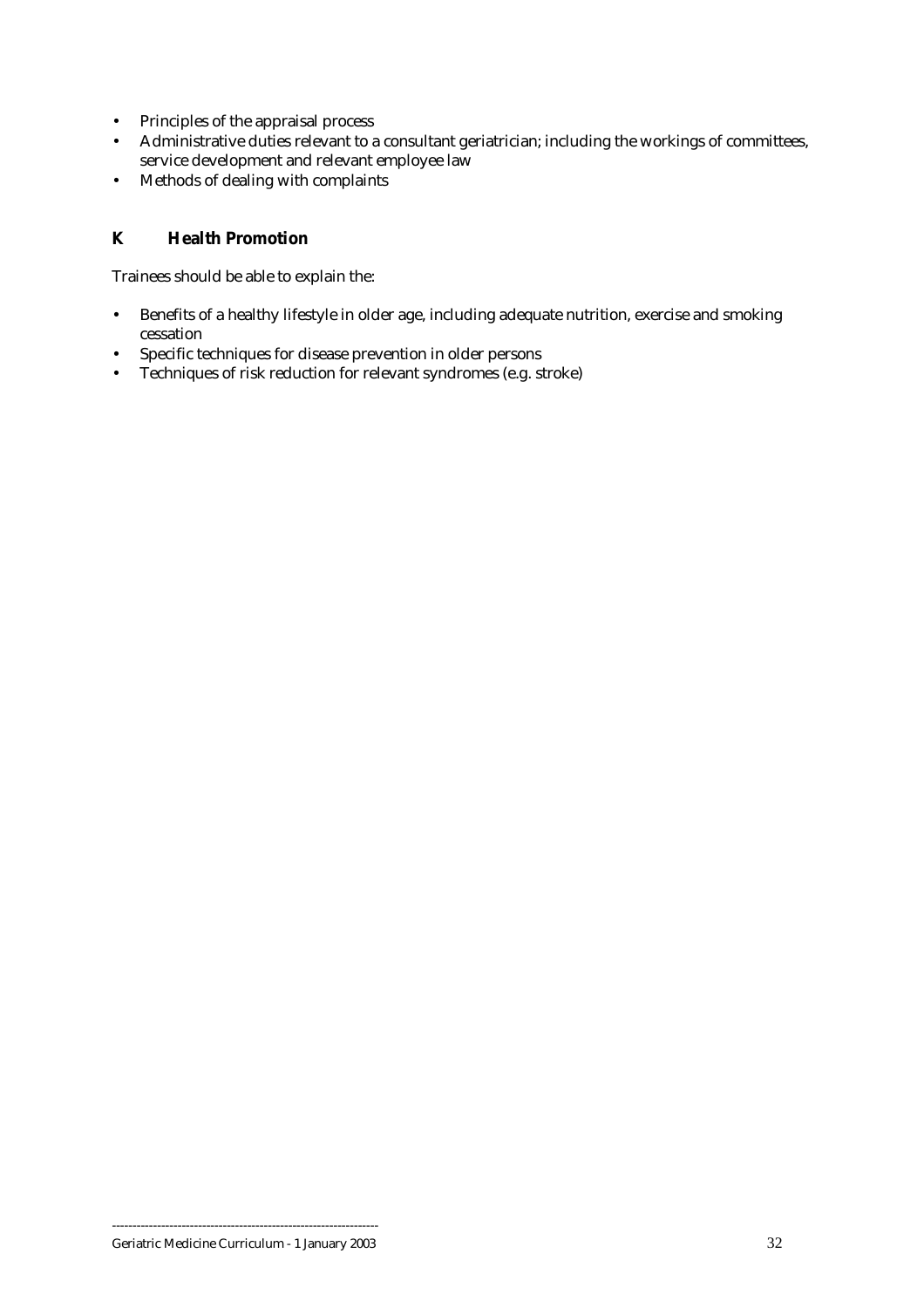- Principles of the appraisal process
- Administrative duties relevant to a consultant geriatrician; including the workings of committees, service development and relevant employee law
- Methods of dealing with complaints

## K Health Promotion

Trainees should be able to explain the:

- Benefits of a healthy lifestyle in older age, including adequate nutrition, exercise and smoking cessation
- Specific techniques for disease prevention in older persons
- Techniques of risk reduction for relevant syndromes (e.g. stroke)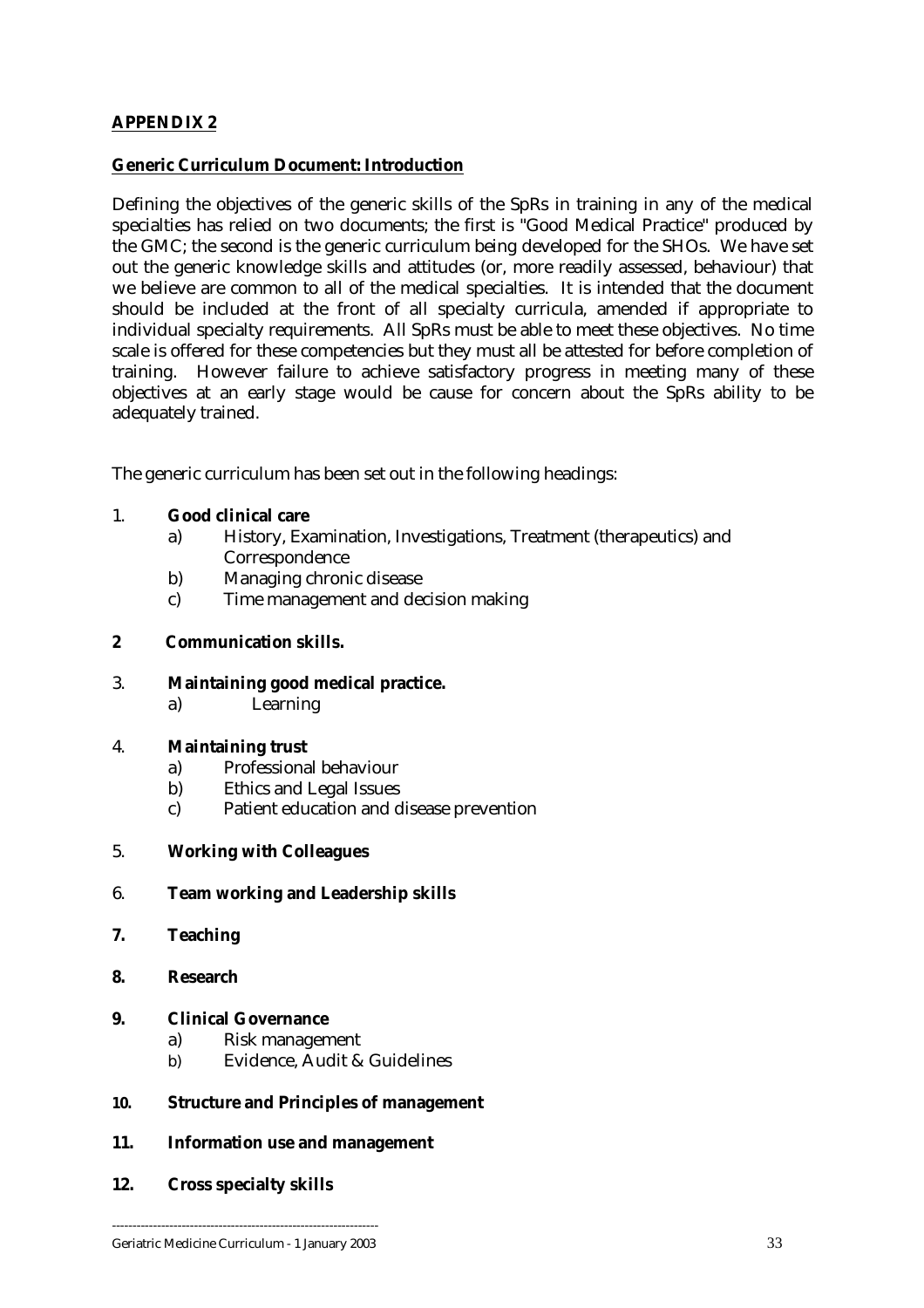**APPENDIX 2**

**Generic Curriculum Document: Introduction**

Defining the objectives of the generic skills of the SpRs in training in any of the medical specialties has relied on two documents; the first is "Good Medical Practice" produced by the GMC; the second is the generic curriculum being developed for the SHOs. We have set out the generic knowledge skills and attitudes (or, more readily assessed, behaviour) that we believe are common to all of the medical specialties. It is intended that the document should be included at the front of all specialty curricula, amended if appropriate to individual specialty requirements. All SpRs must be able to meet these objectives. No time scale is offered for these competencies but they must all be attested for before completion of training. However failure to achieve satisfactory progress in meeting many of these objectives at an early stage would be cause for concern about the SpRs ability to be adequately trained.

The generic curriculum has been set out in the following headings:

1. **Good clinical care**
   a) History, Examination, Investigations, Treatment (therapeutics) and Correspondence
   b) Managing chronic disease
   c) Time management and decision making

2. **Communication skills.**

3. **Maintaining good medical practice.**
   a) Learning

4. **Maintaining trust**
   a) Professional behaviour
   b) Ethics and Legal Issues
   c) Patient education and disease prevention

5. **Working with Colleagues**

6. **Team working and Leadership skills**

7. **Teaching**

8. **Research**

9. **Clinical Governance**
   a) Risk management
   b) Evidence, Audit & Guidelines

10. **Structure and Principles of management**

11. **Information use and management**

12. **Cross specialty skills**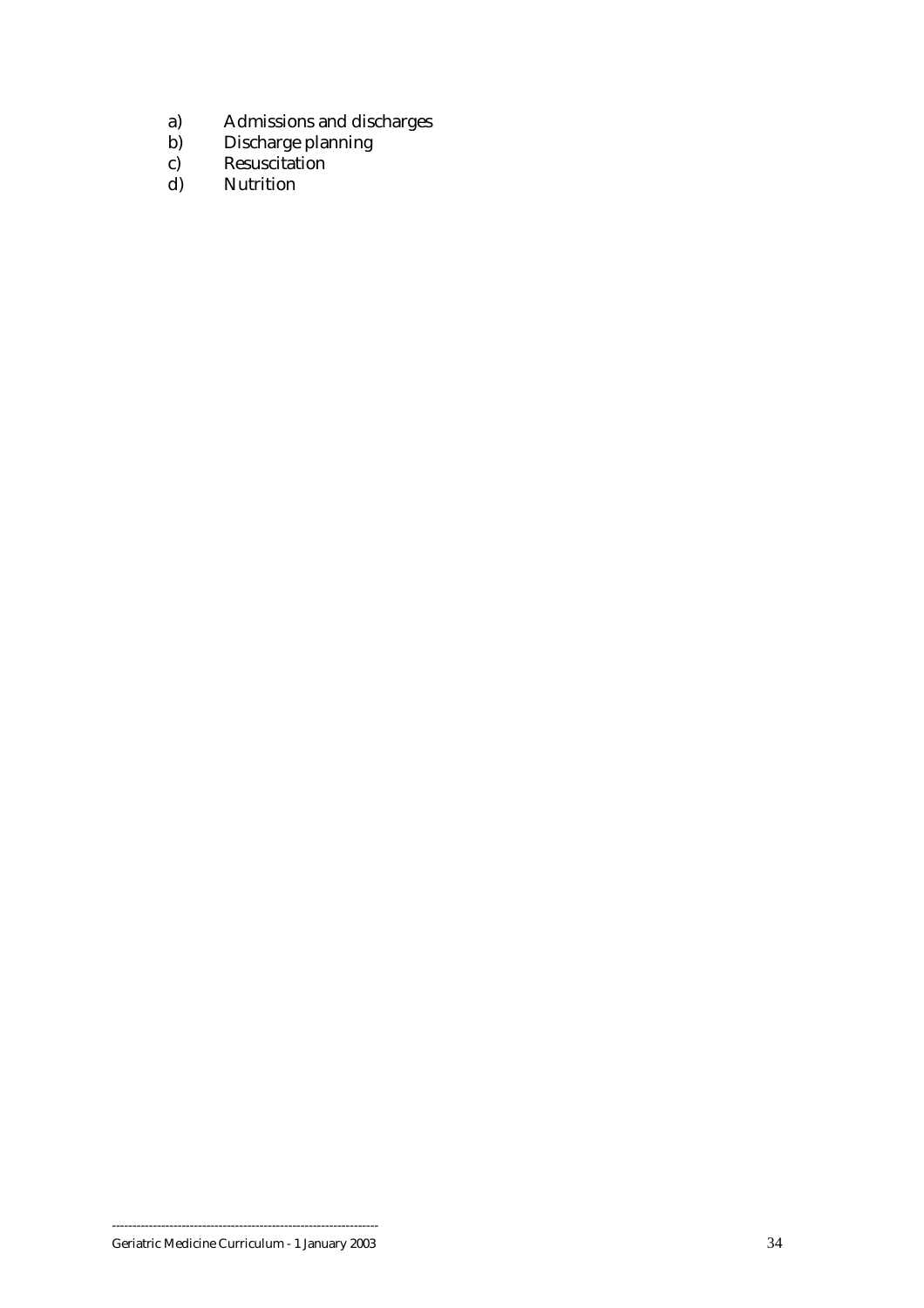a) Admissions and discharges
b) Discharge planning
c) Resuscitation
d) Nutrition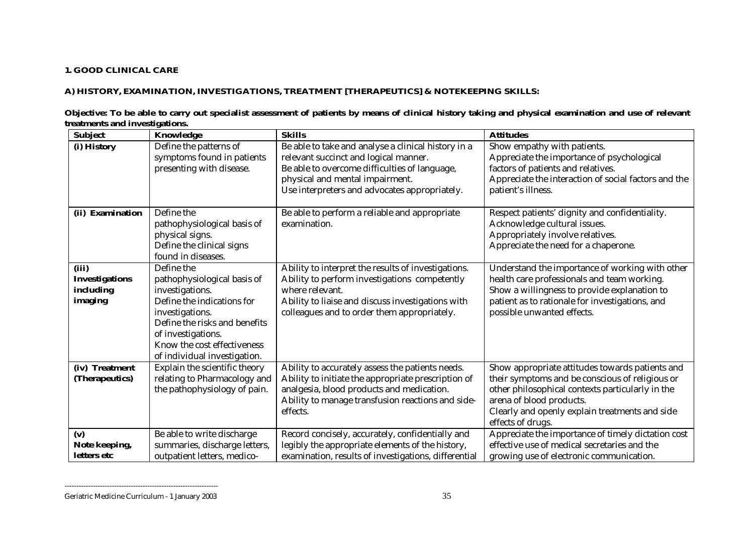**1. GOOD CLINICAL CARE**

**A) HISTORY, EXAMINATION, INVESTIGATIONS, TREATMENT [THERAPEUTICS] & NOTEKEEPING SKILLS:**

**Objective: To be able to carry out specialist assessment of patients by means of clinical history taking and physical examination and use of relevant treatments and investigations.**

| Subject | Knowledge | Skills | Attitudes |
|---|---|---|---|
| **(i) History** | Define the patterns of symptoms found in patients presenting with disease. | Be able to take and analyse a clinical history in a relevant succinct and logical manner.<br>Be able to overcome difficulties of language, physical and mental impairment.<br>Use interpreters and advocates appropriately. | Show empathy with patients.<br>Appreciate the importance of psychological factors of patients and relatives.<br>Appreciate the interaction of social factors and the patient's illness. |
| **(ii) Examination** | Define the pathophysiological basis of physical signs.<br>Define the clinical signs found in diseases. | Be able to perform a reliable and appropriate examination. | Respect patients' dignity and confidentiality.<br>Acknowledge cultural issues.<br>Appropriately involve relatives.<br>Appreciate the need for a chaperone. |
| **(iii) Investigations including imaging** | Define the pathophysiological basis of investigations.<br>Define the indications for investigations.<br>Define the risks and benefits of investigations.<br>Know the cost effectiveness of individual investigation. | Ability to interpret the results of investigations.<br>Ability to perform investigations competently where relevant.<br>Ability to liaise and discuss investigations with colleagues and to order them appropriately. | Understand the importance of working with other health care professionals and team working.<br>Show a willingness to provide explanation to patient as to rationale for investigations, and possible unwanted effects. |
| **(iv) Treatment (Therapeutics)** | Explain the scientific theory relating to Pharmacology and the pathophysiology of pain. | Ability to accurately assess the patients needs.<br>Ability to initiate the appropriate prescription of analgesia, blood products and medication.<br>Ability to manage transfusion reactions and side-effects. | Show appropriate attitudes towards patients and their symptoms and be conscious of religious or other philosophical contexts particularly in the arena of blood products.<br>Clearly and openly explain treatments and side effects of drugs. |
| **(v) Note keeping, letters etc** | Be able to write discharge summaries, discharge letters, outpatient letters, medico- | Record concisely, accurately, confidentially and legibly the appropriate elements of the history, examination, results of investigations, differential | Appreciate the importance of timely dictation cost effective use of medical secretaries and the growing use of electronic communication. |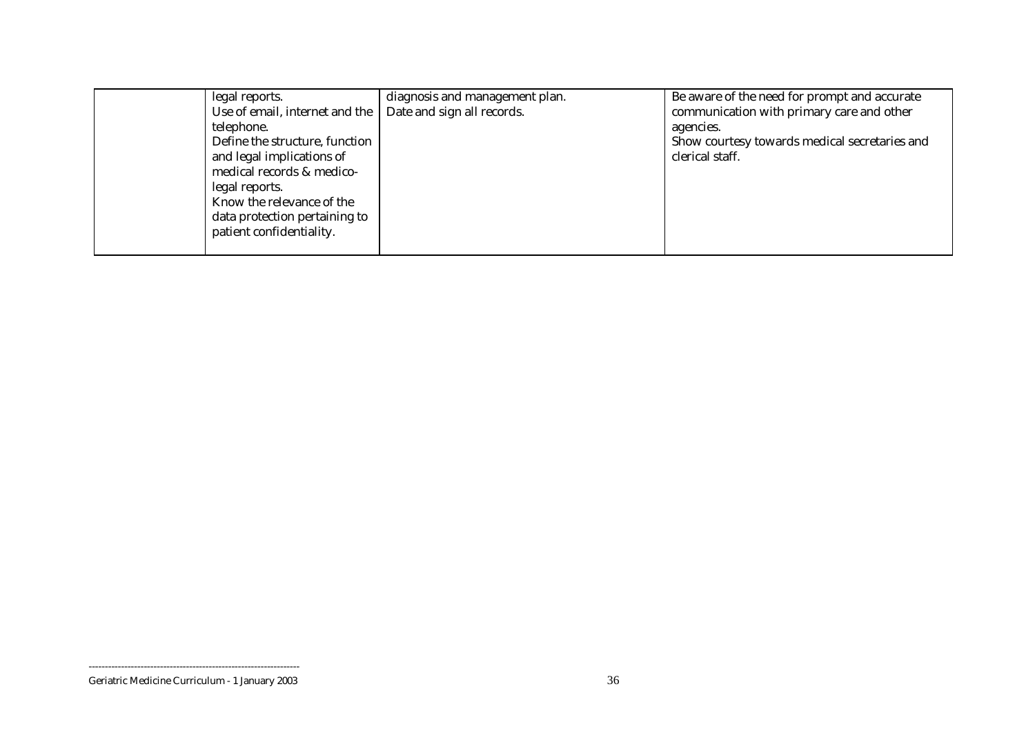|  | legal reports.<br>Use of email, internet and the telephone.<br>Define the structure, function and legal implications of medical records & medico-legal reports.<br>Know the relevance of the data protection pertaining to patient confidentiality. | diagnosis and management plan.<br>Date and sign all records. | Be aware of the need for prompt and accurate communication with primary care and other agencies.<br>Show courtesy towards medical secretaries and clerical staff. |
|---|---|---|---|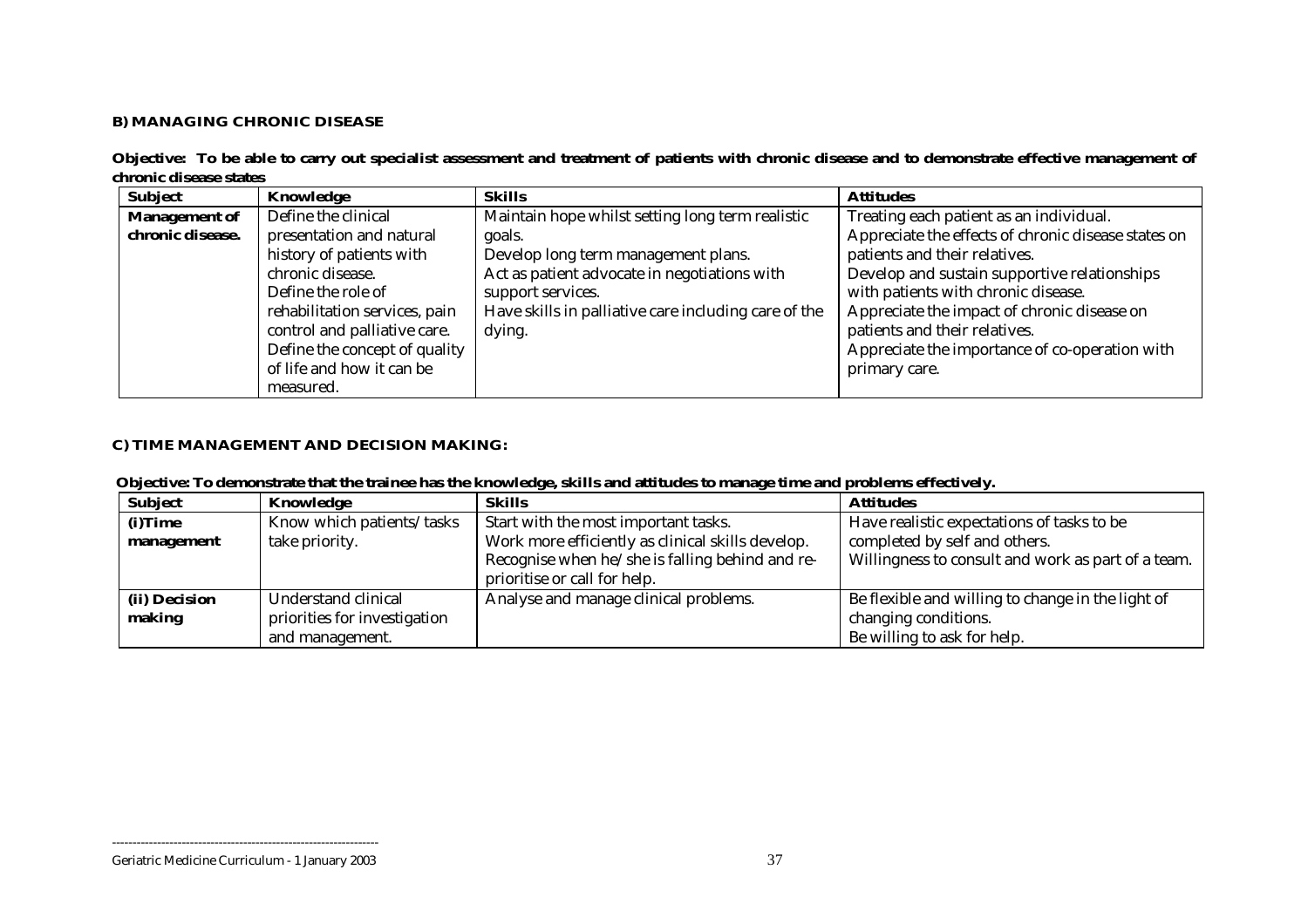#### B) MANAGING CHRONIC DISEASE

**Objective: To be able to carry out specialist assessment and treatment of patients with chronic disease and to demonstrate effective management of chronic disease states**

| Subject | Knowledge | Skills | Attitudes |
|---|---|---|---|
| **Management of chronic disease.** | Define the clinical presentation and natural history of patients with chronic disease.<br>Define the role of rehabilitation services, pain control and palliative care.<br>Define the concept of quality of life and how it can be measured. | Maintain hope whilst setting long term realistic goals.<br>Develop long term management plans.<br>Act as patient advocate in negotiations with support services.<br>Have skills in palliative care including care of the dying. | Treating each patient as an individual.<br>Appreciate the effects of chronic disease states on patients and their relatives.<br>Develop and sustain supportive relationships with patients with chronic disease.<br>Appreciate the impact of chronic disease on patients and their relatives.<br>Appreciate the importance of co-operation with primary care. |

#### C) TIME MANAGEMENT AND DECISION MAKING:

**Objective: To demonstrate that the trainee has the knowledge, skills and attitudes to manage time and problems effectively.**

| Subject | Knowledge | Skills | Attitudes |
|---|---|---|---|
| **(i)Time management** | Know which patients/tasks take priority. | Start with the most important tasks.<br>Work more efficiently as clinical skills develop.<br>Recognise when he/she is falling behind and re-prioritise or call for help. | Have realistic expectations of tasks to be completed by self and others.<br>Willingness to consult and work as part of a team. |
| **(ii) Decision making** | Understand clinical priorities for investigation and management. | Analyse and manage clinical problems. | Be flexible and willing to change in the light of changing conditions.<br>Be willing to ask for help. |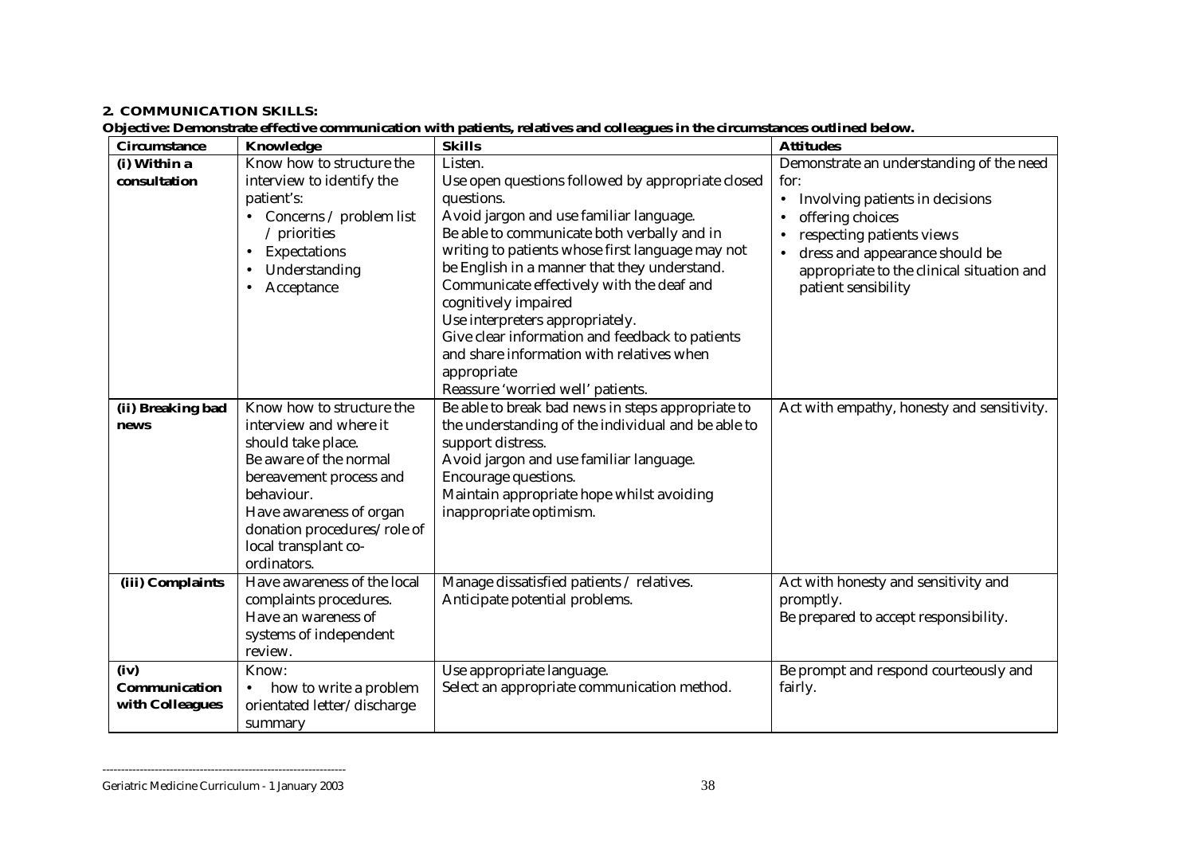**2. COMMUNICATION SKILLS:**

**Objective: Demonstrate effective communication with patients, relatives and colleagues in the circumstances outlined below.**

| Circumstance | Knowledge | Skills | Attitudes |
|---|---|---|---|
| **(i) Within a consultation** | Know how to structure the interview to identify the patient's:<br>• Concerns / problem list / priorities<br>• Expectations<br>• Understanding<br>• Acceptance | Listen.<br>Use open questions followed by appropriate closed questions.<br>Avoid jargon and use familiar language.<br>Be able to communicate both verbally and in writing to patients whose first language may not be English in a manner that they understand.<br>Communicate effectively with the deaf and cognitively impaired<br>Use interpreters appropriately.<br>Give clear information and feedback to patients and share information with relatives when appropriate<br>Reassure 'worried well' patients. | Demonstrate an understanding of the need for:<br>• Involving patients in decisions<br>• offering choices<br>• respecting patients views<br>• dress and appearance should be appropriate to the clinical situation and patient sensibility |
| **(ii) Breaking bad news** | Know how to structure the interview and where it should take place.<br>Be aware of the normal bereavement process and behaviour.<br>Have awareness of organ donation procedures/role of local transplant co-ordinators. | Be able to break bad news in steps appropriate to the understanding of the individual and be able to support distress.<br>Avoid jargon and use familiar language.<br>Encourage questions.<br>Maintain appropriate hope whilst avoiding inappropriate optimism. | Act with empathy, honesty and sensitivity. |
| **(iii) Complaints** | Have awareness of the local complaints procedures.<br>Have an wareness of systems of independent review. | Manage dissatisfied patients / relatives.<br>Anticipate potential problems. | Act with honesty and sensitivity and promptly.<br>Be prepared to accept responsibility. |
| **(iv) Communication with Colleagues** | Know:<br>• how to write a problem orientated letter/discharge summary | Use appropriate language.<br>Select an appropriate communication method. | Be prompt and respond courteously and fairly. |

Geriatric Medicine Curriculum - 1 January 2003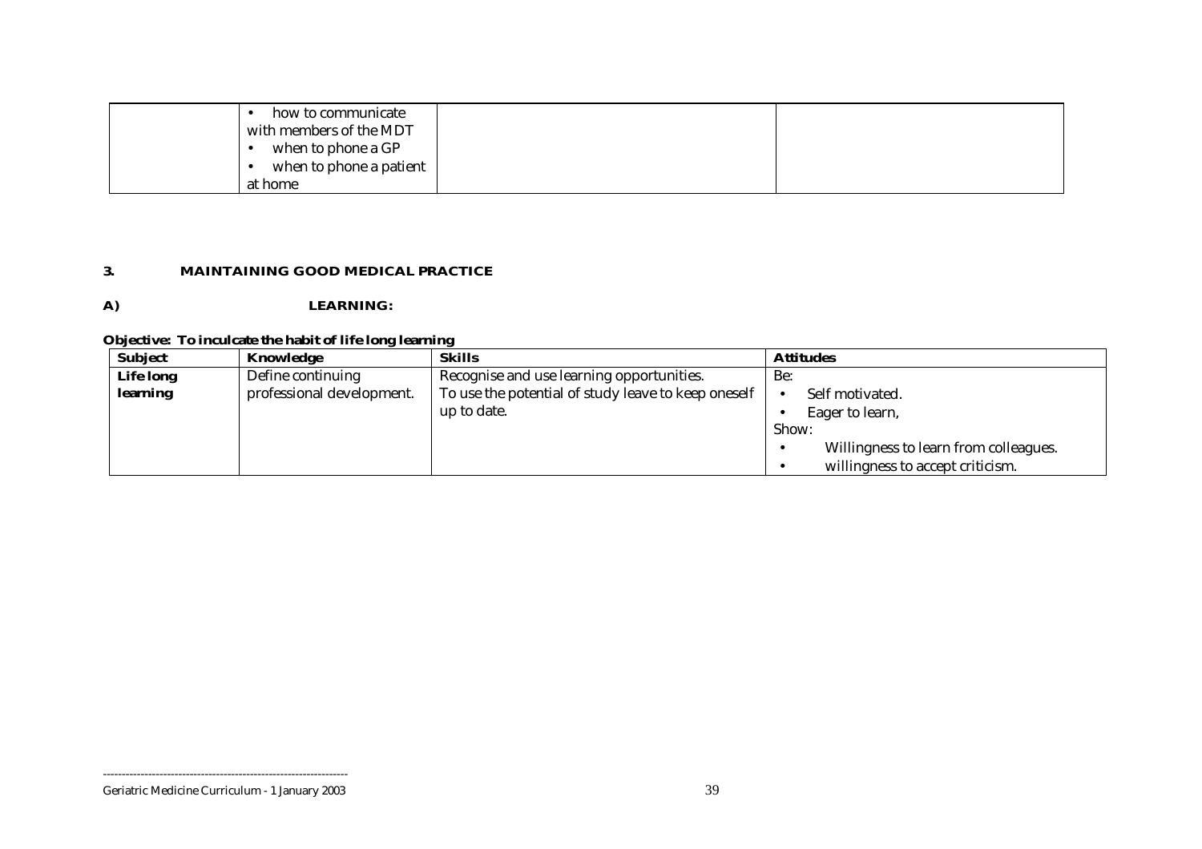|  | • how to communicate with members of the MDT<br>• when to phone a GP<br>• when to phone a patient at home |  |  |
|---|---|---|---|

**3. MAINTAINING GOOD MEDICAL PRACTICE**

**A) LEARNING:**

**Objective: To inculcate the habit of life long learning**

| **Subject** | **Knowledge** | **Skills** | **Attitudes** |
|---|---|---|---|
| **Life long learning** | Define continuing professional development. | Recognise and use learning opportunities.<br>To use the potential of study leave to keep oneself up to date. | Be:<br>• Self motivated.<br>• Eager to learn,<br>Show:<br>• Willingness to learn from colleagues.<br>• willingness to accept criticism. |

Geriatric Medicine Curriculum - 1 January 2003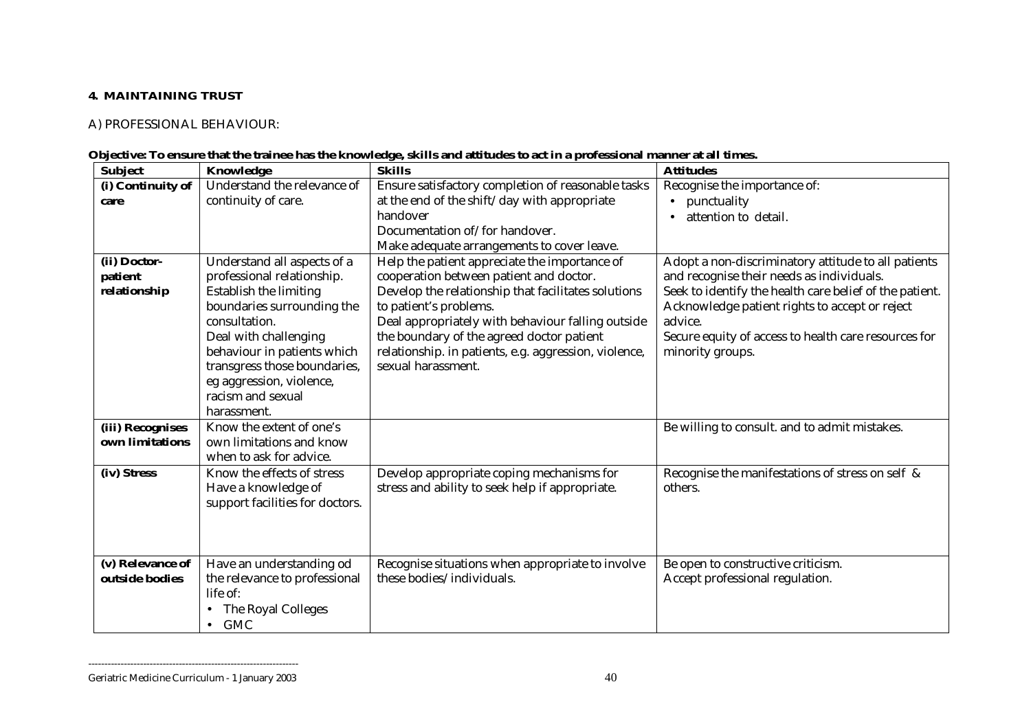**4. MAINTAINING TRUST**

A) PROFESSIONAL BEHAVIOUR:

**Objective: To ensure that the trainee has the knowledge, skills and attitudes to act in a professional manner at all times.**

| **Subject** | **Knowledge** | **Skills** | **Attitudes** |
|---|---|---|---|
| **(i) Continuity of care** | Understand the relevance of continuity of care. | Ensure satisfactory completion of reasonable tasks at the end of the shift/day with appropriate handover<br>Documentation of/for handover.<br>Make adequate arrangements to cover leave. | Recognise the importance of:<br>• punctuality<br>• attention to detail. |
| **(ii) Doctor-patient relationship** | Understand all aspects of a professional relationship.<br>Establish the limiting boundaries surrounding the consultation.<br>Deal with challenging behaviour in patients which transgress those boundaries, eg aggression, violence, racism and sexual harassment. | Help the patient appreciate the importance of cooperation between patient and doctor.<br>Develop the relationship that facilitates solutions to patient's problems.<br>Deal appropriately with behaviour falling outside the boundary of the agreed doctor patient relationship. in patients, e.g. aggression, violence, sexual harassment. | Adopt a non-discriminatory attitude to all patients and recognise their needs as individuals.<br>Seek to identify the health care belief of the patient.<br>Acknowledge patient rights to accept or reject advice.<br>Secure equity of access to health care resources for minority groups. |
| **(iii) Recognises own limitations** | Know the extent of one's own limitations and know when to ask for advice. | | Be willing to consult. and to admit mistakes. |
| **(iv) Stress** | Know the effects of stress<br>Have a knowledge of support facilities for doctors. | Develop appropriate coping mechanisms for stress and ability to seek help if appropriate. | Recognise the manifestations of stress on self & others. |
| **(v) Relevance of outside bodies** | Have an understanding od the relevance to professional life of:<br>• The Royal Colleges<br>• GMC | Recognise situations when appropriate to involve these bodies/individuals. | Be open to constructive criticism.<br>Accept professional regulation. |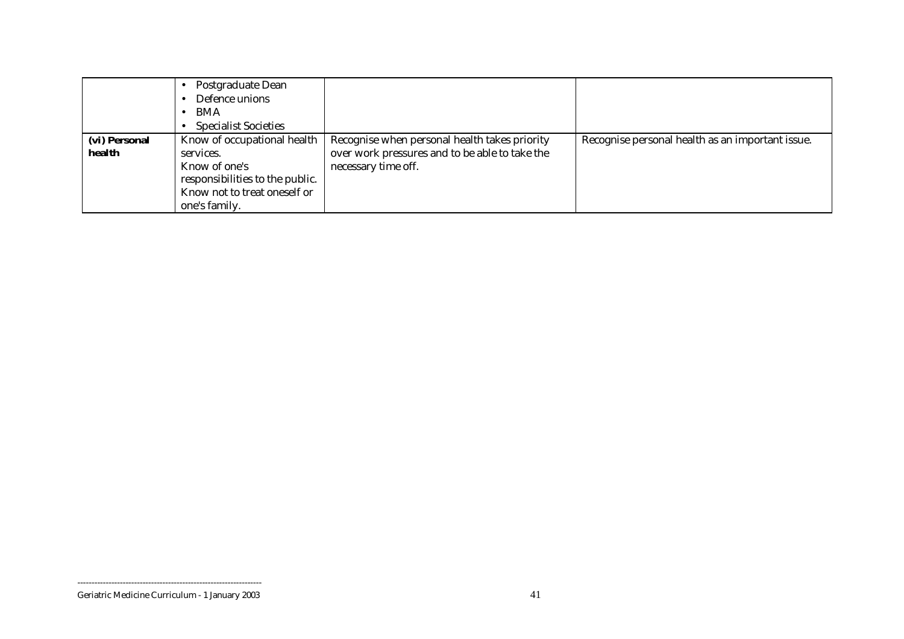| | | | |
|---|---|---|---|
| | • Postgraduate Dean<br>• Defence unions<br>• BMA<br>• Specialist Societies | | |
| **(vi) Personal health** | Know of occupational health services.<br>Know of one's responsibilities to the public.<br>Know not to treat oneself or one's family. | Recognise when personal health takes priority over work pressures and to be able to take the necessary time off. | Recognise personal health as an important issue. |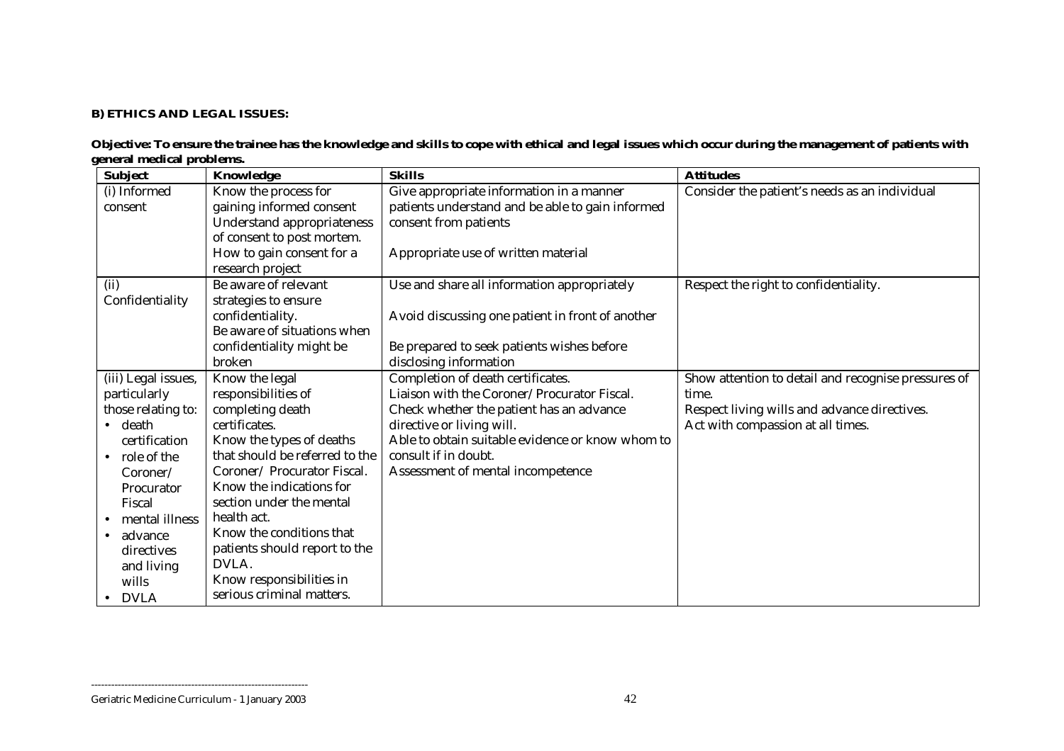**B) ETHICS AND LEGAL ISSUES:**

**Objective: To ensure the trainee has the knowledge and skills to cope with ethical and legal issues which occur during the management of patients with general medical problems.**

| Subject | Knowledge | Skills | Attitudes |
|---|---|---|---|
| (i) Informed consent | Know the process for gaining informed consent<br>Understand appropriateness of consent to post mortem.<br>How to gain consent for a research project | Give appropriate information in a manner patients understand and be able to gain informed consent from patients<br><br>Appropriate use of written material | Consider the patient's needs as an individual |
| (ii) Confidentiality | Be aware of relevant strategies to ensure confidentiality.<br>Be aware of situations when confidentiality might be broken | Use and share all information appropriately<br><br>Avoid discussing one patient in front of another<br><br>Be prepared to seek patients wishes before disclosing information | Respect the right to confidentiality. |
| (iii) Legal issues, particularly those relating to:<br>• death certification<br>• role of the Coroner/ Procurator Fiscal<br>• mental illness<br>• advance directives and living wills<br>• DVLA | Know the legal responsibilities of completing death certificates.<br>Know the types of deaths that should be referred to the Coroner/ Procurator Fiscal.<br>Know the indications for section under the mental health act.<br>Know the conditions that patients should report to the DVLA.<br>Know responsibilities in serious criminal matters. | Completion of death certificates.<br>Liaison with the Coroner/Procurator Fiscal.<br>Check whether the patient has an advance directive or living will.<br>Able to obtain suitable evidence or know whom to consult if in doubt.<br>Assessment of mental incompetence | Show attention to detail and recognise pressures of time.<br>Respect living wills and advance directives.<br>Act with compassion at all times. |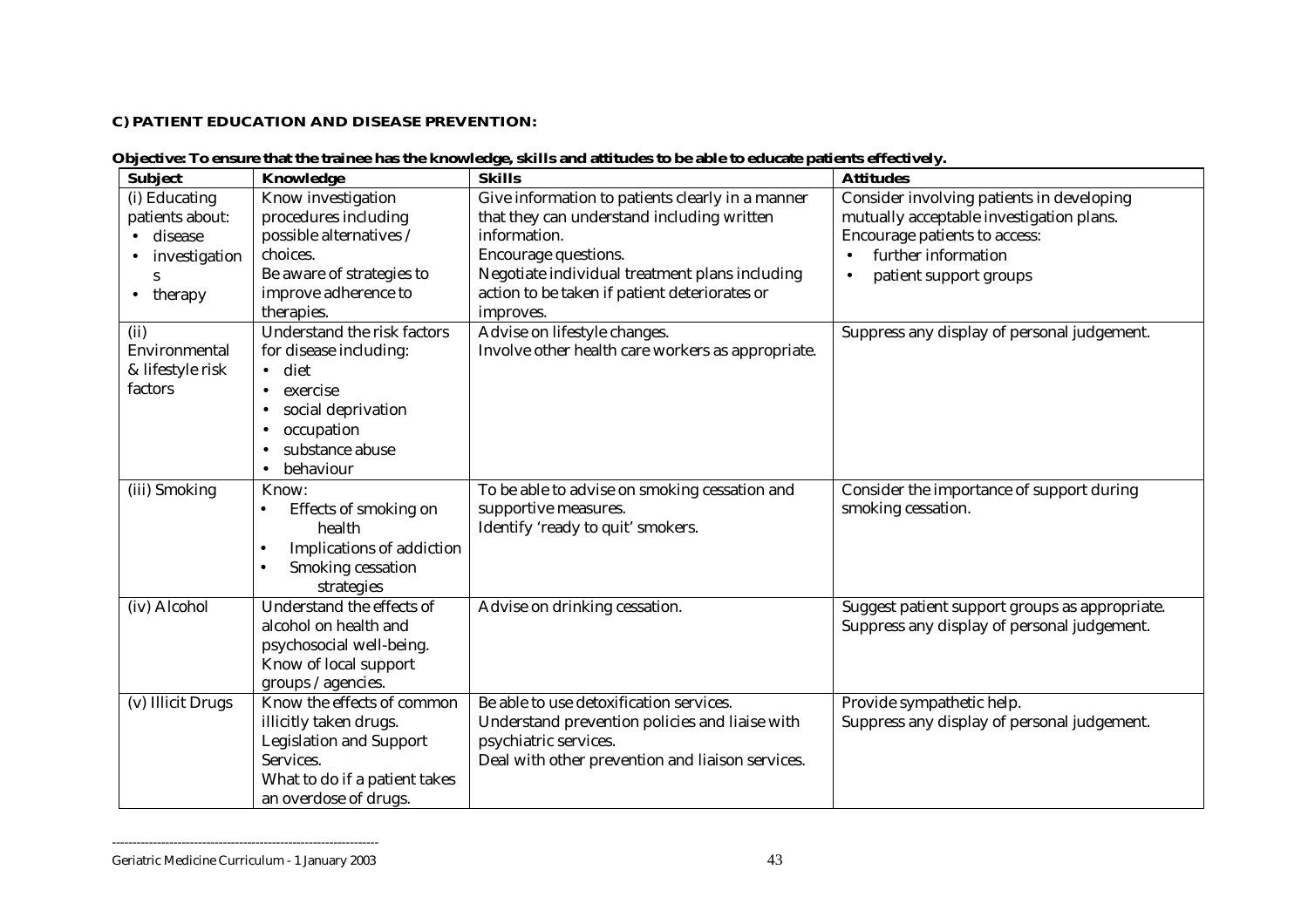**C) PATIENT EDUCATION AND DISEASE PREVENTION:**

**Objective: To ensure that the trainee has the knowledge, skills and attitudes to be able to educate patients effectively.**

| Subject | Knowledge | Skills | Attitudes |
|---|---|---|---|
| (i) Educating patients about: <br>• disease <br>• investigations <br>• therapy | Know investigation procedures including possible alternatives / choices. <br>Be aware of strategies to improve adherence to therapies. | Give information to patients clearly in a manner that they can understand including written information. <br>Encourage questions. <br>Negotiate individual treatment plans including action to be taken if patient deteriorates or improves. | Consider involving patients in developing mutually acceptable investigation plans. <br>Encourage patients to access: <br>• further information <br>• patient support groups |
| (ii) Environmental & lifestyle risk factors | Understand the risk factors for disease including: <br>• diet <br>• exercise <br>• social deprivation <br>• occupation <br>• substance abuse <br>• behaviour | Advise on lifestyle changes. <br>Involve other health care workers as appropriate. | Suppress any display of personal judgement. |
| (iii) Smoking | Know: <br>• Effects of smoking on health <br>• Implications of addiction <br>• Smoking cessation strategies | To be able to advise on smoking cessation and supportive measures. <br>Identify 'ready to quit' smokers. | Consider the importance of support during smoking cessation. |
| (iv) Alcohol | Understand the effects of alcohol on health and psychosocial well-being. <br>Know of local support groups / agencies. | Advise on drinking cessation. | Suggest patient support groups as appropriate. <br>Suppress any display of personal judgement. |
| (v) Illicit Drugs | Know the effects of common illicitly taken drugs. <br>Legislation and Support Services. <br>What to do if a patient takes an overdose of drugs. | Be able to use detoxification services. <br>Understand prevention policies and liaise with psychiatric services. <br>Deal with other prevention and liaison services. | Provide sympathetic help. <br>Suppress any display of personal judgement. |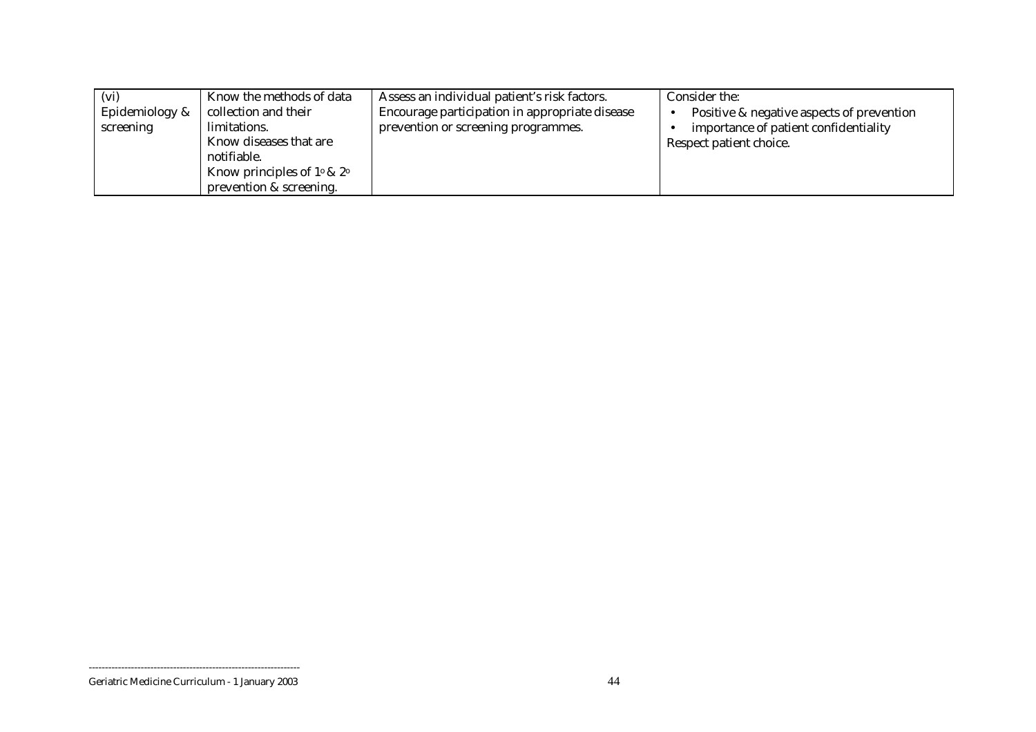| (vi) Epidemiology & screening | Know the methods of data collection and their limitations.<br>Know diseases that are notifiable.<br>Know principles of 1° & 2° prevention & screening. | Assess an individual patient's risk factors.<br>Encourage participation in appropriate disease prevention or screening programmes. | Consider the:<br>• Positive & negative aspects of prevention<br>• importance of patient confidentiality<br>Respect patient choice. |
|---|---|---|---|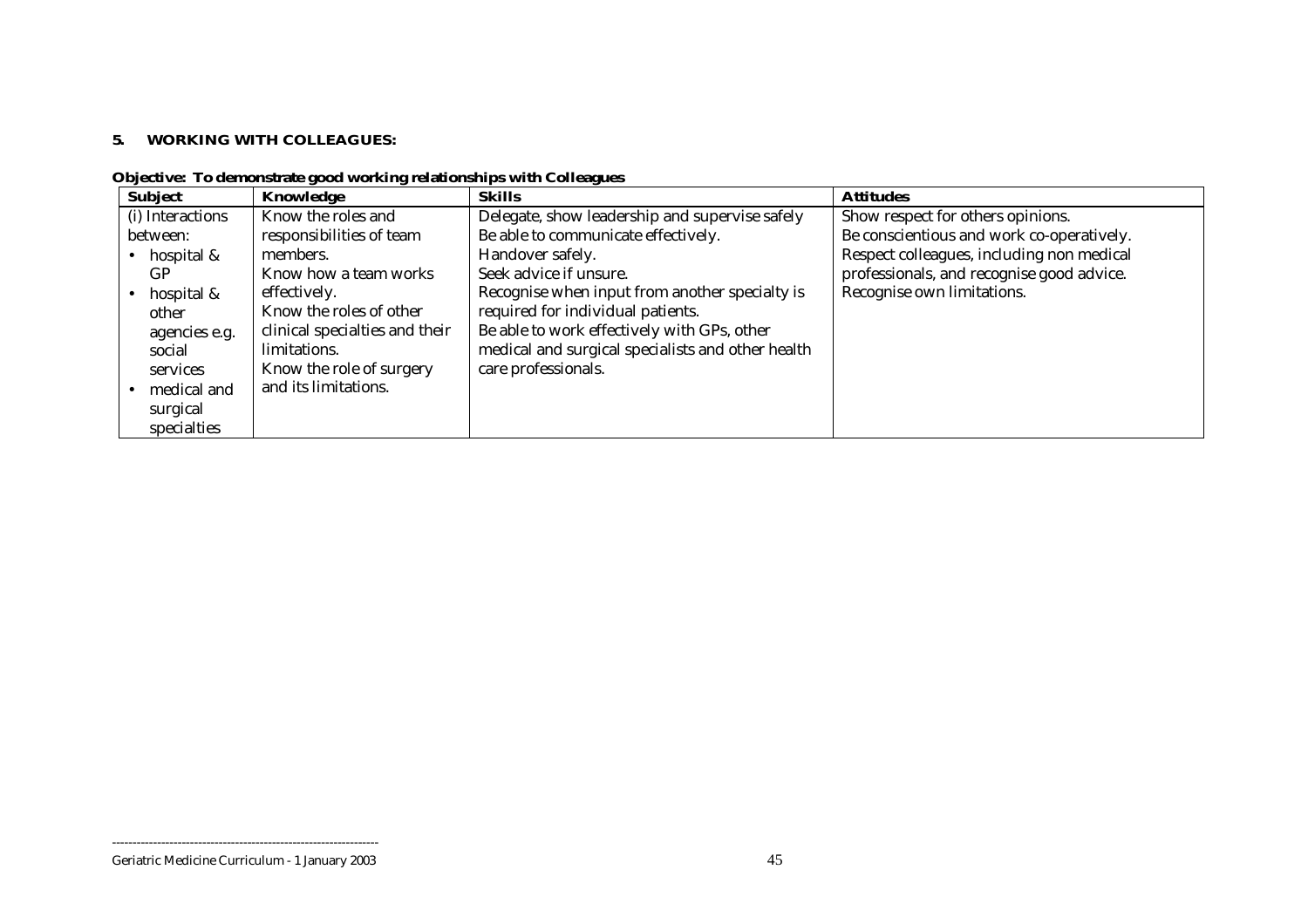## 5. WORKING WITH COLLEAGUES:

**Objective: To demonstrate good working relationships with Colleagues**

| Subject | Knowledge | Skills | Attitudes |
|---|---|---|---|
| (i) Interactions between:<br>• hospital & GP<br>• hospital & other agencies e.g. social services<br>• medical and surgical specialties | Know the roles and responsibilities of team members.<br>Know how a team works effectively.<br>Know the roles of other clinical specialties and their limitations.<br>Know the role of surgery and its limitations. | Delegate, show leadership and supervise safely<br>Be able to communicate effectively.<br>Handover safely.<br>Seek advice if unsure.<br>Recognise when input from another specialty is required for individual patients.<br>Be able to work effectively with GPs, other medical and surgical specialists and other health care professionals. | Show respect for others opinions.<br>Be conscientious and work co-operatively.<br>Respect colleagues, including non medical professionals, and recognise good advice.<br>Recognise own limitations. |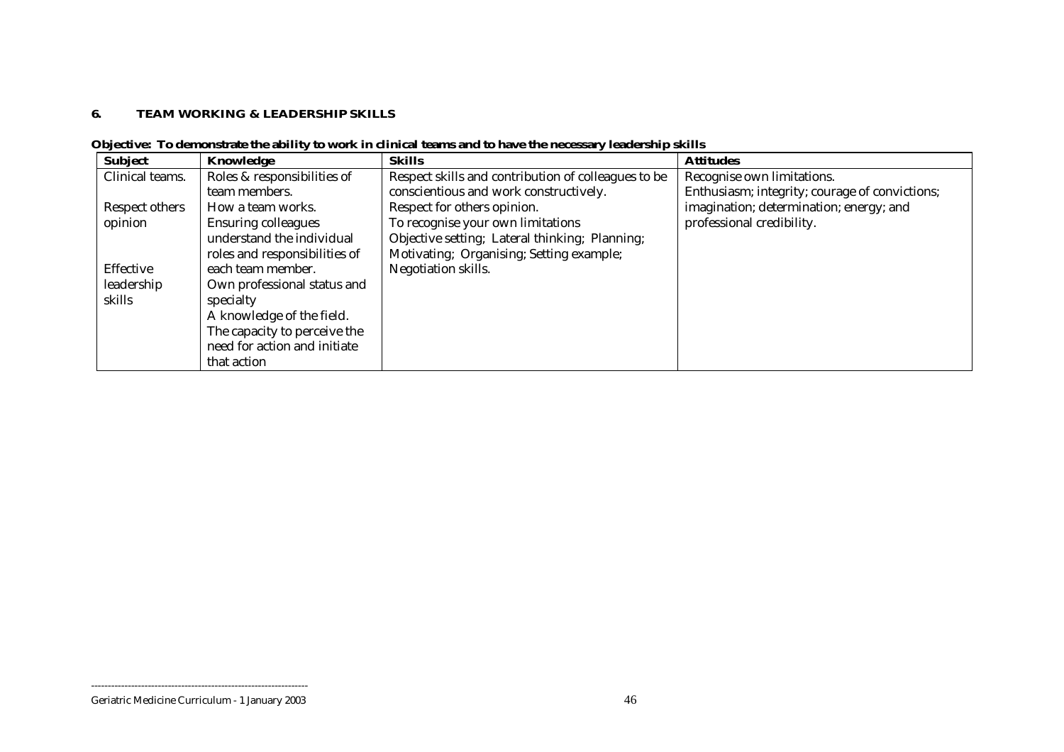## 6. TEAM WORKING & LEADERSHIP SKILLS

**Objective: To demonstrate the ability to work in clinical teams and to have the necessary leadership skills**

| Subject | Knowledge | Skills | Attitudes |
|---|---|---|---|
| Clinical teams.<br><br>Respect others opinion<br><br>Effective leadership skills | Roles & responsibilities of team members.<br>How a team works.<br>Ensuring colleagues understand the individual roles and responsibilities of each team member.<br>Own professional status and specialty<br>A knowledge of the field.<br>The capacity to perceive the need for action and initiate that action | Respect skills and contribution of colleagues to be conscientious and work constructively.<br>Respect for others opinion.<br>To recognise your own limitations<br>Objective setting; Lateral thinking; Planning; Motivating; Organising; Setting example;<br>Negotiation skills. | Recognise own limitations.<br>Enthusiasm; integrity; courage of convictions; imagination; determination; energy; and professional credibility. |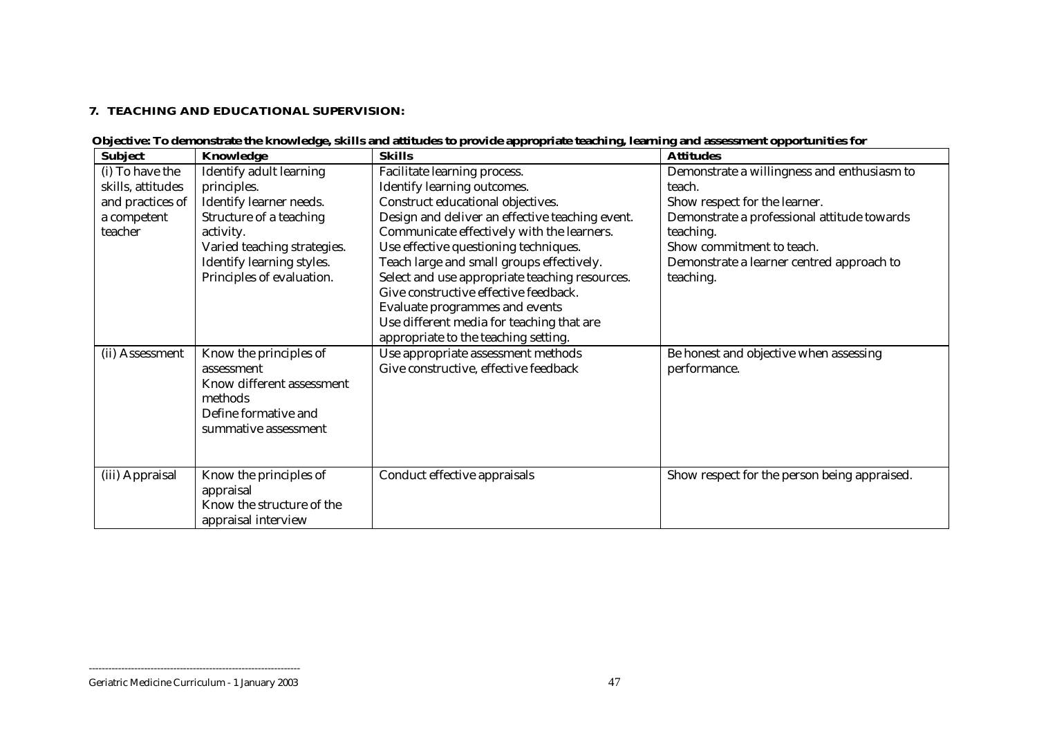**7. TEACHING AND EDUCATIONAL SUPERVISION:**

**Objective: To demonstrate the knowledge, skills and attitudes to provide appropriate teaching, learning and assessment opportunities for**

| **Subject** | **Knowledge** | **Skills** | **Attitudes** |
|---|---|---|---|
| (i) To have the skills, attitudes and practices of a competent teacher | Identify adult learning principles.<br>Identify learner needs.<br>Structure of a teaching activity.<br>Varied teaching strategies.<br>Identify learning styles.<br>Principles of evaluation. | Facilitate learning process.<br>Identify learning outcomes.<br>Construct educational objectives.<br>Design and deliver an effective teaching event.<br>Communicate effectively with the learners.<br>Use effective questioning techniques.<br>Teach large and small groups effectively.<br>Select and use appropriate teaching resources.<br>Give constructive effective feedback.<br>Evaluate programmes and events<br>Use different media for teaching that are appropriate to the teaching setting. | Demonstrate a willingness and enthusiasm to teach.<br>Show respect for the learner.<br>Demonstrate a professional attitude towards teaching.<br>Show commitment to teach.<br>Demonstrate a learner centred approach to teaching. |
| (ii) Assessment | Know the principles of assessment<br>Know different assessment methods<br>Define formative and summative assessment | Use appropriate assessment methods<br>Give constructive, effective feedback | Be honest and objective when assessing performance. |
| (iii) Appraisal | Know the principles of appraisal<br>Know the structure of the appraisal interview | Conduct effective appraisals | Show respect for the person being appraised. |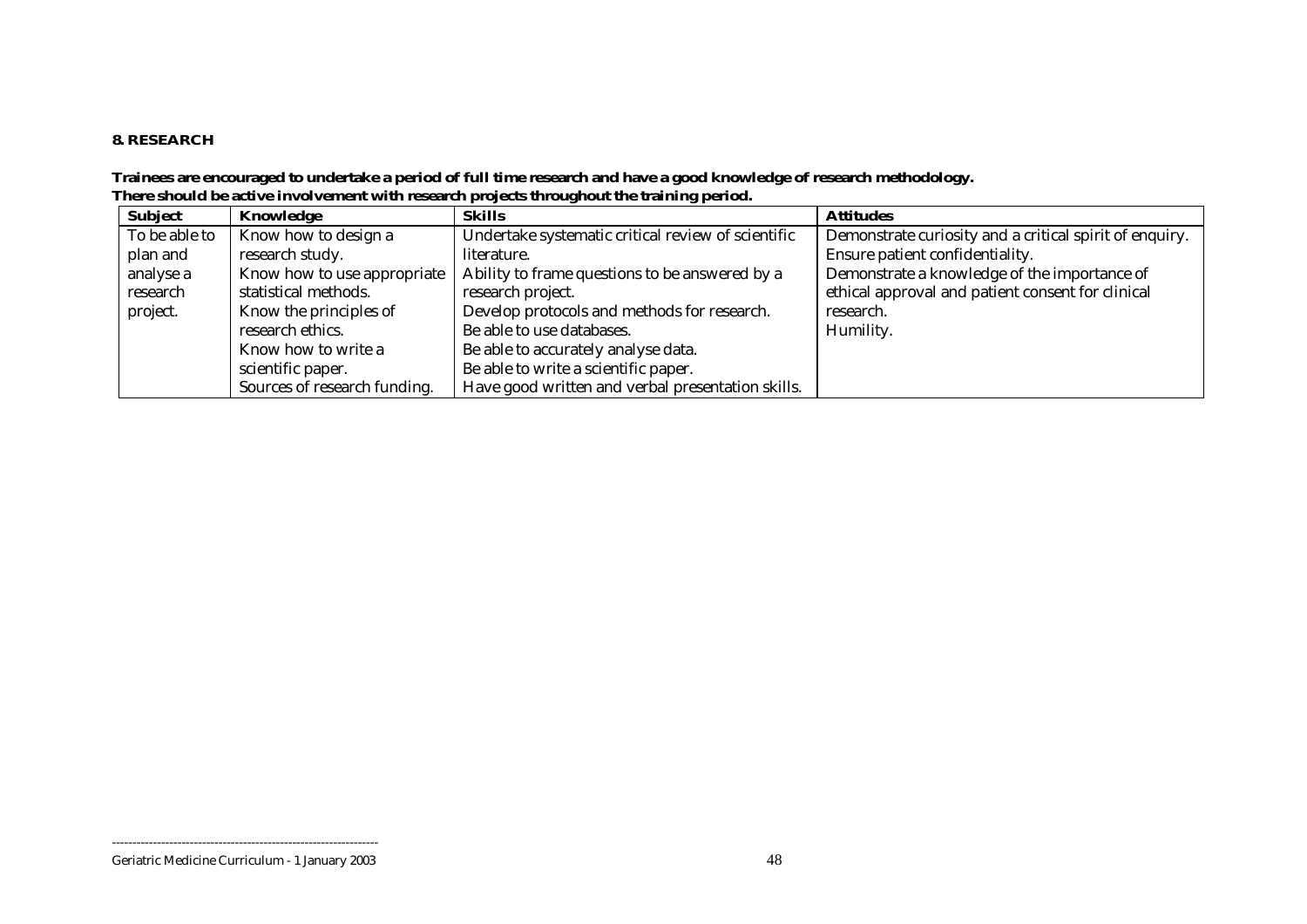**8. RESEARCH**

**Trainees are encouraged to undertake a period of full time research and have a good knowledge of research methodology.**
**There should be active involvement with research projects throughout the training period.**

| Subject | Knowledge | Skills | Attitudes |
|---|---|---|---|
| To be able to plan and analyse a research project. | Know how to design a research study.<br>Know how to use appropriate statistical methods.<br>Know the principles of research ethics.<br>Know how to write a scientific paper.<br>Sources of research funding. | Undertake systematic critical review of scientific literature.<br>Ability to frame questions to be answered by a research project.<br>Develop protocols and methods for research.<br>Be able to use databases.<br>Be able to accurately analyse data.<br>Be able to write a scientific paper.<br>Have good written and verbal presentation skills. | Demonstrate curiosity and a critical spirit of enquiry.<br>Ensure patient confidentiality.<br>Demonstrate a knowledge of the importance of ethical approval and patient consent for clinical research.<br>Humility. |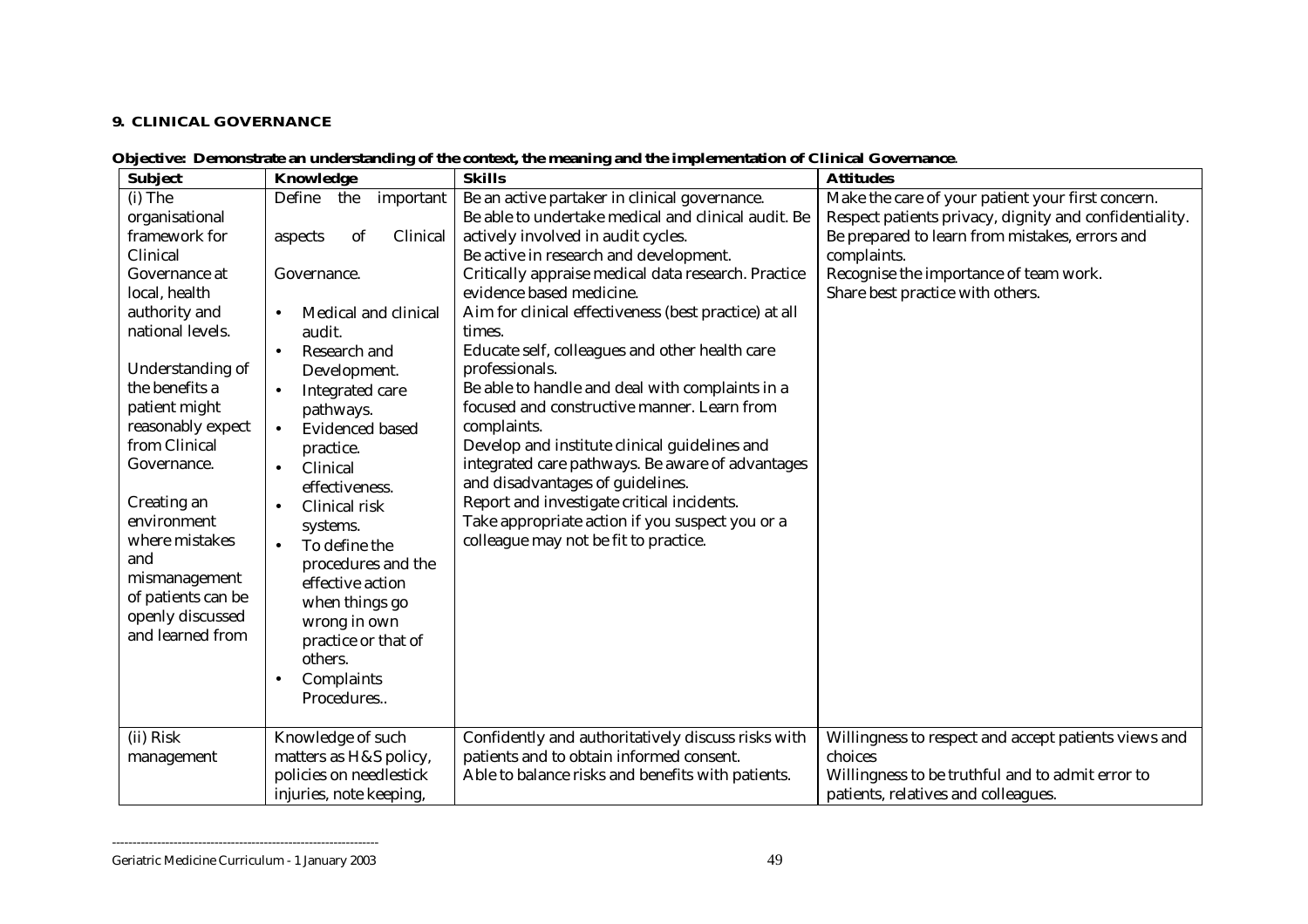## 9. CLINICAL GOVERNANCE

**Objective: Demonstrate an understanding of the context, the meaning and the implementation of Clinical Governance**.

| Subject | Knowledge | Skills | Attitudes |
|---|---|---|---|
| (i) The organisational framework for Clinical Governance at local, health authority and national levels.<br><br>Understanding of the benefits a patient might reasonably expect from Clinical Governance.<br><br>Creating an environment where mistakes and mismanagement of patients can be openly discussed and learned from | Define the important aspects of Clinical Governance.<br><br>• Medical and clinical audit.<br>• Research and Development.<br>• Integrated care pathways.<br>• Evidenced based practice.<br>• Clinical effectiveness.<br>• Clinical risk systems.<br>• To define the procedures and the effective action when things go wrong in own practice or that of others.<br>• Complaints Procedures.. | Be an active partaker in clinical governance.<br>Be able to undertake medical and clinical audit. Be actively involved in audit cycles.<br>Be active in research and development.<br>Critically appraise medical data research. Practice evidence based medicine.<br>Aim for clinical effectiveness (best practice) at all times.<br>Educate self, colleagues and other health care professionals.<br>Be able to handle and deal with complaints in a focused and constructive manner. Learn from complaints.<br>Develop and institute clinical guidelines and integrated care pathways. Be aware of advantages and disadvantages of guidelines.<br>Report and investigate critical incidents.<br>Take appropriate action if you suspect you or a colleague may not be fit to practice. | Make the care of your patient your first concern.<br>Respect patients privacy, dignity and confidentiality.<br>Be prepared to learn from mistakes, errors and complaints.<br>Recognise the importance of team work.<br>Share best practice with others. |
| (ii) Risk management | Knowledge of such matters as H&S policy, policies on needlestick injuries, note keeping, | Confidently and authoritatively discuss risks with patients and to obtain informed consent.<br>Able to balance risks and benefits with patients. | Willingness to respect and accept patients views and choices<br>Willingness to be truthful and to admit error to patients, relatives and colleagues. |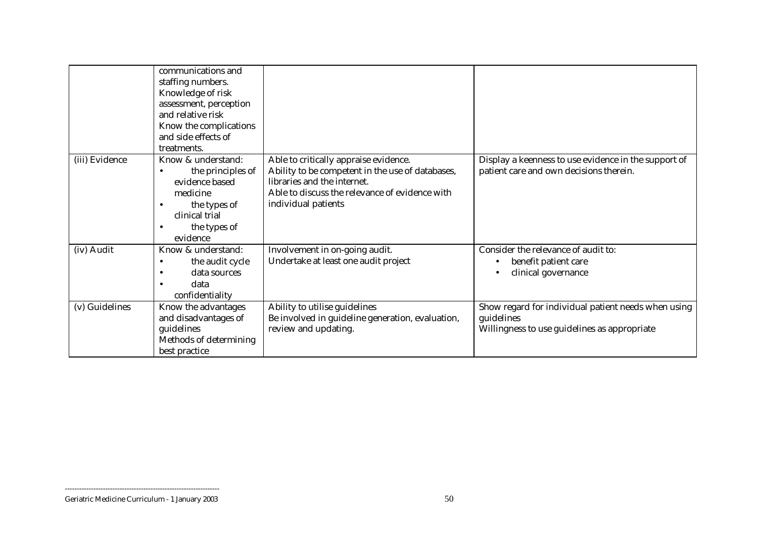| | | | |
|---|---|---|---|
| | communications and staffing numbers.<br>Knowledge of risk assessment, perception and relative risk<br>Know the complications and side effects of treatments. | | |
| (iii) Evidence | Know & understand:<br>• the principles of evidence based medicine<br>• the types of clinical trial<br>• the types of evidence | Able to critically appraise evidence.<br>Ability to be competent in the use of databases, libraries and the internet.<br>Able to discuss the relevance of evidence with individual patients | Display a keenness to use evidence in the support of patient care and own decisions therein. |
| (iv) Audit | Know & understand:<br>• the audit cycle<br>• data sources<br>• data confidentiality | Involvement in on-going audit.<br>Undertake at least one audit project | Consider the relevance of audit to:<br>• benefit patient care<br>• clinical governance |
| (v) Guidelines | Know the advantages and disadvantages of guidelines<br>Methods of determining best practice | Ability to utilise guidelines<br>Be involved in guideline generation, evaluation, review and updating. | Show regard for individual patient needs when using guidelines<br>Willingness to use guidelines as appropriate |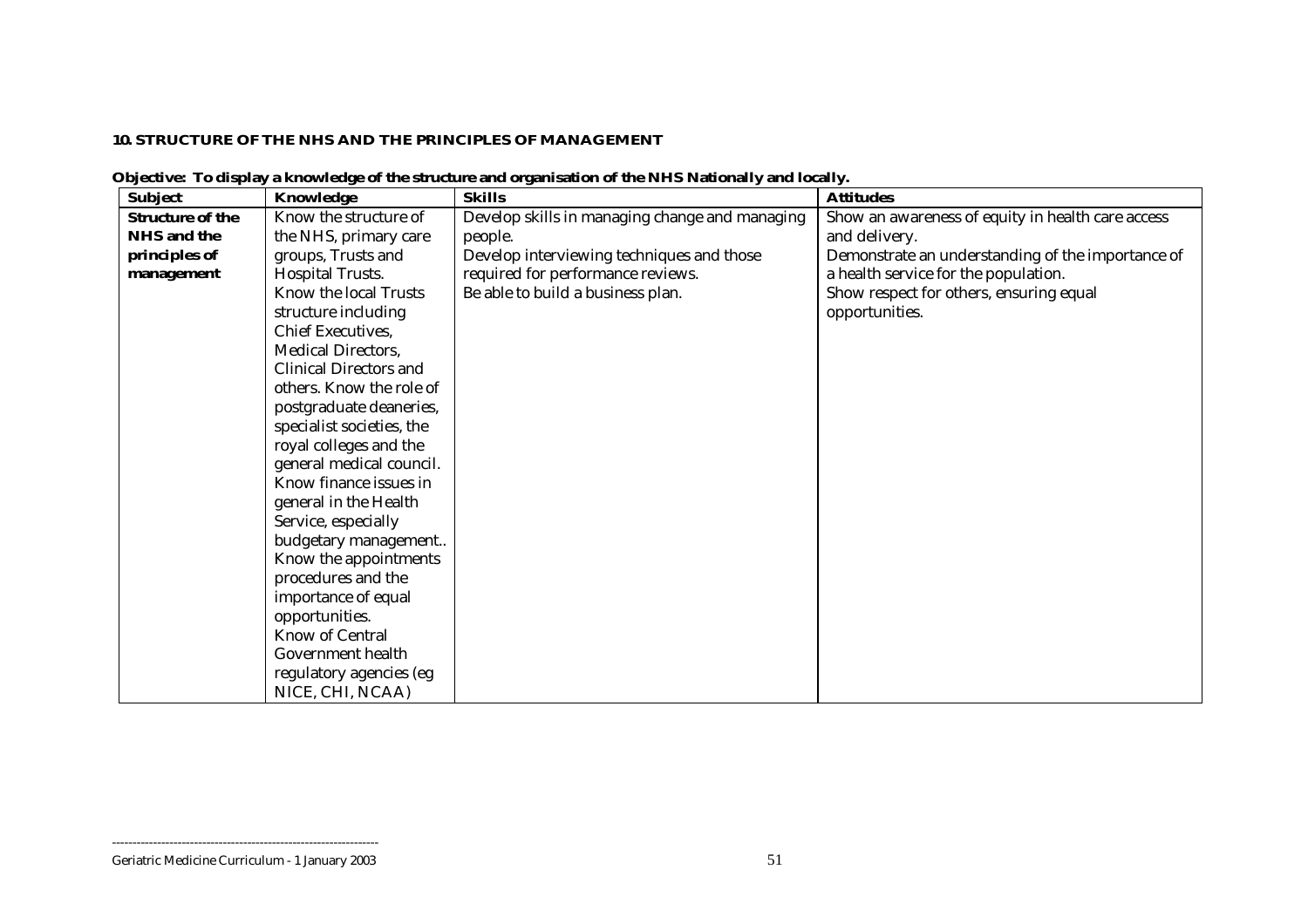**10. STRUCTURE OF THE NHS AND THE PRINCIPLES OF MANAGEMENT**

**Objective: To display a knowledge of the structure and organisation of the NHS Nationally and locally.**

| Subject | Knowledge | Skills | Attitudes |
| --- | --- | --- | --- |
| **Structure of the NHS and the principles of management** | Know the structure of the NHS, primary care groups, Trusts and Hospital Trusts. Know the local Trusts structure including Chief Executives, Medical Directors, Clinical Directors and others. Know the role of postgraduate deaneries, specialist societies, the royal colleges and the general medical council. Know finance issues in general in the Health Service, especially budgetary management.. Know the appointments procedures and the importance of equal opportunities. Know of Central Government health regulatory agencies (eg NICE, CHI, NCAA) | Develop skills in managing change and managing people. Develop interviewing techniques and those required for performance reviews. Be able to build a business plan. | Show an awareness of equity in health care access and delivery. Demonstrate an understanding of the importance of a health service for the population. Show respect for others, ensuring equal opportunities. |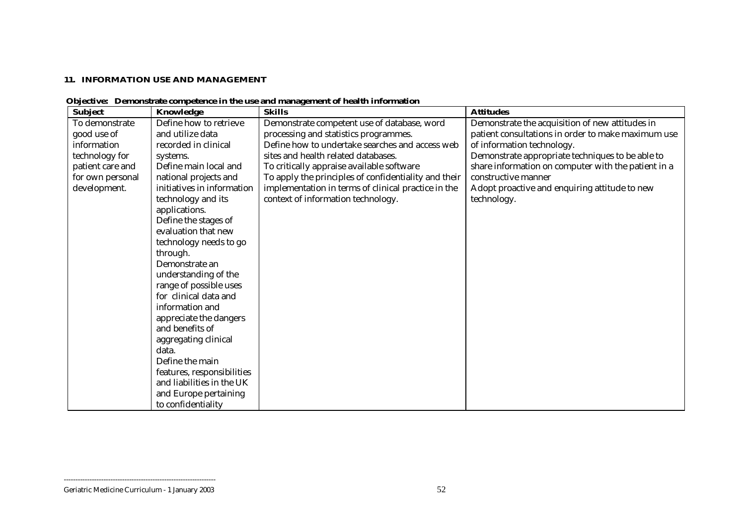## 11. INFORMATION USE AND MANAGEMENT

**Objective: Demonstrate competence in the use and management of health information**

| Subject | Knowledge | Skills | Attitudes |
|---|---|---|---|
| To demonstrate good use of information technology for patient care and for own personal development. | Define how to retrieve and utilize data recorded in clinical systems.<br>Define main local and national projects and initiatives in information technology and its applications.<br>Define the stages of evaluation that new technology needs to go through.<br>Demonstrate an understanding of the range of possible uses for clinical data and information and appreciate the dangers and benefits of aggregating clinical data.<br>Define the main features, responsibilities and liabilities in the UK and Europe pertaining to confidentiality | Demonstrate competent use of database, word processing and statistics programmes.<br>Define how to undertake searches and access web sites and health related databases.<br>To critically appraise available software<br>To apply the principles of confidentiality and their implementation in terms of clinical practice in the context of information technology. | Demonstrate the acquisition of new attitudes in patient consultations in order to make maximum use of information technology.<br>Demonstrate appropriate techniques to be able to share information on computer with the patient in a constructive manner<br>Adopt proactive and enquiring attitude to new technology. |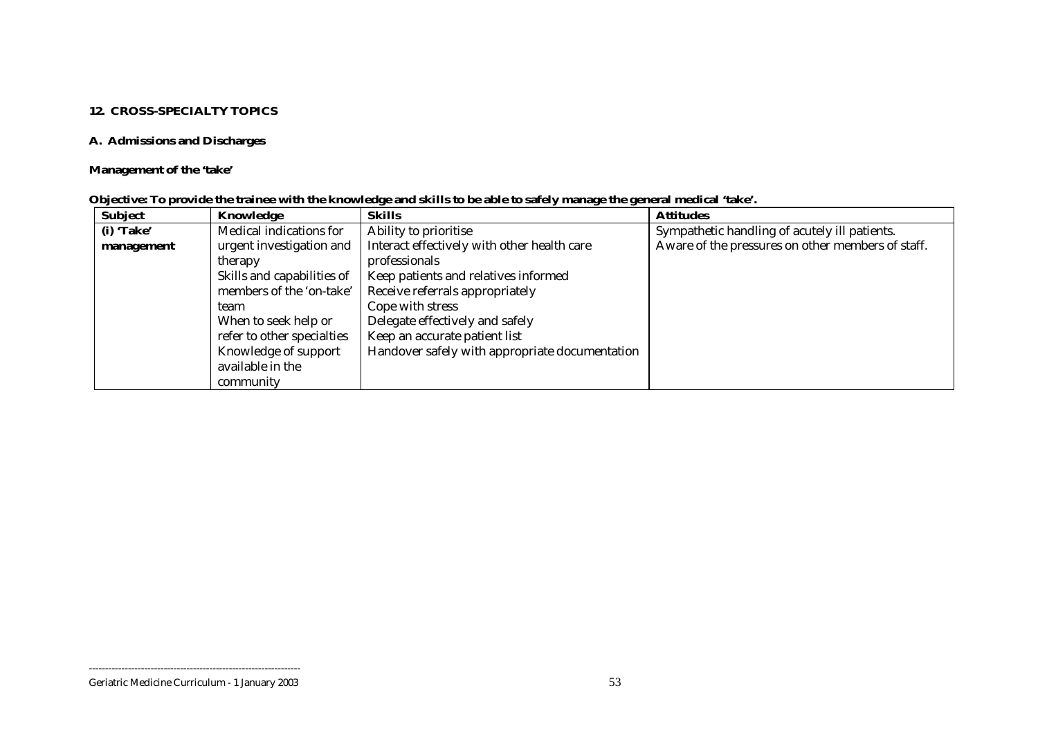**12. CROSS-SPECIALTY TOPICS**

**A. Admissions and Discharges**

**Management of the 'take'**

**Objective: To provide the trainee with the knowledge and skills to be able to safely manage the general medical 'take'.**

| Subject | Knowledge | Skills | Attitudes |
|---|---|---|---|
| **(i) 'Take' management** | Medical indications for urgent investigation and therapy<br>Skills and capabilities of members of the 'on-take' team<br>When to seek help or refer to other specialties<br>Knowledge of support available in the community | Ability to prioritise<br>Interact effectively with other health care professionals<br>Keep patients and relatives informed<br>Receive referrals appropriately<br>Cope with stress<br>Delegate effectively and safely<br>Keep an accurate patient list<br>Handover safely with appropriate documentation | Sympathetic handling of acutely ill patients.<br>Aware of the pressures on other members of staff. |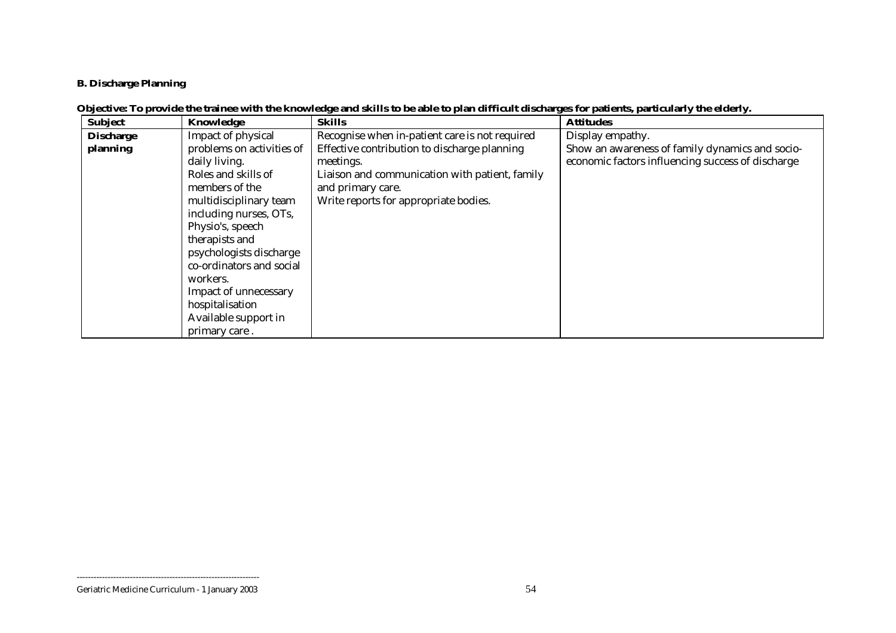**B. Discharge Planning**

**Objective: To provide the trainee with the knowledge and skills to be able to plan difficult discharges for patients, particularly the elderly.**

| Subject | Knowledge | Skills | Attitudes |
|---|---|---|---|
| **Discharge planning** | Impact of physical problems on activities of daily living.<br>Roles and skills of members of the multidisciplinary team including nurses, OTs, Physio's, speech therapists and psychologists discharge co-ordinators and social workers.<br>Impact of unnecessary hospitalisation<br>Available support in primary care . | Recognise when in-patient care is not required<br>Effective contribution to discharge planning meetings.<br>Liaison and communication with patient, family and primary care.<br>Write reports for appropriate bodies. | Display empathy.<br>Show an awareness of family dynamics and socio-economic factors influencing success of discharge |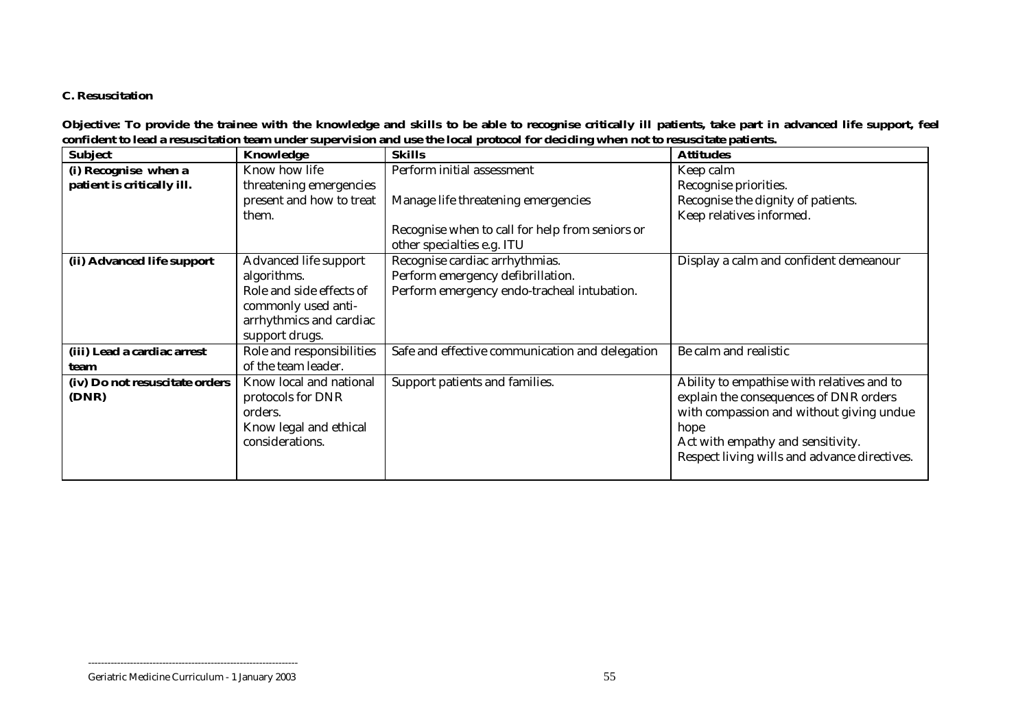**C. Resuscitation**

**Objective: To provide the trainee with the knowledge and skills to be able to recognise critically ill patients, take part in advanced life support, feel confident to lead a resuscitation team under supervision and use the local protocol for deciding when not to resuscitate patients.**

| Subject | Knowledge | Skills | Attitudes |
|---|---|---|---|
| **(i) Recognise when a patient is critically ill.** | Know how life threatening emergencies present and how to treat them. | Perform initial assessment<br><br>Manage life threatening emergencies<br><br>Recognise when to call for help from seniors or other specialties e.g. ITU | Keep calm<br>Recognise priorities.<br>Recognise the dignity of patients.<br>Keep relatives informed. |
| **(ii) Advanced life support** | Advanced life support algorithms.<br>Role and side effects of commonly used anti-arrhythmics and cardiac support drugs. | Recognise cardiac arrhythmias.<br>Perform emergency defibrillation.<br>Perform emergency endo-tracheal intubation. | Display a calm and confident demeanour |
| **(iii) Lead a cardiac arrest team** | Role and responsibilities of the team leader. | Safe and effective communication and delegation | Be calm and realistic |
| **(iv) Do not resuscitate orders (DNR)** | Know local and national protocols for DNR orders.<br>Know legal and ethical considerations. | Support patients and families. | Ability to empathise with relatives and to explain the consequences of DNR orders with compassion and without giving undue hope<br>Act with empathy and sensitivity.<br>Respect living wills and advance directives. |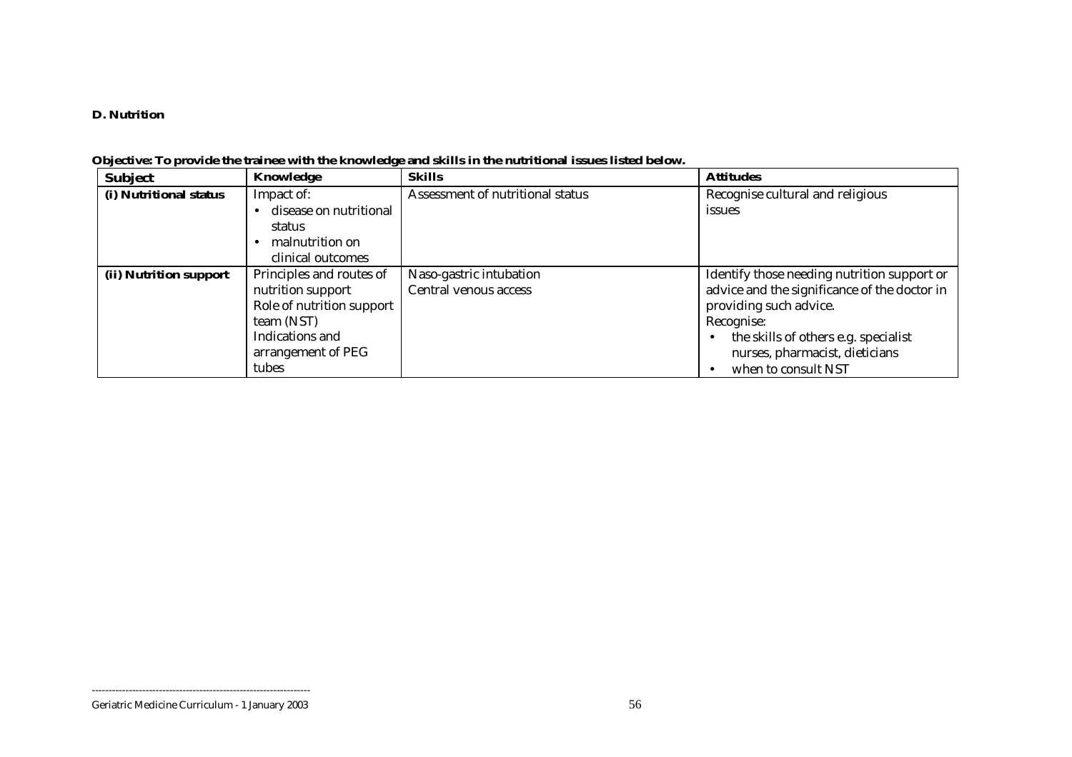**D. Nutrition**

**Objective: To provide the trainee with the knowledge and skills in the nutritional issues listed below.**

| Subject | Knowledge | Skills | Attitudes |
|---|---|---|---|
| **(i) Nutritional status** | Impact of:<br>• disease on nutritional status<br>• malnutrition on clinical outcomes | Assessment of nutritional status | Recognise cultural and religious issues |
| **(ii) Nutrition support** | Principles and routes of nutrition support<br>Role of nutrition support team (NST)<br>Indications and arrangement of PEG tubes | Naso-gastric intubation<br>Central venous access | Identify those needing nutrition support or advice and the significance of the doctor in providing such advice.<br>Recognise:<br>• the skills of others e.g. specialist nurses, pharmacist, dieticians<br>• when to consult NST |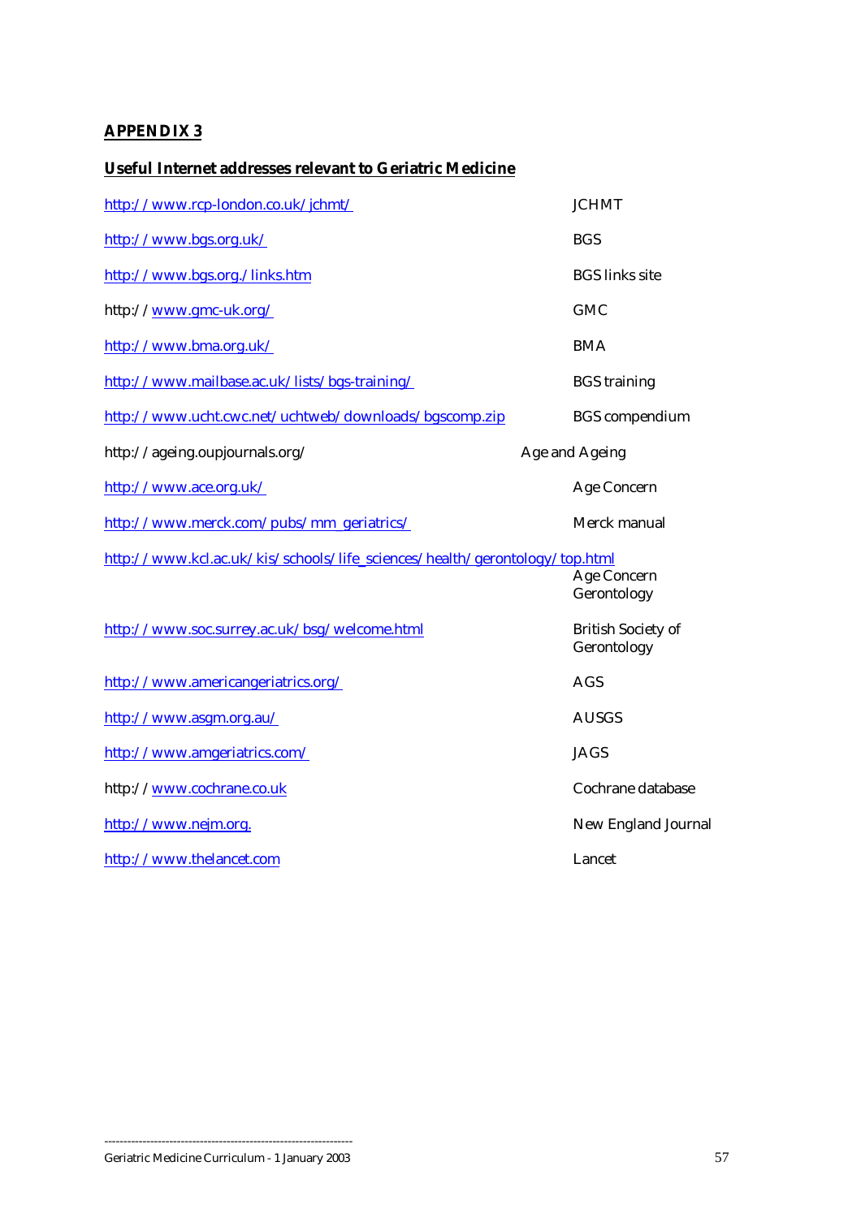**APPENDIX 3**

**Useful Internet addresses relevant to Geriatric Medicine**

| | |
|---|---|
| http://www.rcp-london.co.uk/jchmt/ | JCHMT |
| http://www.bgs.org.uk/ | BGS |
| http://www.bgs.org./links.htm | BGS links site |
| http://www.gmc-uk.org/ | GMC |
| http://www.bma.org.uk/ | BMA |
| http://www.mailbase.ac.uk/lists/bgs-training/ | BGS training |
| http://www.ucht.cwc.net/uchtweb/downloads/bgscomp.zip | BGS compendium |
| http://ageing.oupjournals.org/ | Age and Ageing |
| http://www.ace.org.uk/ | Age Concern |
| http://www.merck.com/pubs/mm_geriatrics/ | Merck manual |
| http://www.kcl.ac.uk/kis/schools/life_sciences/health/gerontology/top.html | Age Concern Gerontology |
| http://www.soc.surrey.ac.uk/bsg/welcome.html | British Society of Gerontology |
| http://www.americangeriatrics.org/ | AGS |
| http://www.asgm.org.au/ | AUSGS |
| http://www.amgeriatrics.com/ | JAGS |
| http://www.cochrane.co.uk | Cochrane database |
| http://www.nejm.org. | New England Journal |
| http://www.thelancet.com | Lancet |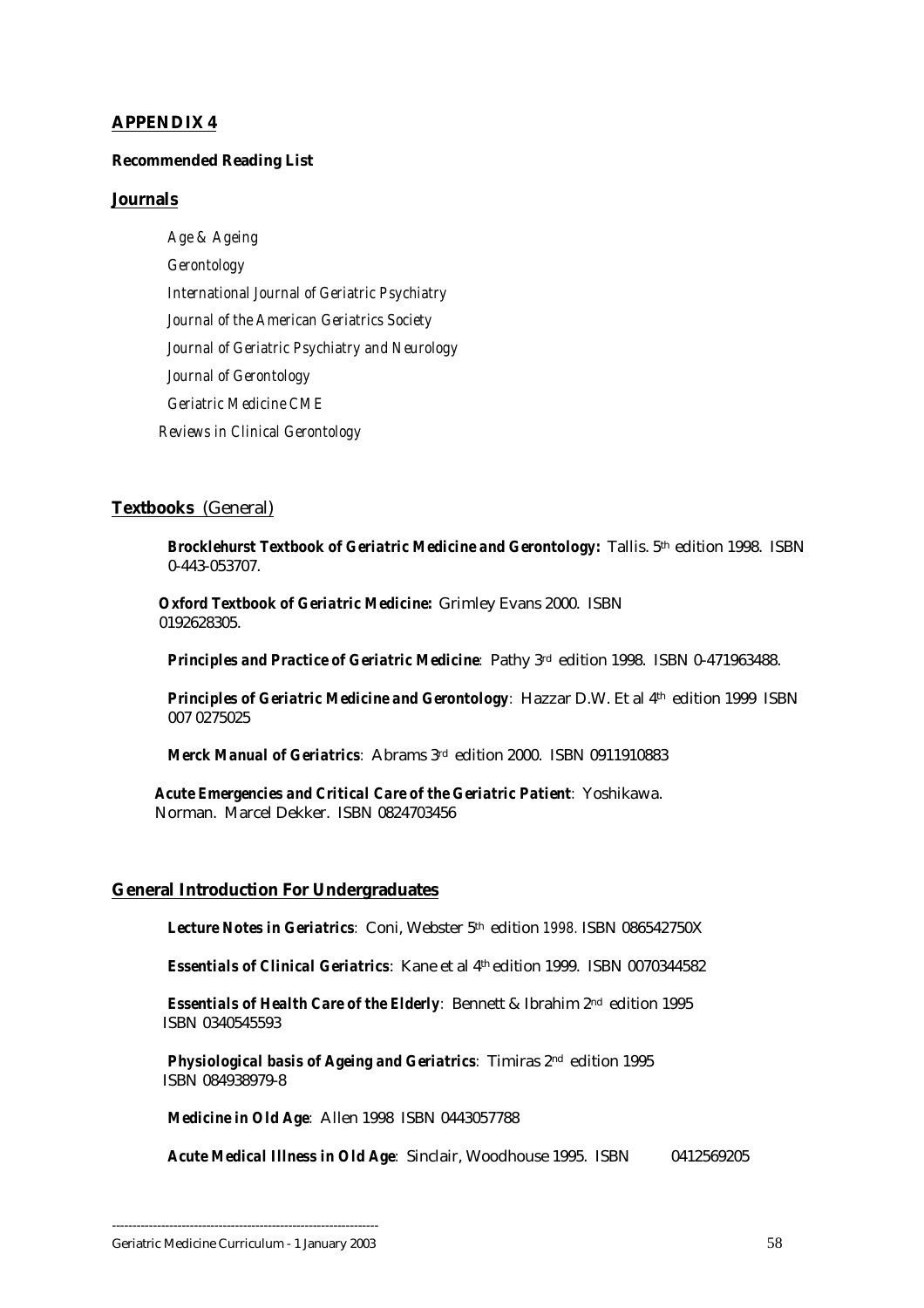## APPENDIX 4

**Recommended Reading List**

## Journals

*Age & Ageing*

*Gerontology*

*International Journal of Geriatric Psychiatry*

*Journal of the American Geriatrics Society*

*Journal of Geriatric Psychiatry and Neurology*

*Journal of Gerontology*

*Geriatric Medicine CME*

*Reviews in Clinical Gerontology*

## Textbooks (General)

***Brocklehurst Textbook of Geriatric Medicine and Gerontology:*** Tallis. 5th edition 1998. ISBN 0-443-053707.

***Oxford Textbook of Geriatric Medicine:*** Grimley Evans 2000. ISBN 0192628305.

***Principles and Practice of Geriatric Medicine***: Pathy 3rd edition 1998. ISBN 0-471963488.

***Principles of Geriatric Medicine and Gerontology***: Hazzar D.W. Et al 4th edition 1999 ISBN 007 0275025

***Merck Manual of Geriatrics***: Abrams 3rd edition 2000. ISBN 0911910883

***Acute Emergencies and Critical Care of the Geriatric Patient***: Yoshikawa. Norman. Marcel Dekker. ISBN 0824703456

## General Introduction For Undergraduates

***Lecture Notes in Geriatrics***: Coni, Webster 5th edition 1998. ISBN 086542750X

***Essentials of Clinical Geriatrics***: Kane et al 4th edition 1999. ISBN 0070344582

***Essentials of Health Care of the Elderly***: Bennett & Ibrahim 2nd edition 1995 ISBN 0340545593

***Physiological basis of Ageing and Geriatrics***: Timiras 2nd edition 1995 ISBN 084938979-8

***Medicine in Old Age***: Allen 1998 ISBN 0443057788

***Acute Medical Illness in Old Age***: Sinclair, Woodhouse 1995. ISBN 0412569205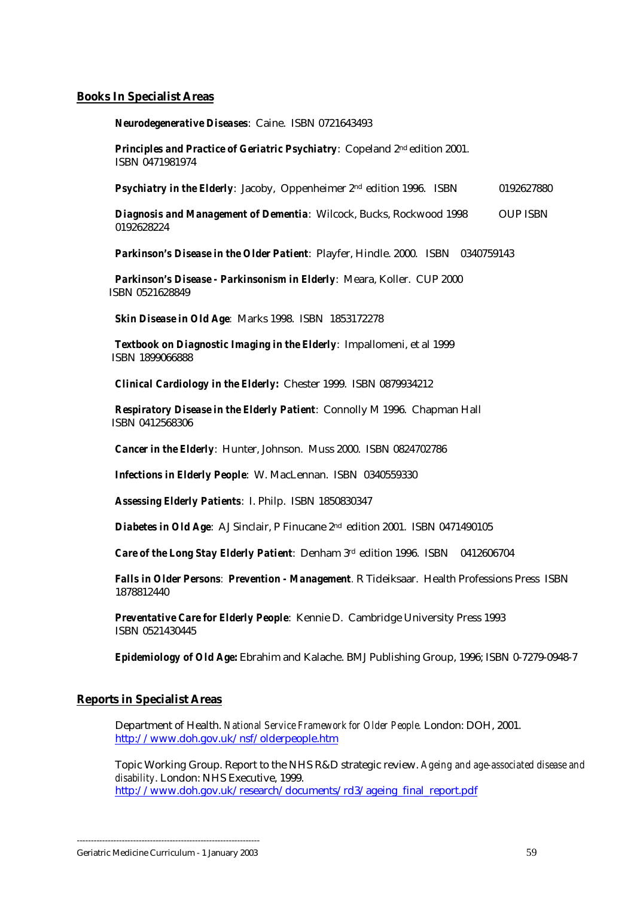## Books In Specialist Areas

***Neurodegenerative Diseases***: Caine. ISBN 0721643493

***Principles and Practice of Geriatric Psychiatry***: Copeland 2nd edition 2001. ISBN 0471981974

***Psychiatry in the Elderly***: Jacoby, Oppenheimer 2nd edition 1996. ISBN 0192627880

***Diagnosis and Management of Dementia***: Wilcock, Bucks, Rockwood 1998 OUP ISBN 0192628224

***Parkinson's Disease in the Older Patient***: Playfer, Hindle. 2000. ISBN 0340759143

***Parkinson's Disease - Parkinsonism in Elderly***: Meara, Koller. CUP 2000 ISBN 0521628849

***Skin Disease in Old Age***: Marks 1998. ISBN 1853172278

***Textbook on Diagnostic Imaging in the Elderly***: Impallomeni, et al 1999 ISBN 1899066888

***Clinical Cardiology in the Elderly:*** Chester 1999. ISBN 0879934212

***Respiratory Disease in the Elderly Patient***: Connolly M 1996. Chapman Hall ISBN 0412568306

***Cancer in the Elderly***: Hunter, Johnson. Muss 2000. ISBN 0824702786

***Infections in Elderly People***: W. MacLennan. ISBN 0340559330

***Assessing Elderly Patients***: I. Philp. ISBN 1850830347

***Diabetes in Old Age***: A J Sinclair, P Finucane 2nd edition 2001. ISBN 0471490105

***Care of the Long Stay Elderly Patient***: Denham 3rd edition 1996. ISBN 0412606704

***Falls in Older Persons***: ***Prevention - Management***. R Tideiksaar. Health Professions Press ISBN 1878812440

***Preventative Care for Elderly People***: Kennie D. Cambridge University Press 1993 ISBN 0521430445

***Epidemiology of Old Age:*** Ebrahim and Kalache. BMJ Publishing Group, 1996; ISBN 0-7279-0948-7

## Reports in Specialist Areas

Department of Health. *National Service Framework for Older People.* London: DOH, 2001. http://www.doh.gov.uk/nsf/olderpeople.htm

Topic Working Group. Report to the NHS R&D strategic review. *Ageing and age-associated disease and disability*. London: NHS Executive, 1999. http://www.doh.gov.uk/research/documents/rd3/ageing_final_report.pdf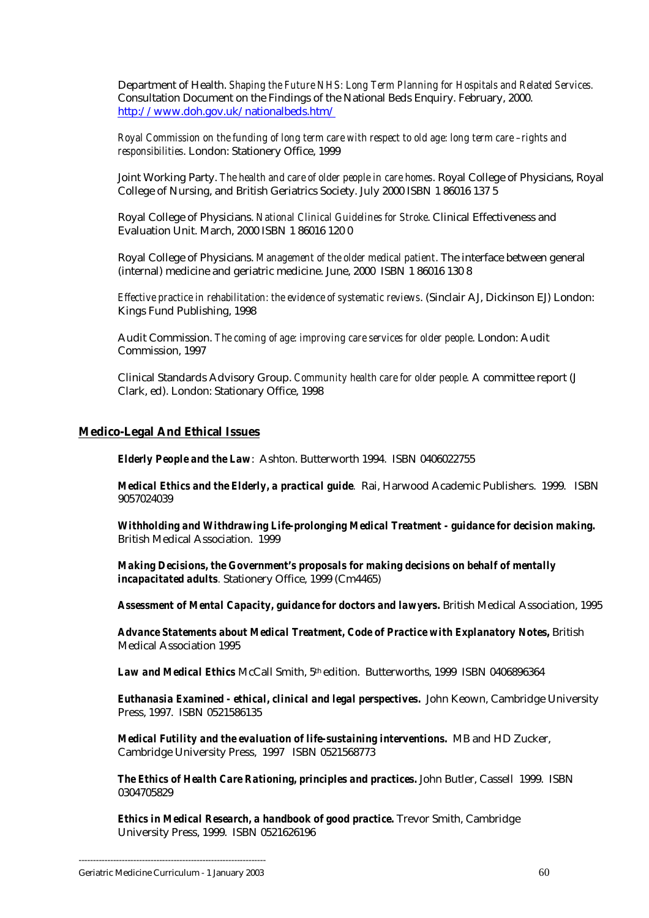Department of Health. *Shaping the Future NHS: Long Term Planning for Hospitals and Related Services.* Consultation Document on the Findings of the National Beds Enquiry. February, 2000. http://www.doh.gov.uk/nationalbeds.htm/

*Royal Commission on the funding of long term care with respect to old age: long term care –rights and responsibilities*. London: Stationery Office, 1999

Joint Working Party. *The health and care of older people in care homes*. Royal College of Physicians, Royal College of Nursing, and British Geriatrics Society. July 2000 ISBN 1 86016 137 5

Royal College of Physicians. *National Clinical Guidelines for Stroke*. Clinical Effectiveness and Evaluation Unit. March, 2000 ISBN 1 86016 120 0

Royal College of Physicians. *Management of the older medical patient*. The interface between general (internal) medicine and geriatric medicine. June, 2000 ISBN 1 86016 130 8

*Effective practice in rehabilitation: the evidence of systematic reviews*. (Sinclair AJ, Dickinson EJ) London: Kings Fund Publishing, 1998

Audit Commission. *The coming of age: improving care services for older people*. London: Audit Commission, 1997

Clinical Standards Advisory Group. *Community health care for older people.* A committee report (J Clark, ed). London: Stationary Office, 1998

## Medico-Legal And Ethical Issues

***Elderly People and the Law***: Ashton. Butterworth 1994. ISBN 0406022755

***Medical Ethics and the Elderly, a practical guide***. Rai, Harwood Academic Publishers. 1999. ISBN 9057024039

***Withholding and Withdrawing Life-prolonging Medical Treatment - guidance for decision making.*** British Medical Association. 1999

***Making Decisions, the Government's proposals for making decisions on behalf of mentally incapacitated adults***. Stationery Office, 1999 (Cm4465)

***Assessment of Mental Capacity, guidance for doctors and lawyers.*** British Medical Association, 1995

***Advance Statements about Medical Treatment, Code of Practice with Explanatory Notes,*** British Medical Association 1995

***Law and Medical Ethics*** McCall Smith, 5th edition. Butterworths, 1999 ISBN 0406896364

***Euthanasia Examined - ethical, clinical and legal perspectives.*** John Keown, Cambridge University Press, 1997. ISBN 0521586135

***Medical Futility and the evaluation of life-sustaining interventions.*** MB and HD Zucker, Cambridge University Press, 1997 ISBN 0521568773

***The Ethics of Health Care Rationing, principles and practices.*** John Butler, Cassell 1999. ISBN 0304705829

***Ethics in Medical Research, a handbook of good practice.*** Trevor Smith, Cambridge University Press, 1999. ISBN 0521626196